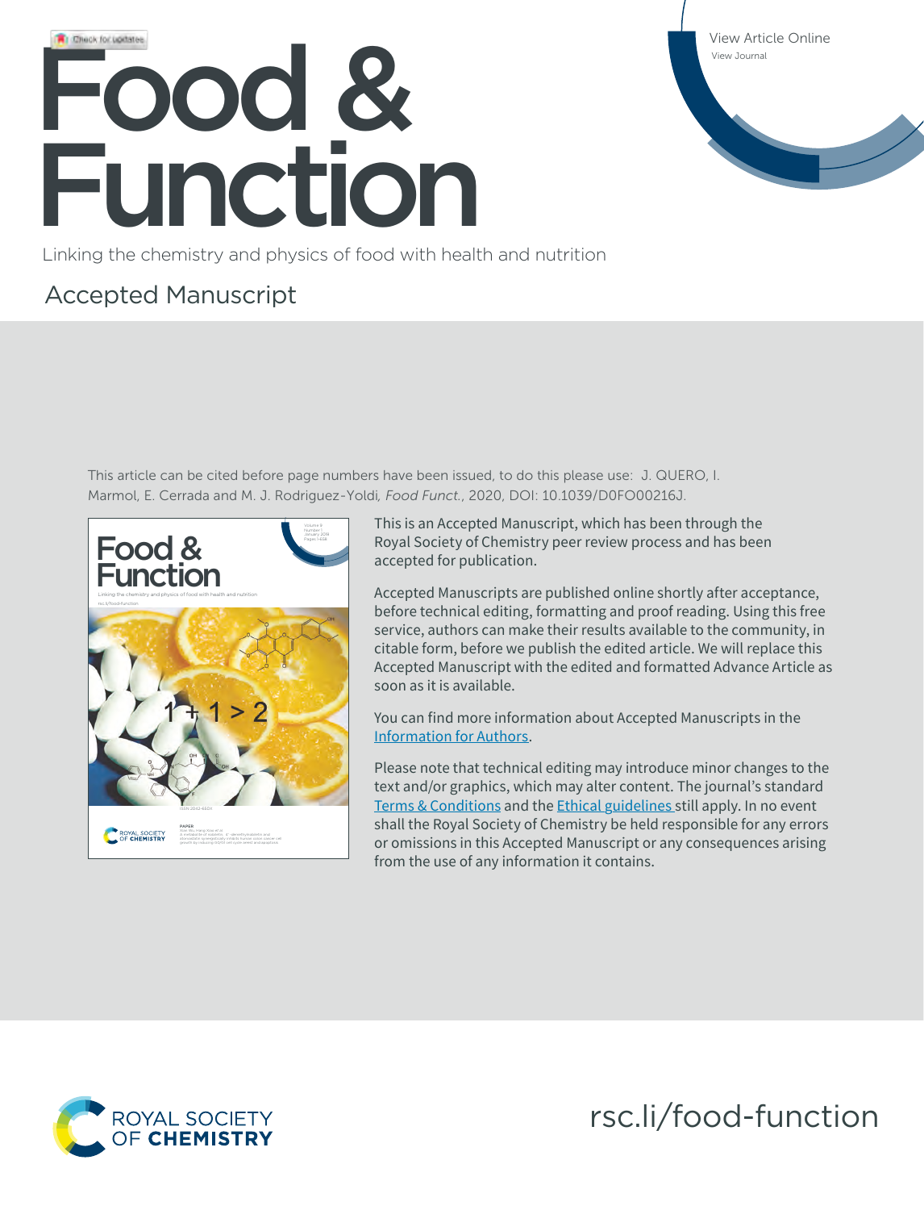# Food & Function

Linking the chemistry and physics of food with health and nutrition

## Accepted Manuscript

This article can be cited before page numbers have been issued, to do this please use: J. QUERO, I. Marmol, E. Cerrada and M. J. Rodriguez-Yoldi, *Food Funct.*, 2020, DOI: 10.1039/D0FO00216J.

This is an Accepted Manuscript, which has been through the Royal Society of Chemistry peer review process and has been accepted for publication.

Accepted Manuscripts are published online shortly after acceptance, before technical editing, formatting and proof reading. Using this free service, authors can make their results available to the community, in citable form, before we publish the edited article. We will replace this Accepted Manuscript with the edited and formatted Advance Article as soon as it is available.

You can find more information about Accepted Manuscripts in the Information for Authors.

Please note that technical editing may introduce minor changes to the text and/or graphics, which may alter content. The journal's standard Terms & Conditions and the Ethical guidelines still apply. In no event shall the Royal Society of Chemistry be held responsible for any errors or omissions in this Accepted Manuscript or any consequences arising from the use of any information it contains.

rsc.li/food-function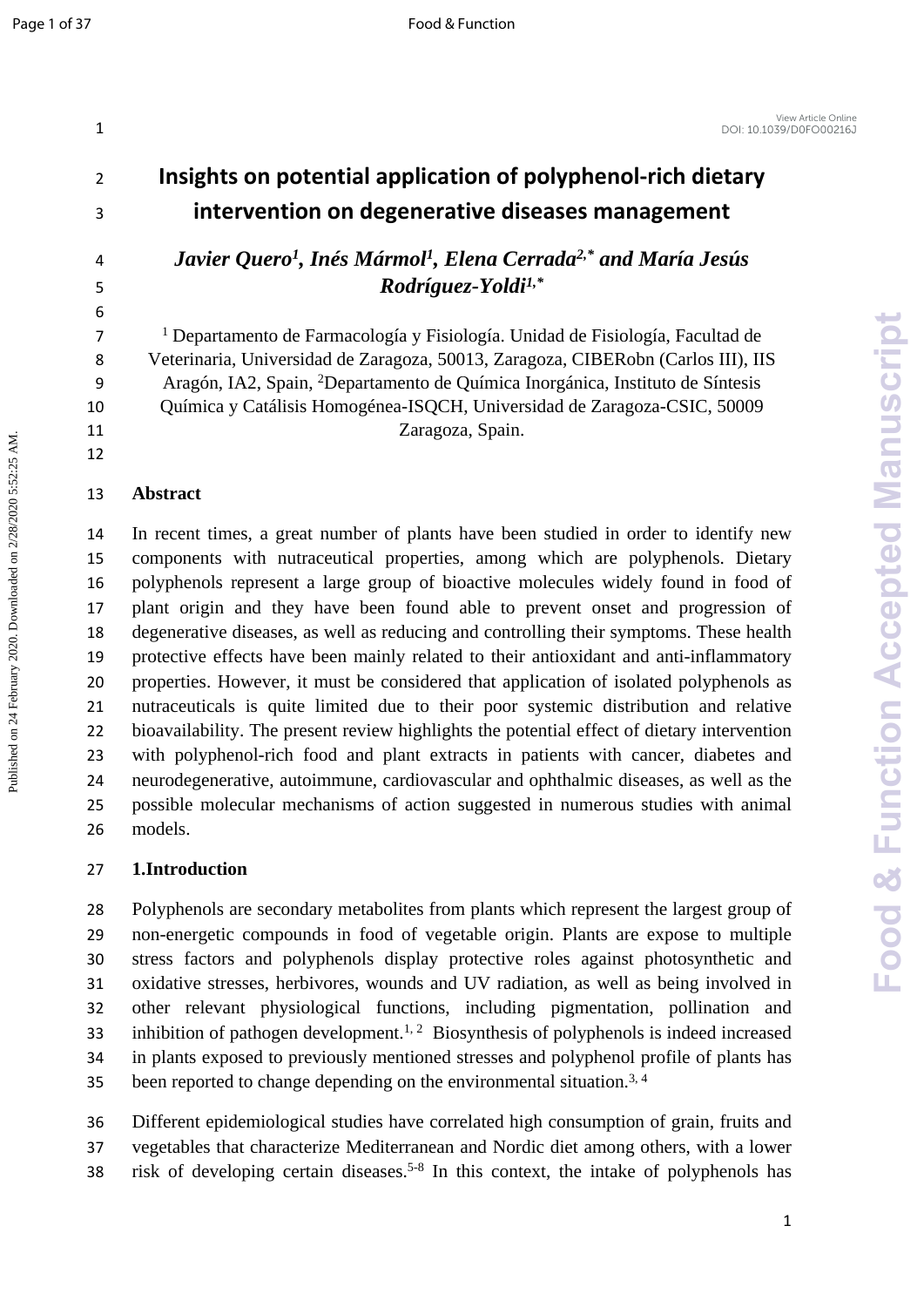# Insights on potential application of polyphenol-rich dietary intervention on degenerative diseases management

***Javier Quero[1], Inés Mármol[1], Elena Cerrada[2,*] and María Jesús Rodríguez-Yoldi[1,*]***

[1] Departamento de Farmacología y Fisiología. Unidad de Fisiología, Facultad de Veterinaria, Universidad de Zaragoza, 50013, Zaragoza, CIBERobn (Carlos III), IIS Aragón, IA2, Spain, [2]Departamento de Química Inorgánica, Instituto de Síntesis Química y Catálisis Homogénea-ISQCH, Universidad de Zaragoza-CSIC, 50009 Zaragoza, Spain.

## Abstract

In recent times, a great number of plants have been studied in order to identify new components with nutraceutical properties, among which are polyphenols. Dietary polyphenols represent a large group of bioactive molecules widely found in food of plant origin and they have been found able to prevent onset and progression of degenerative diseases, as well as reducing and controlling their symptoms. These health protective effects have been mainly related to their antioxidant and anti-inflammatory properties. However, it must be considered that application of isolated polyphenols as nutraceuticals is quite limited due to their poor systemic distribution and relative bioavailability. The present review highlights the potential effect of dietary intervention with polyphenol-rich food and plant extracts in patients with cancer, diabetes and neurodegenerative, autoimmune, cardiovascular and ophthalmic diseases, as well as the possible molecular mechanisms of action suggested in numerous studies with animal models.

## 1.Introduction

Polyphenols are secondary metabolites from plants which represent the largest group of non-energetic compounds in food of vegetable origin. Plants are expose to multiple stress factors and polyphenols display protective roles against photosynthetic and oxidative stresses, herbivores, wounds and UV radiation, as well as being involved in other relevant physiological functions, including pigmentation, pollination and inhibition of pathogen development.[1, 2] Biosynthesis of polyphenols is indeed increased in plants exposed to previously mentioned stresses and polyphenol profile of plants has been reported to change depending on the environmental situation.[3, 4]

Different epidemiological studies have correlated high consumption of grain, fruits and vegetables that characterize Mediterranean and Nordic diet among others, with a lower risk of developing certain diseases.[5-8] In this context, the intake of polyphenols has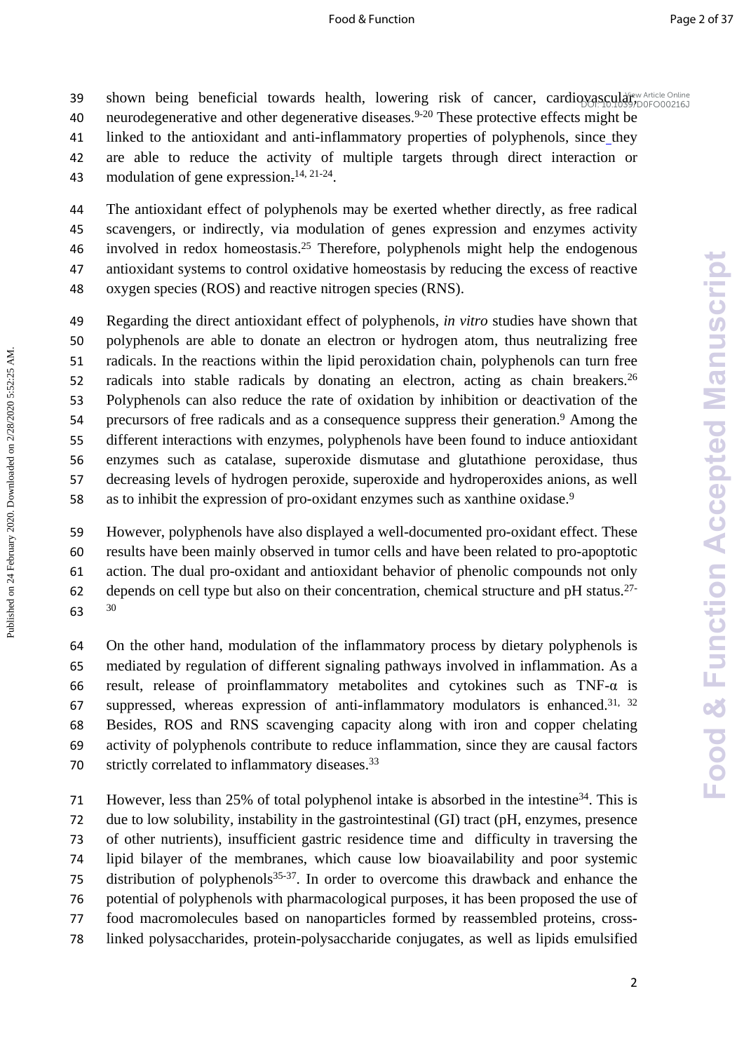shown being beneficial towards health, lowering risk of cancer, cardiovascular, neurodegenerative and other degenerative diseases.[9-20] These protective effects might be linked to the antioxidant and anti-inflammatory properties of polyphenols, since they are able to reduce the activity of multiple targets through direct interaction or modulation of gene expression.[14, 21-24].

The antioxidant effect of polyphenols may be exerted whether directly, as free radical scavengers, or indirectly, via modulation of genes expression and enzymes activity involved in redox homeostasis.[25] Therefore, polyphenols might help the endogenous antioxidant systems to control oxidative homeostasis by reducing the excess of reactive oxygen species (ROS) and reactive nitrogen species (RNS).

Regarding the direct antioxidant effect of polyphenols, *in vitro* studies have shown that polyphenols are able to donate an electron or hydrogen atom, thus neutralizing free radicals. In the reactions within the lipid peroxidation chain, polyphenols can turn free radicals into stable radicals by donating an electron, acting as chain breakers.[26] Polyphenols can also reduce the rate of oxidation by inhibition or deactivation of the precursors of free radicals and as a consequence suppress their generation.[9] Among the different interactions with enzymes, polyphenols have been found to induce antioxidant enzymes such as catalase, superoxide dismutase and glutathione peroxidase, thus decreasing levels of hydrogen peroxide, superoxide and hydroperoxides anions, as well as to inhibit the expression of pro-oxidant enzymes such as xanthine oxidase.[9]

However, polyphenols have also displayed a well-documented pro-oxidant effect. These results have been mainly observed in tumor cells and have been related to pro-apoptotic action. The dual pro-oxidant and antioxidant behavior of phenolic compounds not only depends on cell type but also on their concentration, chemical structure and pH status.[27-30]

On the other hand, modulation of the inflammatory process by dietary polyphenols is mediated by regulation of different signaling pathways involved in inflammation. As a result, release of proinflammatory metabolites and cytokines such as TNF-α is suppressed, whereas expression of anti-inflammatory modulators is enhanced.[31, 32] Besides, ROS and RNS scavenging capacity along with iron and copper chelating activity of polyphenols contribute to reduce inflammation, since they are causal factors strictly correlated to inflammatory diseases.[33]

However, less than 25% of total polyphenol intake is absorbed in the intestine[34]. This is due to low solubility, instability in the gastrointestinal (GI) tract (pH, enzymes, presence of other nutrients), insufficient gastric residence time and difficulty in traversing the lipid bilayer of the membranes, which cause low bioavailability and poor systemic distribution of polyphenols[35-37]. In order to overcome this drawback and enhance the potential of polyphenols with pharmacological purposes, it has been proposed the use of food macromolecules based on nanoparticles formed by reassembled proteins, cross-linked polysaccharides, protein-polysaccharide conjugates, as well as lipids emulsified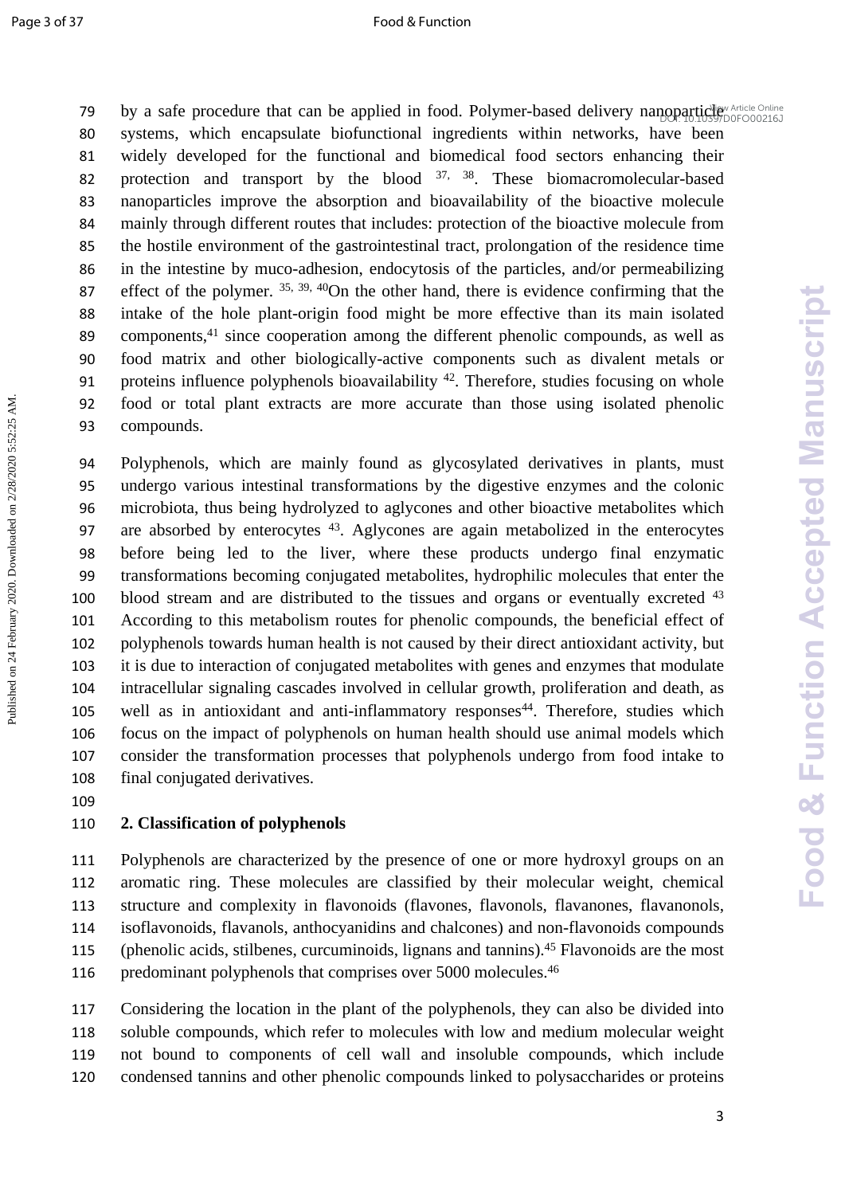by a safe procedure that can be applied in food. Polymer-based delivery nanoparticle systems, which encapsulate biofunctional ingredients within networks, have been widely developed for the functional and biomedical food sectors enhancing their protection and transport by the blood [37, 38]. These biomacromolecular-based nanoparticles improve the absorption and bioavailability of the bioactive molecule mainly through different routes that includes: protection of the bioactive molecule from the hostile environment of the gastrointestinal tract, prolongation of the residence time in the intestine by muco-adhesion, endocytosis of the particles, and/or permeabilizing effect of the polymer. [35, 39, 40]On the other hand, there is evidence confirming that the intake of the hole plant-origin food might be more effective than its main isolated components,[41] since cooperation among the different phenolic compounds, as well as food matrix and other biologically-active components such as divalent metals or proteins influence polyphenols bioavailability [42]. Therefore, studies focusing on whole food or total plant extracts are more accurate than those using isolated phenolic compounds.

Polyphenols, which are mainly found as glycosylated derivatives in plants, must undergo various intestinal transformations by the digestive enzymes and the colonic microbiota, thus being hydrolyzed to aglycones and other bioactive metabolites which are absorbed by enterocytes [43]. Aglycones are again metabolized in the enterocytes before being led to the liver, where these products undergo final enzymatic transformations becoming conjugated metabolites, hydrophilic molecules that enter the blood stream and are distributed to the tissues and organs or eventually excreted [43] According to this metabolism routes for phenolic compounds, the beneficial effect of polyphenols towards human health is not caused by their direct antioxidant activity, but it is due to interaction of conjugated metabolites with genes and enzymes that modulate intracellular signaling cascades involved in cellular growth, proliferation and death, as well as in antioxidant and anti-inflammatory responses[44]. Therefore, studies which focus on the impact of polyphenols on human health should use animal models which consider the transformation processes that polyphenols undergo from food intake to final conjugated derivatives.

## 2. Classification of polyphenols

Polyphenols are characterized by the presence of one or more hydroxyl groups on an aromatic ring. These molecules are classified by their molecular weight, chemical structure and complexity in flavonoids (flavones, flavonols, flavanones, flavanonols, isoflavonoids, flavanols, anthocyanidins and chalcones) and non-flavonoids compounds (phenolic acids, stilbenes, curcuminoids, lignans and tannins).[45] Flavonoids are the most predominant polyphenols that comprises over 5000 molecules.[46]

Considering the location in the plant of the polyphenols, they can also be divided into soluble compounds, which refer to molecules with low and medium molecular weight not bound to components of cell wall and insoluble compounds, which include condensed tannins and other phenolic compounds linked to polysaccharides or proteins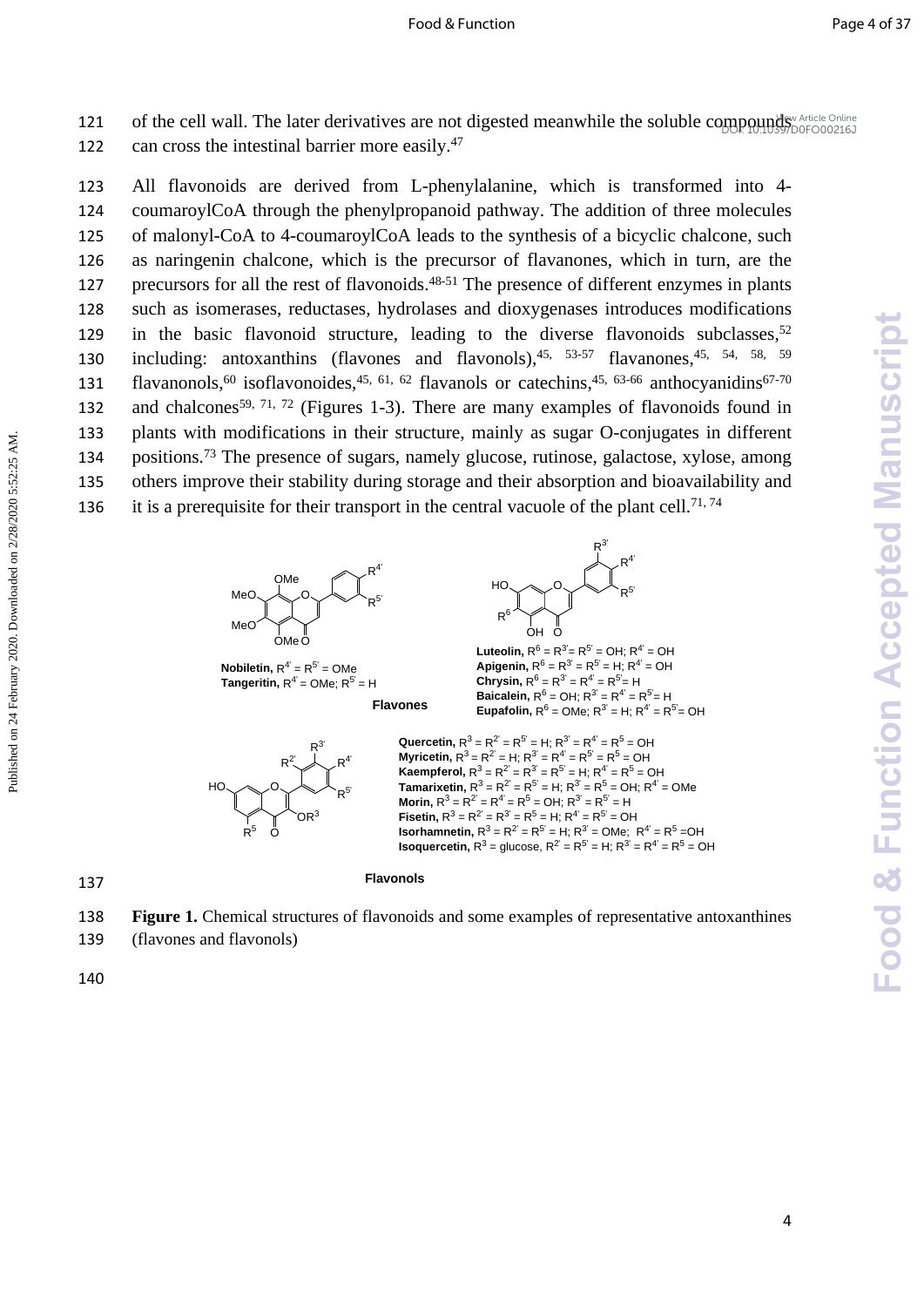of the cell wall. The later derivatives are not digested meanwhile the soluble compounds can cross the intestinal barrier more easily.[47]

All flavonoids are derived from L-phenylalanine, which is transformed into 4-coumaroylCoA through the phenylpropanoid pathway. The addition of three molecules of malonyl-CoA to 4-coumaroylCoA leads to the synthesis of a bicyclic chalcone, such as naringenin chalcone, which is the precursor of flavanones, which in turn, are the precursors for all the rest of flavonoids.[48-51] The presence of different enzymes in plants such as isomerases, reductases, hydrolases and dioxygenases introduces modifications in the basic flavonoid structure, leading to the diverse flavonoids subclasses,[52] including: antoxanthins (flavones and flavonols),[45, 53-57] flavanones,[45, 54, 58, 59] flavanonols,[60] isoflavonoides,[45, 61, 62] flavanols or catechins,[45, 63-66] anthocyanidins[67-70] and chalcones[59, 71, 72] (Figures 1-3). There are many examples of flavonoids found in plants with modifications in their structure, mainly as sugar O-conjugates in different positions.[73] The presence of sugars, namely glucose, rutinose, galactose, xylose, among others improve their stability during storage and their absorption and bioavailability and it is a prerequisite for their transport in the central vacuole of the plant cell.[71, 74]

**Flavones**

**Nobiletin,** $R^{4'} = R^{5'} = OMe$
**Tangeritin,** $R^{4'} = OMe$; $R^{5'} = H$

**Luteolin,** $R^6 = R^{3'} = R^{5'} = OH$; $R^{4'} = OH$
**Apigenin,** $R^6 = R^{3'} = R^{5'} = H$; $R^{4'} = OH$
**Chrysin,** $R^6 = R^{3'} = R^{4'} = R^{5'} = H$
**Baicalein,** $R^6 = OH$; $R^{3'} = R^{4'} = R^{5'} = H$
**Eupafolin,** $R^6 = OMe$; $R^{3'} = H$; $R^{4'} = R^{5'} = OH$

**Flavonols**

**Quercetin,** $R^3 = R^{2'} = R^{5'} = H$; $R^{3'} = R^{4'} = R^5 = OH$
**Myricetin,** $R^3 = R^{2'} = H$; $R^{3'} = R^{4'} = R^{5'} = R^5 = OH$
**Kaempferol,** $R^3 = R^{2'} = R^{3'} = R^{5'} = H$; $R^{4'} = R^5 = OH$
**Tamarixetin,** $R^3 = R^{2'} = R^{5'} = H$; $R^{3'} = R^5 = OH$; $R^{4'} = OMe$
**Morin,** $R^3 = R^{2'} = R^{4'} = R^5 = OH$; $R^{3'} = R^{5'} = H$
**Fisetin,** $R^3 = R^{2'} = R^{3'} = R^5 = H$; $R^{4'} = R^{5'} = OH$
**Isorhamnetin,** $R^3 = R^{2'} = R^{5'} = H$; $R^{3'} = OMe$; $R^{4'} = R^5 = OH$
**Isoquercetin,** $R^3$ = glucose, $R^{2'} = R^{5'} = H$; $R^{3'} = R^{4'} = R^5 = OH$

**Figure 1.** Chemical structures of flavonoids and some examples of representative antoxanthines (flavones and flavonols)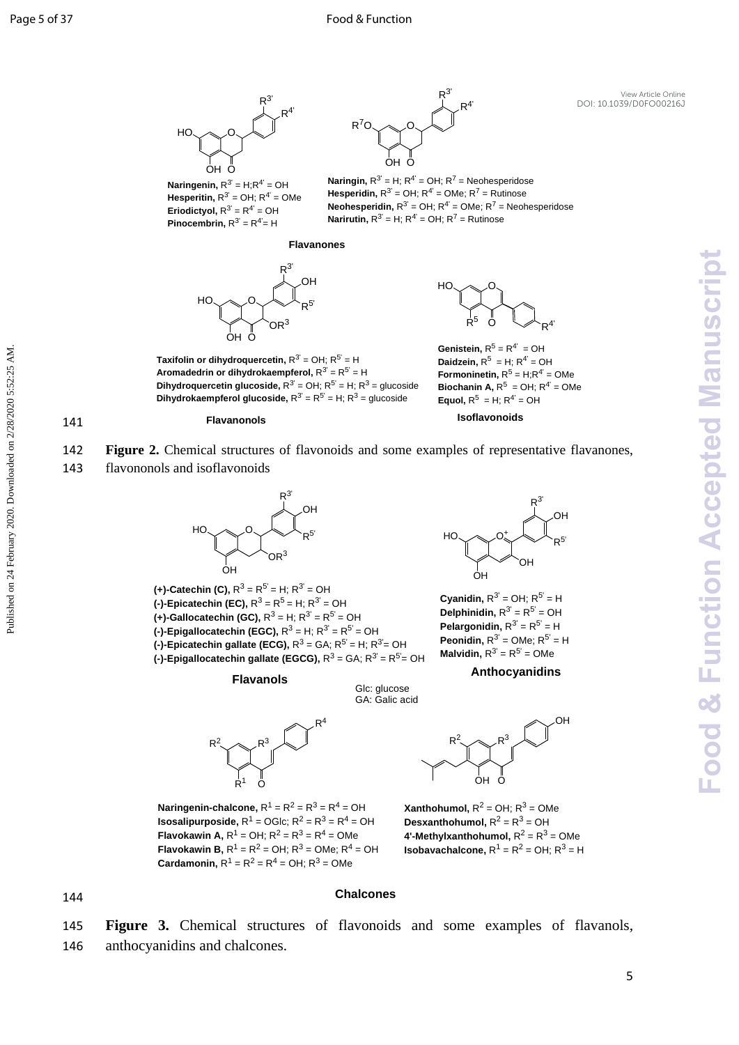**Naringenin,** $R^{3'}$ = H;$R^{4'}$ = OH
**Hesperitin,** $R^{3'}$ = OH; $R^{4'}$ = OMe
**Eriodictyol,** $R^{3'}$ = $R^{4'}$ = OH
**Pinocembrin,** $R^{3'}$ = $R^{4'}$= H

**Naringin,** $R^{3'}$ = H; $R^{4'}$ = OH; $R^{7}$ = Neohesperidose
**Hesperidin,** $R^{3'}$ = OH; $R^{4'}$ = OMe; $R^{7}$ = Rutinose
**Neohesperidin,** $R^{3'}$ = OH; $R^{4'}$ = OMe; $R^{7}$ = Neohesperidose
**Narirutin,** $R^{3'}$ = H; $R^{4'}$ = OH; $R^{7}$ = Rutinose

**Flavanones**

**Taxifolin or dihydroquercetin,** $R^{3'}$ = OH; $R^{5'}$ = H
**Aromadedrin or dihydrokaempferol,** $R^{3'}$ = $R^{5'}$ = H
**Dihydroquercetin glucoside,** $R^{3'}$ = OH; $R^{5'}$ = H; $R^{3}$ = glucoside
**Dihydrokaempferol glucoside,** $R^{3'}$ = $R^{5'}$ = H; $R^{3}$ = glucoside

**Flavanonols**

**Genistein,** $R^{5}$ = $R^{4'}$ = OH
**Daidzein,** $R^{5}$ = H; $R^{4'}$ = OH
**Formoninetin,** $R^{5}$ = H;$R^{4'}$ = OMe
**Biochanin A,** $R^{5}$ = OH; $R^{4'}$ = OMe
**Equol,** $R^{5}$ = H; $R^{4'}$ = OH

**Isoflavonoids**

**Figure 2.** Chemical structures of flavonoids and some examples of representative flavanones, flavononols and isoflavonoids

**(+)-Catechin (C),** $R^{3}$ = $R^{5'}$ = H; $R^{3'}$ = OH
**(-)-Epicatechin (EC),** $R^{3}$ = $R^{5}$ = H; $R^{3'}$ = OH
**(+)-Gallocatechin (GC),** $R^{3}$ = H; $R^{3'}$ = $R^{5'}$ = OH
**(-)-Epigallocatechin (EGC),** $R^{3}$ = H; $R^{3'}$ = $R^{5'}$ = OH
**(-)-Epicatechin gallate (ECG),** $R^{3}$ = GA; $R^{5'}$ = H; $R^{3'}$= OH
**(-)-Epigallocatechin gallate (EGCG),** $R^{3}$ = GA; $R^{3'}$ = $R^{5}$= OH

**Flavanols**

**Cyanidin,** $R^{3'}$ = OH; $R^{5'}$ = H
**Delphinidin,** $R^{3'}$ = $R^{5'}$ = OH
**Pelargonidin,** $R^{3'}$ = $R^{5'}$ = H
**Peonidin,** $R^{3'}$ = OMe; $R^{5'}$ = H
**Malvidin,** $R^{3'}$ = $R^{5'}$ = OMe

**Anthocyanidins**

Glc: glucose
GA: Galic acid

**Naringenin-chalcone,** $R^{1}$ = $R^{2}$ = $R^{3}$ = $R^{4}$ = OH
**Isosalipurposide,** $R^{1}$ = OGlc; $R^{2}$ = $R^{3}$ = $R^{4}$ = OH
**Flavokawin A,** $R^{1}$ = OH; $R^{2}$ = $R^{3}$ = $R^{4}$ = OMe
**Flavokawin B,** $R^{1}$ = $R^{2}$ = OH; $R^{3}$ = OMe; $R^{4}$ = OH
**Cardamonin,** $R^{1}$ = $R^{2}$ = $R^{4}$ = OH; $R^{3}$ = OMe

**Xanthohumol,** $R^{2}$ = OH; $R^{3}$ = OMe
**Desxanthohumol,** $R^{2}$ = $R^{3}$ = OH
**4'-Methylxanthohumol,** $R^{2}$ = $R^{3}$ = OMe
**Isobavachalcone,** $R^{1}$ = $R^{2}$ = OH; $R^{3}$ = H

**Chalcones**

**Figure 3.** Chemical structures of flavonoids and some examples of flavanols, anthocyanidins and chalcones.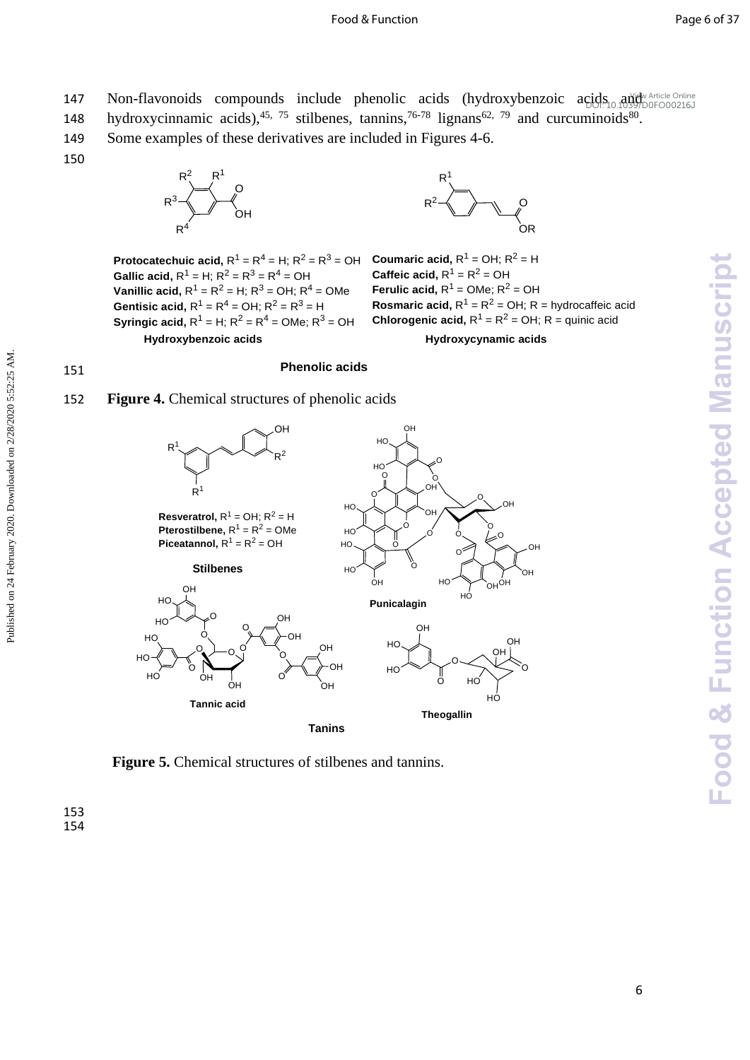Non-flavonoids compounds include phenolic acids (hydroxybenzoic acids and hydroxycinnamic acids),[45, 75] stilbenes, tannins,[76-78] lignans[62, 79] and curcuminoids[80]. Some examples of these derivatives are included in Figures 4-6.

**Protocatechuic acid,** $R^1 = R^4 = H$; $R^2 = R^3 = OH$
**Gallic acid,** $R^1 = H$; $R^2 = R^3 = R^4 = OH$
**Vanillic acid,** $R^1 = R^2 = H$; $R^3 = OH$; $R^4 = OMe$
**Gentisic acid,** $R^1 = R^4 = OH$; $R^2 = R^3 = H$
**Syringic acid,** $R^1 = H$; $R^2 = R^4 = OMe$; $R^3 = OH$

**Hydroxybenzoic acids**

**Coumaric acid,** $R^1 = OH$; $R^2 = H$
**Caffeic acid,** $R^1 = R^2 = OH$
**Ferulic acid,** $R^1 = OMe$; $R^2 = OH$
**Rosmaric acid,** $R^1 = R^2 = OH$; R = hydrocaffeic acid
**Chlorogenic acid,** $R^1 = R^2 = OH$; R = quinic acid

**Hydroxycynamic acids**

**Phenolic acids**

**Figure 4.** Chemical structures of phenolic acids

**Resveratrol,** $R^1 = OH$; $R^2 = H$
**Pterostilbene,** $R^1 = R^2 = OMe$
**Piceatannol,** $R^1 = R^2 = OH$

**Stilbenes**

**Punicalagin**

**Tannic acid**

**Theogallin**

**Tanins**

**Figure 5.** Chemical structures of stilbenes and tannins.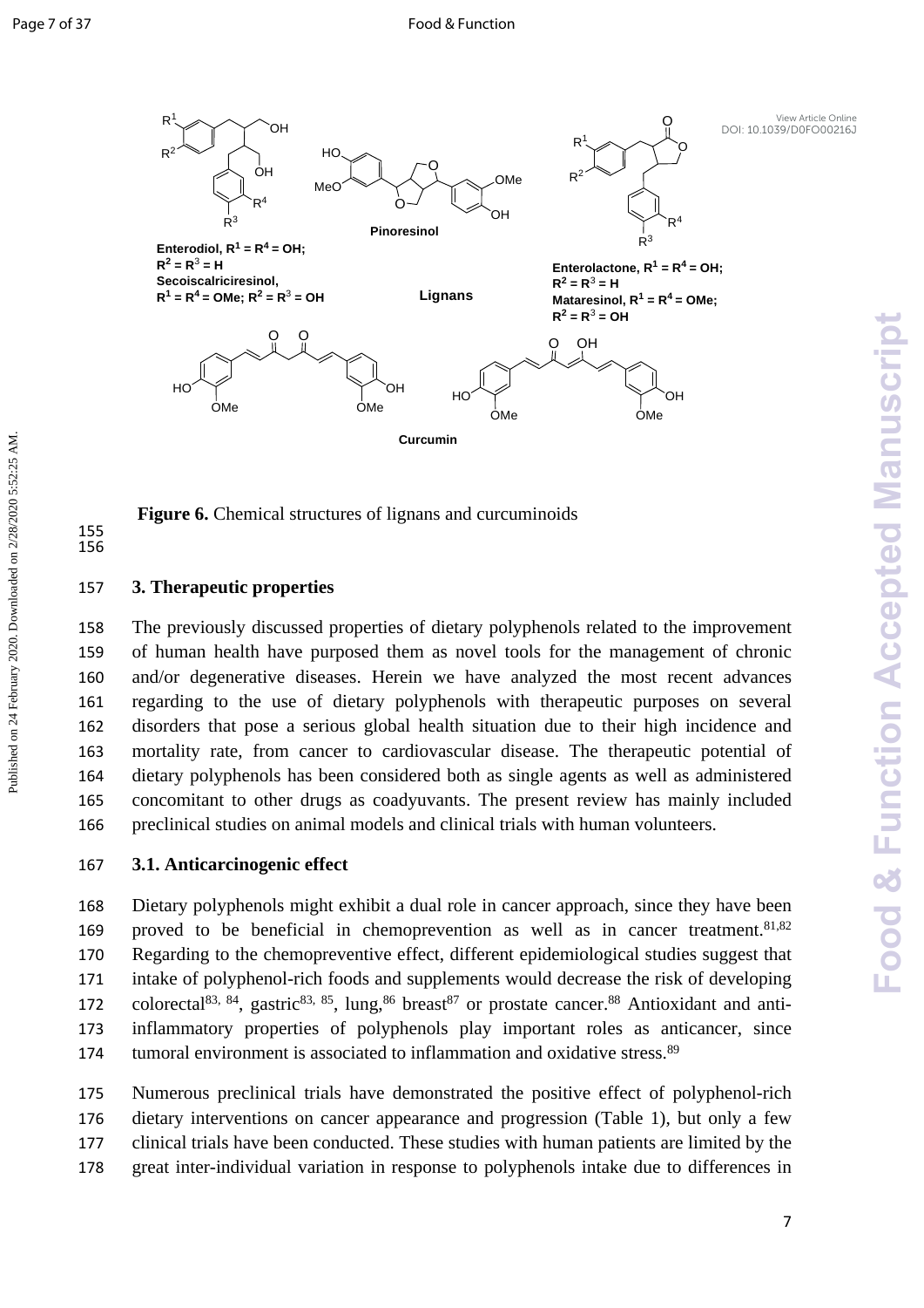Figure 6. Chemical structures of lignans and curcuminoids

## 3. Therapeutic properties

The previously discussed properties of dietary polyphenols related to the improvement of human health have purposed them as novel tools for the management of chronic and/or degenerative diseases. Herein we have analyzed the most recent advances regarding to the use of dietary polyphenols with therapeutic purposes on several disorders that pose a serious global health situation due to their high incidence and mortality rate, from cancer to cardiovascular disease. The therapeutic potential of dietary polyphenols has been considered both as single agents as well as administered concomitant to other drugs as coadyuvants. The present review has mainly included preclinical studies on animal models and clinical trials with human volunteers.

### 3.1. Anticarcinogenic effect

Dietary polyphenols might exhibit a dual role in cancer approach, since they have been proved to be beneficial in chemoprevention as well as in cancer treatment.[81,82] Regarding to the chemopreventive effect, different epidemiological studies suggest that intake of polyphenol-rich foods and supplements would decrease the risk of developing colorectal[83, 84], gastric[83, 85], lung,[86] breast[87] or prostate cancer.[88] Antioxidant and anti-inflammatory properties of polyphenols play important roles as anticancer, since tumoral environment is associated to inflammation and oxidative stress.[89]

Numerous preclinical trials have demonstrated the positive effect of polyphenol-rich dietary interventions on cancer appearance and progression (Table 1), but only a few clinical trials have been conducted. These studies with human patients are limited by the great inter-individual variation in response to polyphenols intake due to differences in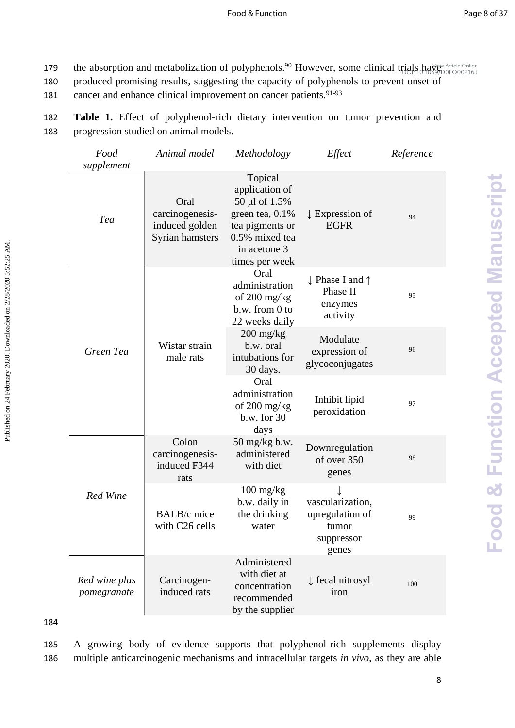the absorption and metabolization of polyphenols.[90] However, some clinical trials have produced promising results, suggesting the capacity of polyphenols to prevent onset of cancer and enhance clinical improvement on cancer patients.[91-93]

**Table 1.** Effect of polyphenol-rich dietary intervention on tumor prevention and progression studied on animal models.

| *Food supplement* | *Animal model* | *Methodology* | *Effect* | *Reference* |
|---|---|---|---|---|
| *Tea* | Oral carcinogenesis-induced golden Syrian hamsters | Topical application of 50 μl of 1.5% green tea, 0.1% tea pigments or 0.5% mixed tea in acetone 3 times per week | ↓ Expression of EGFR | 94 |
| *Green Tea* | Wistar strain male rats | Oral administration of 200 mg/kg b.w. from 0 to 22 weeks daily | ↓ Phase I and ↑ Phase II enzymes activity | 95 |
| | | 200 mg/kg b.w. oral intubations for 30 days. | Modulate expression of glycoconjugates | 96 |
| | | Oral administration of 200 mg/kg b.w. for 30 days | Inhibit lipid peroxidation | 97 |
| *Red Wine* | Colon carcinogenesis-induced F344 rats | 50 mg/kg b.w. administered with diet | Downregulation of over 350 genes | 98 |
| | BALB/c mice with C26 cells | 100 mg/kg b.w. daily in the drinking water | ↓ vascularization, upregulation of tumor suppressor genes | 99 |
| *Red wine plus pomegranate* | Carcinogen-induced rats | Administered with diet at concentration recommended by the supplier | ↓ fecal nitrosyl iron | 100 |

A growing body of evidence supports that polyphenol-rich supplements display multiple anticarcinogenic mechanisms and intracellular targets *in vivo*, as they are able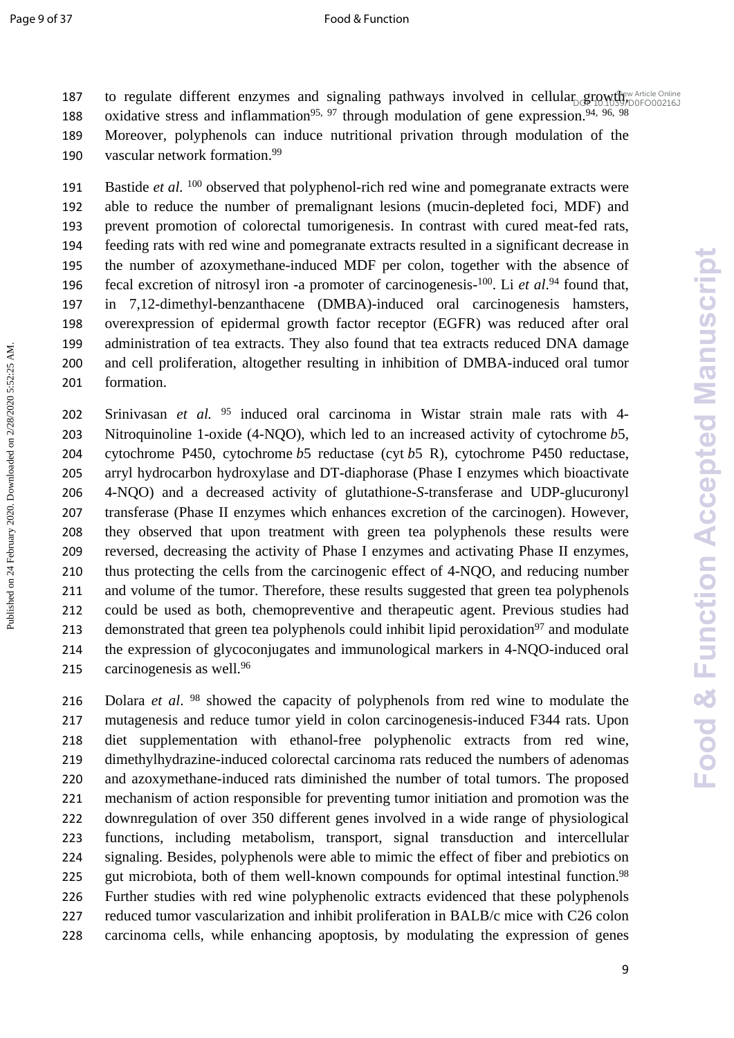to regulate different enzymes and signaling pathways involved in cellular growth, oxidative stress and inflammation[95, 97] through modulation of gene expression.[94, 96, 98] Moreover, polyphenols can induce nutritional privation through modulation of the vascular network formation.[99]

Bastide *et al.* [100] observed that polyphenol-rich red wine and pomegranate extracts were able to reduce the number of premalignant lesions (mucin-depleted foci, MDF) and prevent promotion of colorectal tumorigenesis. In contrast with cured meat-fed rats, feeding rats with red wine and pomegranate extracts resulted in a significant decrease in the number of azoxymethane-induced MDF per colon, together with the absence of fecal excretion of nitrosyl iron -a promoter of carcinogenesis-[100]. Li *et al.*[94] found that, in 7,12-dimethyl-benzanthacene (DMBA)-induced oral carcinogenesis hamsters, overexpression of epidermal growth factor receptor (EGFR) was reduced after oral administration of tea extracts. They also found that tea extracts reduced DNA damage and cell proliferation, altogether resulting in inhibition of DMBA-induced oral tumor formation.

Srinivasan *et al.* [95] induced oral carcinoma in Wistar strain male rats with 4-Nitroquinoline 1-oxide (4-NQO), which led to an increased activity of cytochrome *b*5, cytochrome P450, cytochrome *b*5 reductase (cyt *b*5 R), cytochrome P450 reductase, arryl hydrocarbon hydroxylase and DT-diaphorase (Phase I enzymes which bioactivate 4-NQO) and a decreased activity of glutathione-*S*-transferase and UDP-glucuronyl transferase (Phase II enzymes which enhances excretion of the carcinogen). However, they observed that upon treatment with green tea polyphenols these results were reversed, decreasing the activity of Phase I enzymes and activating Phase II enzymes, thus protecting the cells from the carcinogenic effect of 4-NQO, and reducing number and volume of the tumor. Therefore, these results suggested that green tea polyphenols could be used as both, chemopreventive and therapeutic agent. Previous studies had demonstrated that green tea polyphenols could inhibit lipid peroxidation[97] and modulate the expression of glycoconjugates and immunological markers in 4-NQO-induced oral carcinogenesis as well.[96]

Dolara *et al*. [98] showed the capacity of polyphenols from red wine to modulate the mutagenesis and reduce tumor yield in colon carcinogenesis-induced F344 rats. Upon diet supplementation with ethanol-free polyphenolic extracts from red wine, dimethylhydrazine-induced colorectal carcinoma rats reduced the numbers of adenomas and azoxymethane-induced rats diminished the number of total tumors. The proposed mechanism of action responsible for preventing tumor initiation and promotion was the downregulation of over 350 different genes involved in a wide range of physiological functions, including metabolism, transport, signal transduction and intercellular signaling. Besides, polyphenols were able to mimic the effect of fiber and prebiotics on gut microbiota, both of them well-known compounds for optimal intestinal function.[98] Further studies with red wine polyphenolic extracts evidenced that these polyphenols reduced tumor vascularization and inhibit proliferation in BALB/c mice with C26 colon carcinoma cells, while enhancing apoptosis, by modulating the expression of genes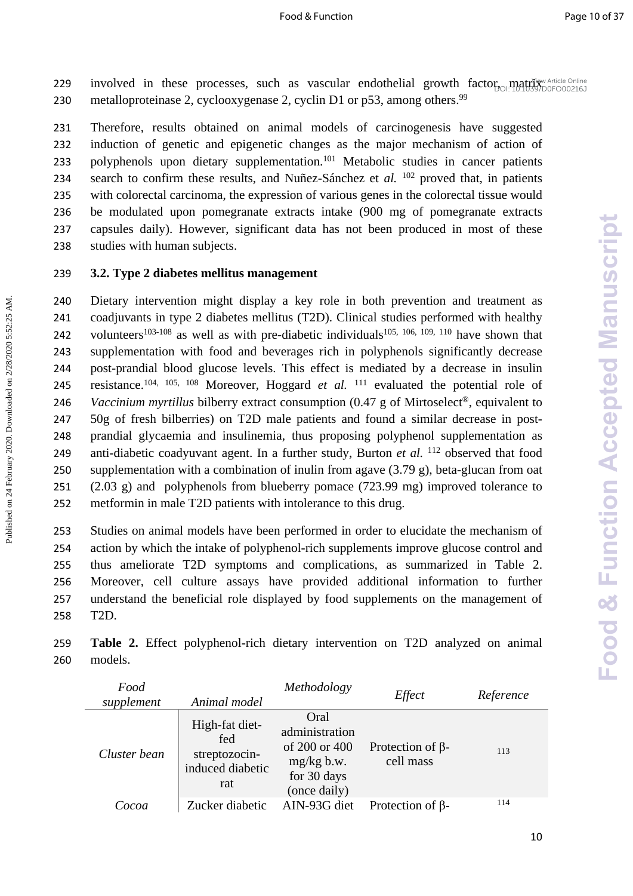involved in these processes, such as vascular endothelial growth factor, matrix metalloproteinase 2, cyclooxygenase 2, cyclin D1 or p53, among others.[99]

Therefore, results obtained on animal models of carcinogenesis have suggested induction of genetic and epigenetic changes as the major mechanism of action of polyphenols upon dietary supplementation.[101] Metabolic studies in cancer patients search to confirm these results, and Nuñez-Sánchez et *al.* [102] proved that, in patients with colorectal carcinoma, the expression of various genes in the colorectal tissue would be modulated upon pomegranate extracts intake (900 mg of pomegranate extracts capsules daily). However, significant data has not been produced in most of these studies with human subjects.

### 3.2. Type 2 diabetes mellitus management

Dietary intervention might display a key role in both prevention and treatment as coadjuvants in type 2 diabetes mellitus (T2D). Clinical studies performed with healthy volunteers[103-108] as well as with pre-diabetic individuals[105, 106, 109, 110] have shown that supplementation with food and beverages rich in polyphenols significantly decrease post-prandial blood glucose levels. This effect is mediated by a decrease in insulin resistance.[104, 105, 108] Moreover, Hoggard *et al.* [111] evaluated the potential role of *Vaccinium myrtillus* bilberry extract consumption (0.47 g of Mirtoselect®, equivalent to 50g of fresh bilberries) on T2D male patients and found a similar decrease in post-prandial glycaemia and insulinemia, thus proposing polyphenol supplementation as anti-diabetic coadyuvant agent. In a further study, Burton *et al.* [112] observed that food supplementation with a combination of inulin from agave (3.79 g), beta-glucan from oat (2.03 g) and polyphenols from blueberry pomace (723.99 mg) improved tolerance to metformin in male T2D patients with intolerance to this drug.

Studies on animal models have been performed in order to elucidate the mechanism of action by which the intake of polyphenol-rich supplements improve glucose control and thus ameliorate T2D symptoms and complications, as summarized in Table 2. Moreover, cell culture assays have provided additional information to further understand the beneficial role displayed by food supplements on the management of T2D.

**Table 2.** Effect polyphenol-rich dietary intervention on T2D analyzed on animal models.

| *Food supplement* | *Animal model* | *Methodology* | *Effect* | *Reference* |
|---|---|---|---|---|
| *Cluster bean* | High-fat diet-fed streptozocin-induced diabetic rat | Oral administration of 200 or 400 mg/kg b.w. for 30 days (once daily) | Protection of β-cell mass | 113 |
| *Cocoa* | Zucker diabetic | AIN-93G diet | Protection of β- | 114 |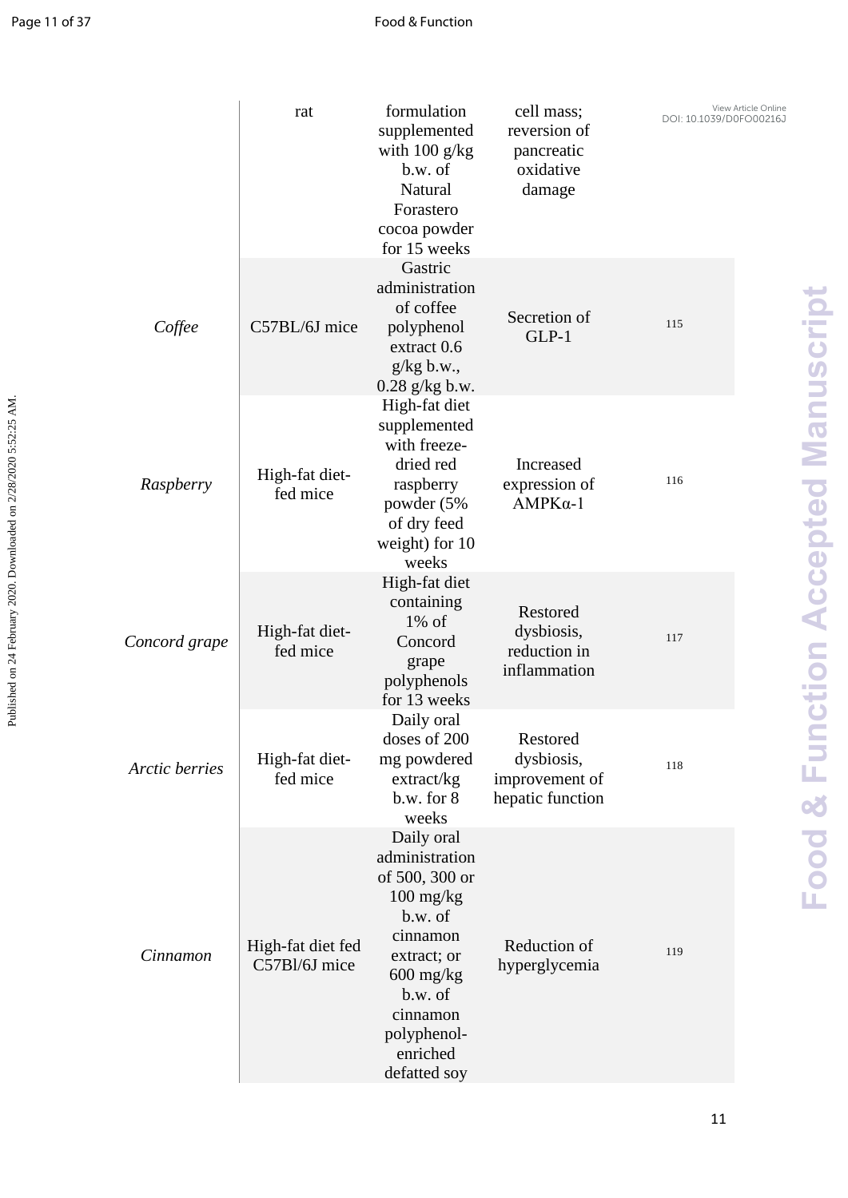| | | | | |
|---|---|---|---|---|
| | rat | formulation supplemented with 100 g/kg b.w. of Natural Forastero cocoa powder for 15 weeks | cell mass; reversion of pancreatic oxidative damage | |
| *Coffee* | C57BL/6J mice | Gastric administration of coffee polyphenol extract 0.6 g/kg b.w., 0.28 g/kg b.w. | Secretion of GLP-1 | 115 |
| *Raspberry* | High-fat diet-fed mice | High-fat diet supplemented with freeze-dried red raspberry powder (5% of dry feed weight) for 10 weeks | Increased expression of AMPKα-1 | 116 |
| *Concord grape* | High-fat diet-fed mice | High-fat diet containing 1% of Concord grape polyphenols for 13 weeks | Restored dysbiosis, reduction in inflammation | 117 |
| *Arctic berries* | High-fat diet-fed mice | Daily oral doses of 200 mg powdered extract/kg b.w. for 8 weeks | Restored dysbiosis, improvement of hepatic function | 118 |
| *Cinnamon* | High-fat diet fed C57Bl/6J mice | Daily oral administration of 500, 300 or 100 mg/kg b.w. of cinnamon extract; or 600 mg/kg b.w. of cinnamon polyphenol-enriched defatted soy | Reduction of hyperglycemia | 119 |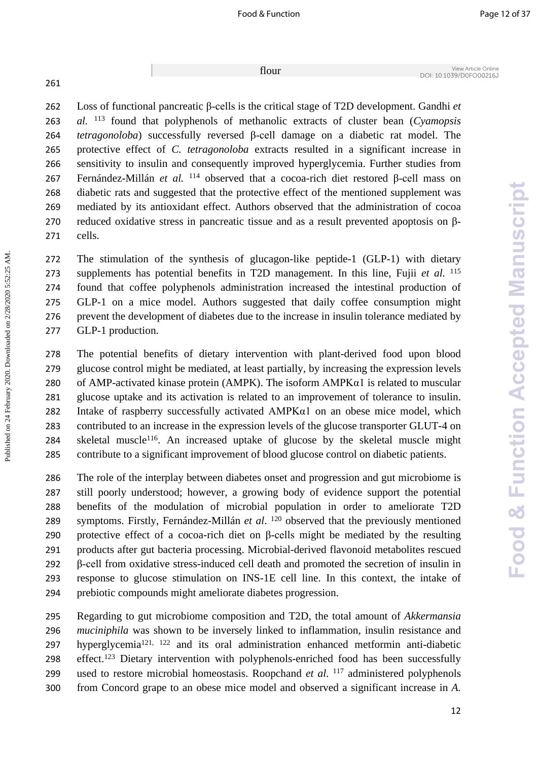flour

Loss of functional pancreatic β-cells is the critical stage of T2D development. Gandhi *et al.* [113] found that polyphenols of methanolic extracts of cluster bean (*Cyamopsis tetragonoloba*) successfully reversed β-cell damage on a diabetic rat model. The protective effect of *C. tetragonoloba* extracts resulted in a significant increase in sensitivity to insulin and consequently improved hyperglycemia. Further studies from Fernández-Millán *et al.* [114] observed that a cocoa-rich diet restored β-cell mass on diabetic rats and suggested that the protective effect of the mentioned supplement was mediated by its antioxidant effect. Authors observed that the administration of cocoa reduced oxidative stress in pancreatic tissue and as a result prevented apoptosis on β-cells.

The stimulation of the synthesis of glucagon-like peptide-1 (GLP-1) with dietary supplements has potential benefits in T2D management. In this line, Fujii *et al.* [115] found that coffee polyphenols administration increased the intestinal production of GLP-1 on a mice model. Authors suggested that daily coffee consumption might prevent the development of diabetes due to the increase in insulin tolerance mediated by GLP-1 production.

The potential benefits of dietary intervention with plant-derived food upon blood glucose control might be mediated, at least partially, by increasing the expression levels of AMP-activated kinase protein (AMPK). The isoform AMPKα1 is related to muscular glucose uptake and its activation is related to an improvement of tolerance to insulin. Intake of raspberry successfully activated AMPKα1 on an obese mice model, which contributed to an increase in the expression levels of the glucose transporter GLUT-4 on skeletal muscle[116]. An increased uptake of glucose by the skeletal muscle might contribute to a significant improvement of blood glucose control on diabetic patients.

The role of the interplay between diabetes onset and progression and gut microbiome is still poorly understood; however, a growing body of evidence support the potential benefits of the modulation of microbial population in order to ameliorate T2D symptoms. Firstly, Fernández-Millán *et al*. [120] observed that the previously mentioned protective effect of a cocoa-rich diet on β-cells might be mediated by the resulting products after gut bacteria processing. Microbial-derived flavonoid metabolites rescued β-cell from oxidative stress-induced cell death and promoted the secretion of insulin in response to glucose stimulation on INS-1E cell line. In this context, the intake of prebiotic compounds might ameliorate diabetes progression.

Regarding to gut microbiome composition and T2D, the total amount of *Akkermansia muciniphila* was shown to be inversely linked to inflammation, insulin resistance and hyperglycemia[121, 122] and its oral administration enhanced metformin anti-diabetic effect.[123] Dietary intervention with polyphenols-enriched food has been successfully used to restore microbial homeostasis. Roopchand *et al.* [117] administered polyphenols from Concord grape to an obese mice model and observed a significant increase in *A.*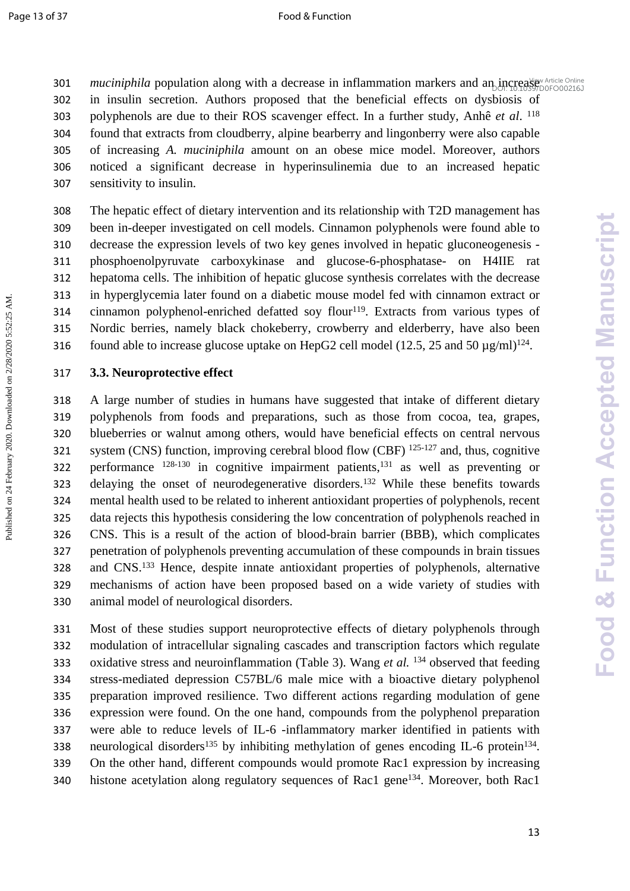*muciniphila* population along with a decrease in inflammation markers and an increase in insulin secretion. Authors proposed that the beneficial effects on dysbiosis of polyphenols are due to their ROS scavenger effect. In a further study, Anhê *et al*. [118] found that extracts from cloudberry, alpine bearberry and lingonberry were also capable of increasing *A. muciniphila* amount on an obese mice model. Moreover, authors noticed a significant decrease in hyperinsulinemia due to an increased hepatic sensitivity to insulin.

The hepatic effect of dietary intervention and its relationship with T2D management has been in-deeper investigated on cell models. Cinnamon polyphenols were found able to decrease the expression levels of two key genes involved in hepatic gluconeogenesis -phosphoenolpyruvate carboxykinase and glucose-6-phosphatase- on H4IIE rat hepatoma cells. The inhibition of hepatic glucose synthesis correlates with the decrease in hyperglycemia later found on a diabetic mouse model fed with cinnamon extract or cinnamon polyphenol-enriched defatted soy flour[119]. Extracts from various types of Nordic berries, namely black chokeberry, crowberry and elderberry, have also been found able to increase glucose uptake on HepG2 cell model (12.5, 25 and 50 µg/ml)[124].

### 3.3. Neuroprotective effect

A large number of studies in humans have suggested that intake of different dietary polyphenols from foods and preparations, such as those from cocoa, tea, grapes, blueberries or walnut among others, would have beneficial effects on central nervous system (CNS) function, improving cerebral blood flow (CBF) [125-127] and, thus, cognitive performance [128-130] in cognitive impairment patients,[131] as well as preventing or delaying the onset of neurodegenerative disorders.[132] While these benefits towards mental health used to be related to inherent antioxidant properties of polyphenols, recent data rejects this hypothesis considering the low concentration of polyphenols reached in CNS. This is a result of the action of blood-brain barrier (BBB), which complicates penetration of polyphenols preventing accumulation of these compounds in brain tissues and CNS.[133] Hence, despite innate antioxidant properties of polyphenols, alternative mechanisms of action have been proposed based on a wide variety of studies with animal model of neurological disorders.

Most of these studies support neuroprotective effects of dietary polyphenols through modulation of intracellular signaling cascades and transcription factors which regulate oxidative stress and neuroinflammation (Table 3). Wang *et al.* [134] observed that feeding stress-mediated depression C57BL/6 male mice with a bioactive dietary polyphenol preparation improved resilience. Two different actions regarding modulation of gene expression were found. On the one hand, compounds from the polyphenol preparation were able to reduce levels of IL-6 -inflammatory marker identified in patients with neurological disorders[135] by inhibiting methylation of genes encoding IL-6 protein[134]. On the other hand, different compounds would promote Rac1 expression by increasing histone acetylation along regulatory sequences of Rac1 gene[134]. Moreover, both Rac1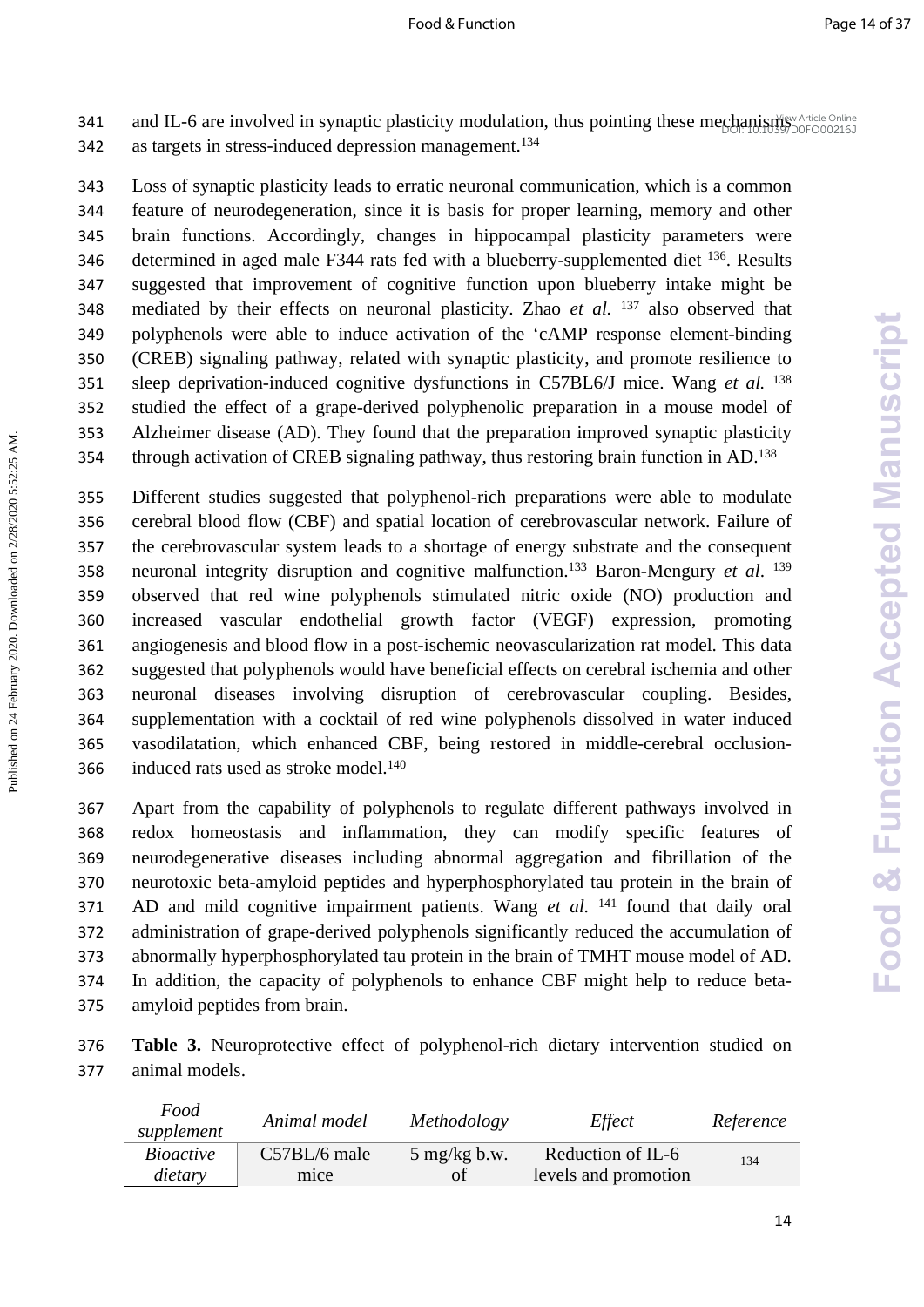and IL-6 are involved in synaptic plasticity modulation, thus pointing these mechanisms as targets in stress-induced depression management.[134]

Loss of synaptic plasticity leads to erratic neuronal communication, which is a common feature of neurodegeneration, since it is basis for proper learning, memory and other brain functions. Accordingly, changes in hippocampal plasticity parameters were determined in aged male F344 rats fed with a blueberry-supplemented diet [136]. Results suggested that improvement of cognitive function upon blueberry intake might be mediated by their effects on neuronal plasticity. Zhao *et al.* [137] also observed that polyphenols were able to induce activation of the 'cAMP response element-binding (CREB) signaling pathway, related with synaptic plasticity, and promote resilience to sleep deprivation-induced cognitive dysfunctions in C57BL6/J mice. Wang *et al.* [138] studied the effect of a grape-derived polyphenolic preparation in a mouse model of Alzheimer disease (AD). They found that the preparation improved synaptic plasticity through activation of CREB signaling pathway, thus restoring brain function in AD.[138]

Different studies suggested that polyphenol-rich preparations were able to modulate cerebral blood flow (CBF) and spatial location of cerebrovascular network. Failure of the cerebrovascular system leads to a shortage of energy substrate and the consequent neuronal integrity disruption and cognitive malfunction.[133] Baron-Mengury *et al*. [139] observed that red wine polyphenols stimulated nitric oxide (NO) production and increased vascular endothelial growth factor (VEGF) expression, promoting angiogenesis and blood flow in a post-ischemic neovascularization rat model. This data suggested that polyphenols would have beneficial effects on cerebral ischemia and other neuronal diseases involving disruption of cerebrovascular coupling. Besides, supplementation with a cocktail of red wine polyphenols dissolved in water induced vasodilatation, which enhanced CBF, being restored in middle-cerebral occlusion-induced rats used as stroke model.[140]

Apart from the capability of polyphenols to regulate different pathways involved in redox homeostasis and inflammation, they can modify specific features of neurodegenerative diseases including abnormal aggregation and fibrillation of the neurotoxic beta-amyloid peptides and hyperphosphorylated tau protein in the brain of AD and mild cognitive impairment patients. Wang *et al.* [141] found that daily oral administration of grape-derived polyphenols significantly reduced the accumulation of abnormally hyperphosphorylated tau protein in the brain of TMHT mouse model of AD. In addition, the capacity of polyphenols to enhance CBF might help to reduce beta-amyloid peptides from brain.

**Table 3.** Neuroprotective effect of polyphenol-rich dietary intervention studied on animal models.

| *Food supplement* | *Animal model* | *Methodology* | *Effect* | *Reference* |
|---|---|---|---|---|
| *Bioactive dietary* | C57BL/6 male mice | 5 mg/kg b.w. of | Reduction of IL-6 levels and promotion | 134 |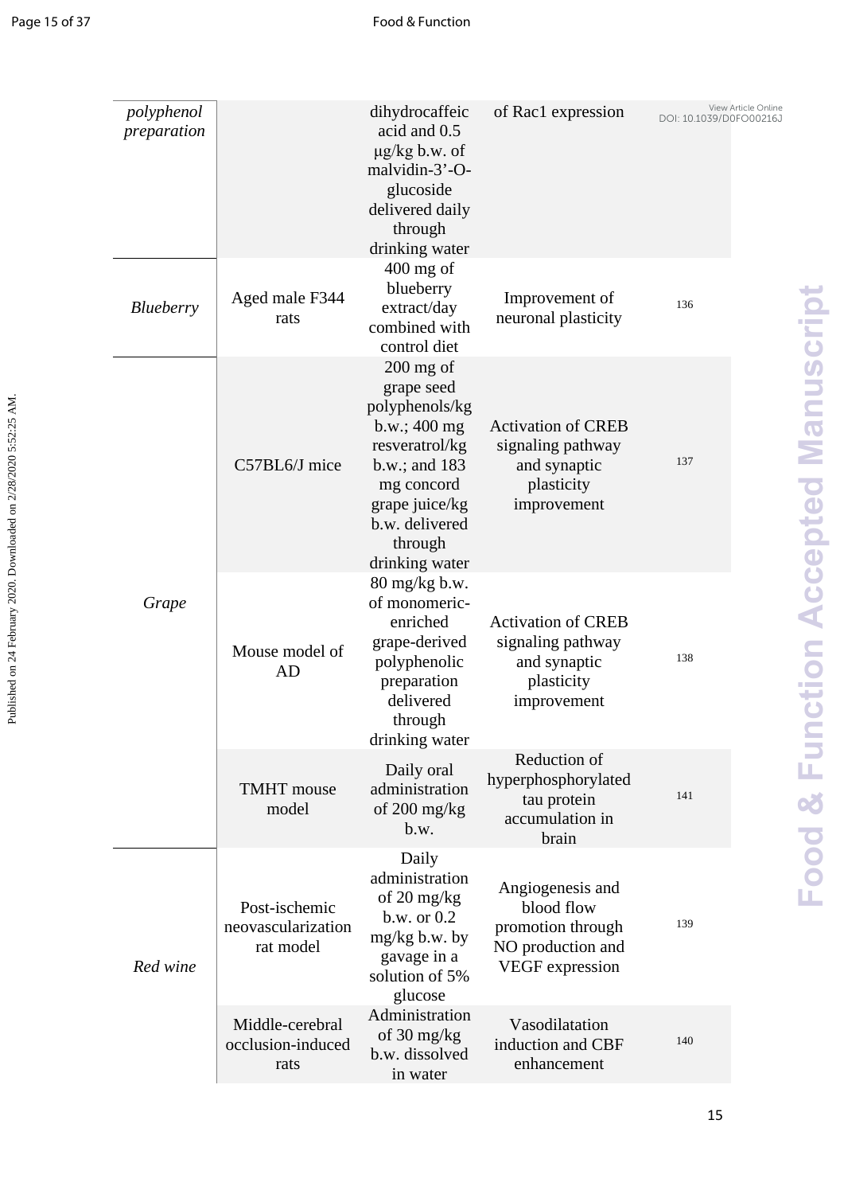| | | | | |
|---|---|---|---|---|
| *polyphenol preparation* | | dihydrocaffeic acid and 0.5 μg/kg b.w. of malvidin-3'-O-glucoside delivered daily through drinking water | of Rac1 expression | |
| *Blueberry* | Aged male F344 rats | 400 mg of blueberry extract/day combined with control diet | Improvement of neuronal plasticity | 136 |
| *Grape* | C57BL6/J mice | 200 mg of grape seed polyphenols/kg b.w.; 400 mg resveratrol/kg b.w.; and 183 mg concord grape juice/kg b.w. delivered through drinking water | Activation of CREB signaling pathway and synaptic plasticity improvement | 137 |
| | Mouse model of AD | 80 mg/kg b.w. of monomeric-enriched grape-derived polyphenolic preparation delivered through drinking water | Activation of CREB signaling pathway and synaptic plasticity improvement | 138 |
| | TMHT mouse model | Daily oral administration of 200 mg/kg b.w. | Reduction of hyperphosphorylated tau protein accumulation in brain | 141 |
| *Red wine* | Post-ischemic neovascularization rat model | Daily administration of 20 mg/kg b.w. or 0.2 mg/kg b.w. by gavage in a solution of 5% glucose | Angiogenesis and blood flow promotion through NO production and VEGF expression | 139 |
| | Middle-cerebral occlusion-induced rats | Administration of 30 mg/kg b.w. dissolved in water | Vasodilatation induction and CBF enhancement | 140 |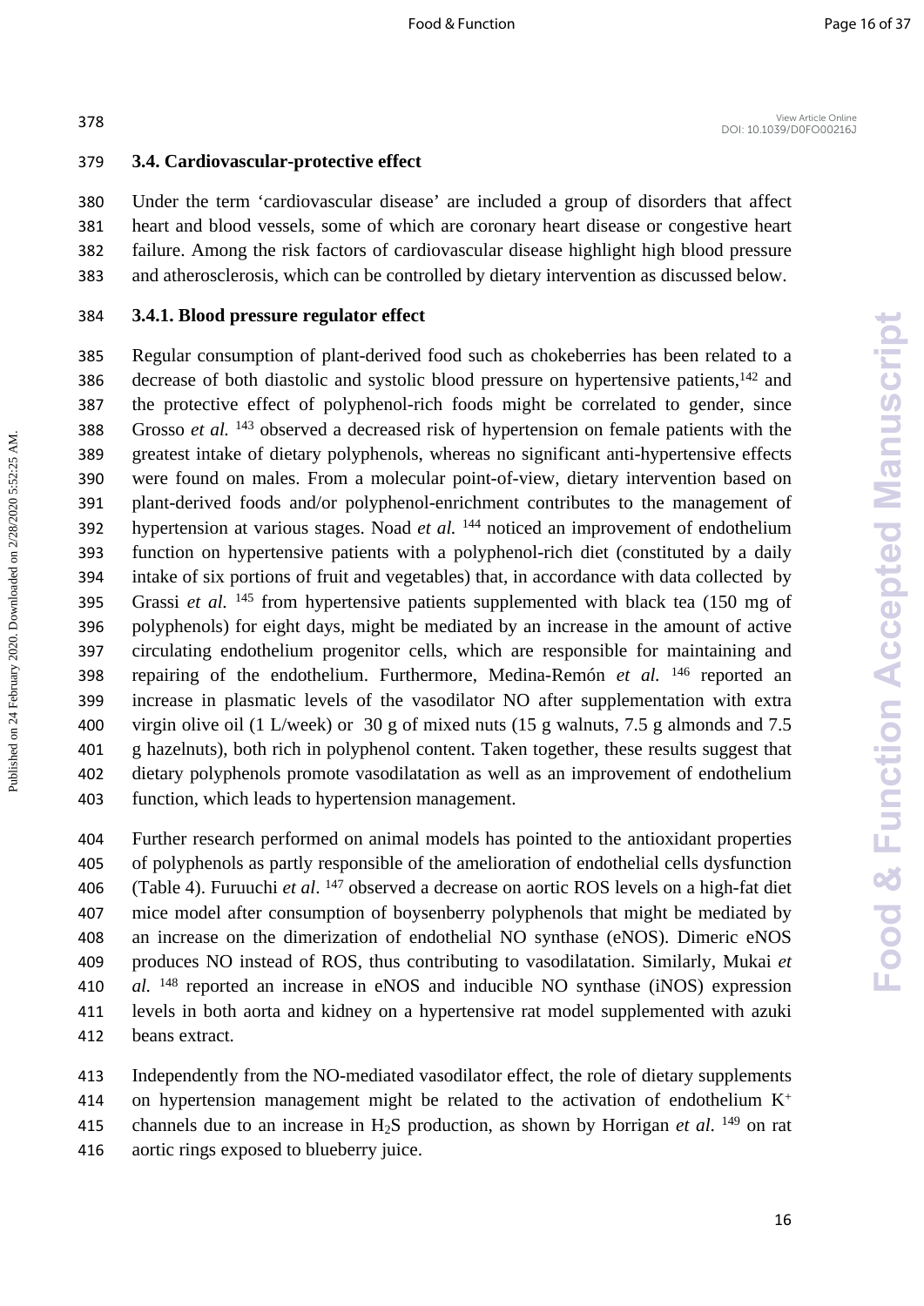### 3.4. Cardiovascular-protective effect

Under the term 'cardiovascular disease' are included a group of disorders that affect heart and blood vessels, some of which are coronary heart disease or congestive heart failure. Among the risk factors of cardiovascular disease highlight high blood pressure and atherosclerosis, which can be controlled by dietary intervention as discussed below.

#### 3.4.1. Blood pressure regulator effect

Regular consumption of plant-derived food such as chokeberries has been related to a decrease of both diastolic and systolic blood pressure on hypertensive patients,[142] and the protective effect of polyphenol-rich foods might be correlated to gender, since Grosso *et al.* [143] observed a decreased risk of hypertension on female patients with the greatest intake of dietary polyphenols, whereas no significant anti-hypertensive effects were found on males. From a molecular point-of-view, dietary intervention based on plant-derived foods and/or polyphenol-enrichment contributes to the management of hypertension at various stages. Noad *et al.* [144] noticed an improvement of endothelium function on hypertensive patients with a polyphenol-rich diet (constituted by a daily intake of six portions of fruit and vegetables) that, in accordance with data collected by Grassi *et al.* [145] from hypertensive patients supplemented with black tea (150 mg of polyphenols) for eight days, might be mediated by an increase in the amount of active circulating endothelium progenitor cells, which are responsible for maintaining and repairing of the endothelium. Furthermore, Medina-Remón *et al.* [146] reported an increase in plasmatic levels of the vasodilator NO after supplementation with extra virgin olive oil (1 L/week) or 30 g of mixed nuts (15 g walnuts, 7.5 g almonds and 7.5 g hazelnuts), both rich in polyphenol content. Taken together, these results suggest that dietary polyphenols promote vasodilatation as well as an improvement of endothelium function, which leads to hypertension management.

Further research performed on animal models has pointed to the antioxidant properties of polyphenols as partly responsible of the amelioration of endothelial cells dysfunction (Table 4). Furuuchi *et al*. [147] observed a decrease on aortic ROS levels on a high-fat diet mice model after consumption of boysenberry polyphenols that might be mediated by an increase on the dimerization of endothelial NO synthase (eNOS). Dimeric eNOS produces NO instead of ROS, thus contributing to vasodilatation. Similarly, Mukai *et al.* [148] reported an increase in eNOS and inducible NO synthase (iNOS) expression levels in both aorta and kidney on a hypertensive rat model supplemented with azuki beans extract.

Independently from the NO-mediated vasodilator effect, the role of dietary supplements on hypertension management might be related to the activation of endothelium $K^+$ channels due to an increase in $H_2S$ production, as shown by Horrigan *et al.* [149] on rat aortic rings exposed to blueberry juice.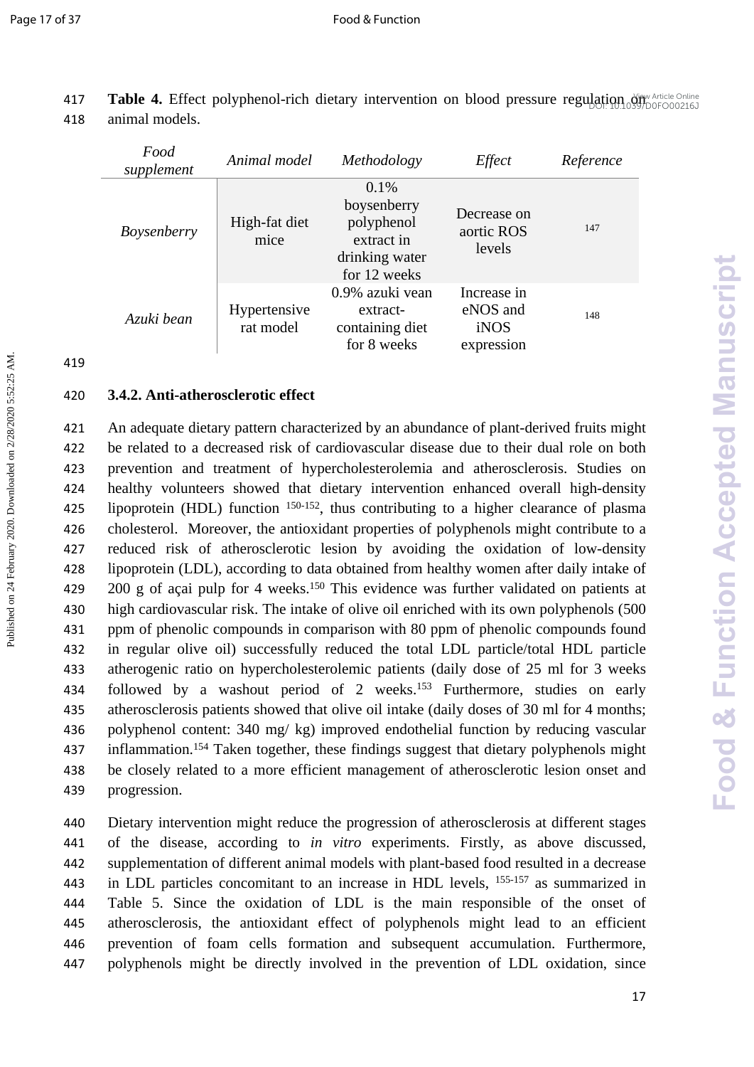**Table 4.** Effect polyphenol-rich dietary intervention on blood pressure regulation on animal models.

| *Food supplement* | *Animal model* | *Methodology* | *Effect* | *Reference* |
|---|---|---|---|---|
| *Boysenberry* | High-fat diet mice | 0.1% boysenberry polyphenol extract in drinking water for 12 weeks | Decrease on aortic ROS levels | 147 |
| *Azuki bean* | Hypertensive rat model | 0.9% azuki vean extract-containing diet for 8 weeks | Increase in eNOS and iNOS expression | 148 |

#### 3.4.2. Anti-atherosclerotic effect

An adequate dietary pattern characterized by an abundance of plant-derived fruits might be related to a decreased risk of cardiovascular disease due to their dual role on both prevention and treatment of hypercholesterolemia and atherosclerosis. Studies on healthy volunteers showed that dietary intervention enhanced overall high-density lipoprotein (HDL) function [150-152], thus contributing to a higher clearance of plasma cholesterol. Moreover, the antioxidant properties of polyphenols might contribute to a reduced risk of atherosclerotic lesion by avoiding the oxidation of low-density lipoprotein (LDL), according to data obtained from healthy women after daily intake of 200 g of açai pulp for 4 weeks.[150] This evidence was further validated on patients at high cardiovascular risk. The intake of olive oil enriched with its own polyphenols (500 ppm of phenolic compounds in comparison with 80 ppm of phenolic compounds found in regular olive oil) successfully reduced the total LDL particle/total HDL particle atherogenic ratio on hypercholesterolemic patients (daily dose of 25 ml for 3 weeks followed by a washout period of 2 weeks.[153] Furthermore, studies on early atherosclerosis patients showed that olive oil intake (daily doses of 30 ml for 4 months; polyphenol content: 340 mg/ kg) improved endothelial function by reducing vascular inflammation.[154] Taken together, these findings suggest that dietary polyphenols might be closely related to a more efficient management of atherosclerotic lesion onset and progression.

Dietary intervention might reduce the progression of atherosclerosis at different stages of the disease, according to *in vitro* experiments. Firstly, as above discussed, supplementation of different animal models with plant-based food resulted in a decrease in LDL particles concomitant to an increase in HDL levels, [155-157] as summarized in Table 5. Since the oxidation of LDL is the main responsible of the onset of atherosclerosis, the antioxidant effect of polyphenols might lead to an efficient prevention of foam cells formation and subsequent accumulation. Furthermore, polyphenols might be directly involved in the prevention of LDL oxidation, since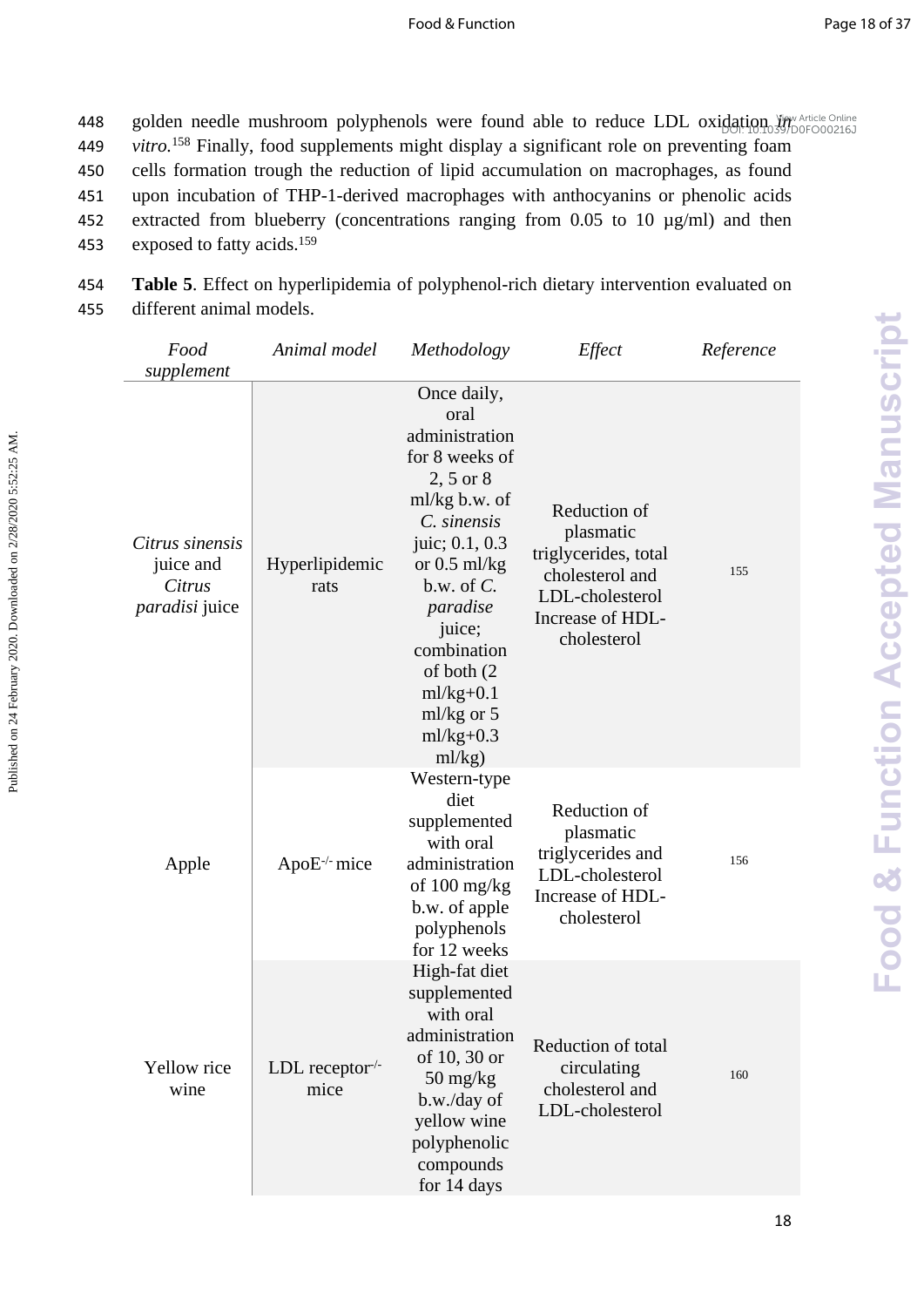golden needle mushroom polyphenols were found able to reduce LDL oxidation *in vitro*.[158] Finally, food supplements might display a significant role on preventing foam cells formation trough the reduction of lipid accumulation on macrophages, as found upon incubation of THP-1-derived macrophages with anthocyanins or phenolic acids extracted from blueberry (concentrations ranging from 0.05 to 10 μg/ml) and then exposed to fatty acids.[159]

**Table 5**. Effect on hyperlipidemia of polyphenol-rich dietary intervention evaluated on different animal models.

| *Food supplement* | *Animal model* | *Methodology* | *Effect* | *Reference* |
|---|---|---|---|---|
| *Citrus sinensis* juice and *Citrus paradisi* juice | Hyperlipidemic rats | Once daily, oral administration for 8 weeks of 2, 5 or 8 ml/kg b.w. of *C. sinensis* juic; 0.1, 0.3 or 0.5 ml/kg b.w. of *C. paradise* juice; combination of both (2 ml/kg+0.1 ml/kg or 5 ml/kg+0.3 ml/kg) | Reduction of plasmatic triglycerides, total cholesterol and LDL-cholesterol Increase of HDL-cholesterol | 155 |
| Apple | ApoE$^{-/-}$ mice | Western-type diet supplemented with oral administration of 100 mg/kg b.w. of apple polyphenols for 12 weeks | Reduction of plasmatic triglycerides and LDL-cholesterol Increase of HDL-cholesterol | 156 |
| Yellow rice wine | LDL receptor$^{-/-}$ mice | High-fat diet supplemented with oral administration of 10, 30 or 50 mg/kg b.w./day of yellow wine polyphenolic compounds for 14 days | Reduction of total circulating cholesterol and LDL-cholesterol | 160 |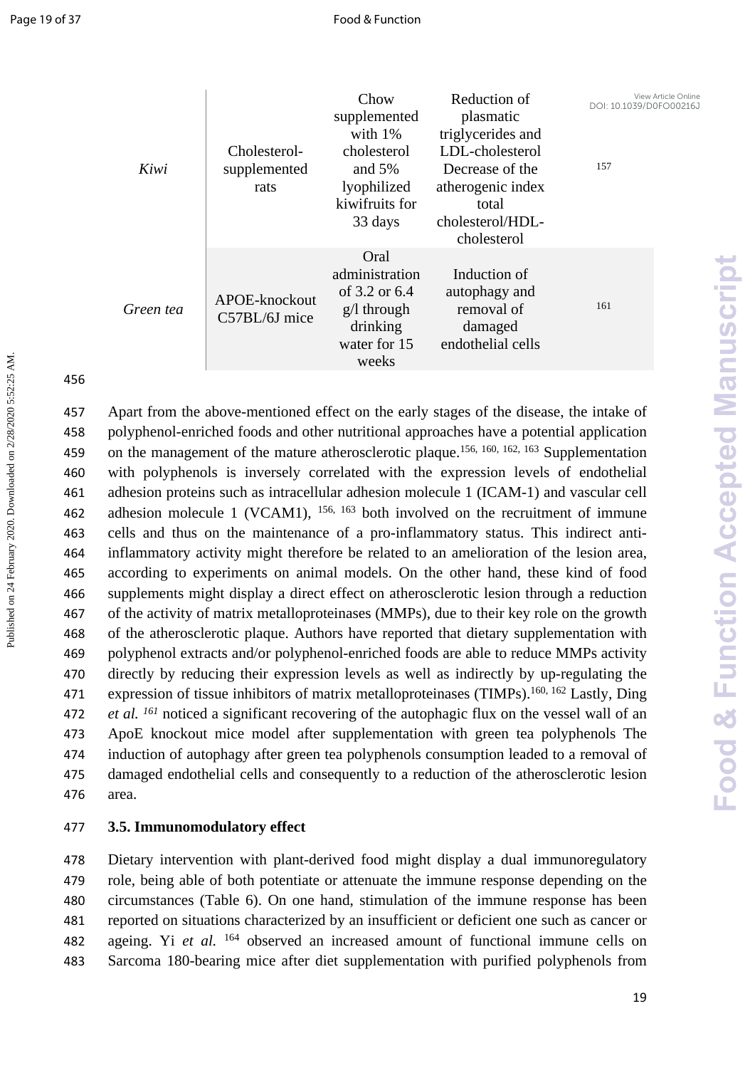| *Kiwi* | Cholesterol-supplemented rats | Chow supplemented with 1% cholesterol and 5% lyophilized kiwifruits for 33 days | Reduction of plasmatic triglycerides and LDL-cholesterol Decrease of the atherogenic index total cholesterol/HDL-cholesterol | 157 |
|---|---|---|---|---|
| *Green tea* | APOE-knockout C57BL/6J mice | Oral administration of 3.2 or 6.4 g/l through drinking water for 15 weeks | Induction of autophagy and removal of damaged endothelial cells | 161 |

Apart from the above-mentioned effect on the early stages of the disease, the intake of polyphenol-enriched foods and other nutritional approaches have a potential application on the management of the mature atherosclerotic plaque.[156, 160, 162, 163] Supplementation with polyphenols is inversely correlated with the expression levels of endothelial adhesion proteins such as intracellular adhesion molecule 1 (ICAM-1) and vascular cell adhesion molecule 1 (VCAM1), [156, 163] both involved on the recruitment of immune cells and thus on the maintenance of a pro-inflammatory status. This indirect anti-inflammatory activity might therefore be related to an amelioration of the lesion area, according to experiments on animal models. On the other hand, these kind of food supplements might display a direct effect on atherosclerotic lesion through a reduction of the activity of matrix metalloproteinases (MMPs), due to their key role on the growth of the atherosclerotic plaque. Authors have reported that dietary supplementation with polyphenol extracts and/or polyphenol-enriched foods are able to reduce MMPs activity directly by reducing their expression levels as well as indirectly by up-regulating the expression of tissue inhibitors of matrix metalloproteinases (TIMPs).[160, 162] Lastly, Ding *et al.* [161] noticed a significant recovering of the autophagic flux on the vessel wall of an ApoE knockout mice model after supplementation with green tea polyphenols The induction of autophagy after green tea polyphenols consumption leaded to a removal of damaged endothelial cells and consequently to a reduction of the atherosclerotic lesion area.

### 3.5. Immunomodulatory effect

Dietary intervention with plant-derived food might display a dual immunoregulatory role, being able of both potentiate or attenuate the immune response depending on the circumstances (Table 6). On one hand, stimulation of the immune response has been reported on situations characterized by an insufficient or deficient one such as cancer or ageing. Yi *et al.* [164] observed an increased amount of functional immune cells on Sarcoma 180-bearing mice after diet supplementation with purified polyphenols from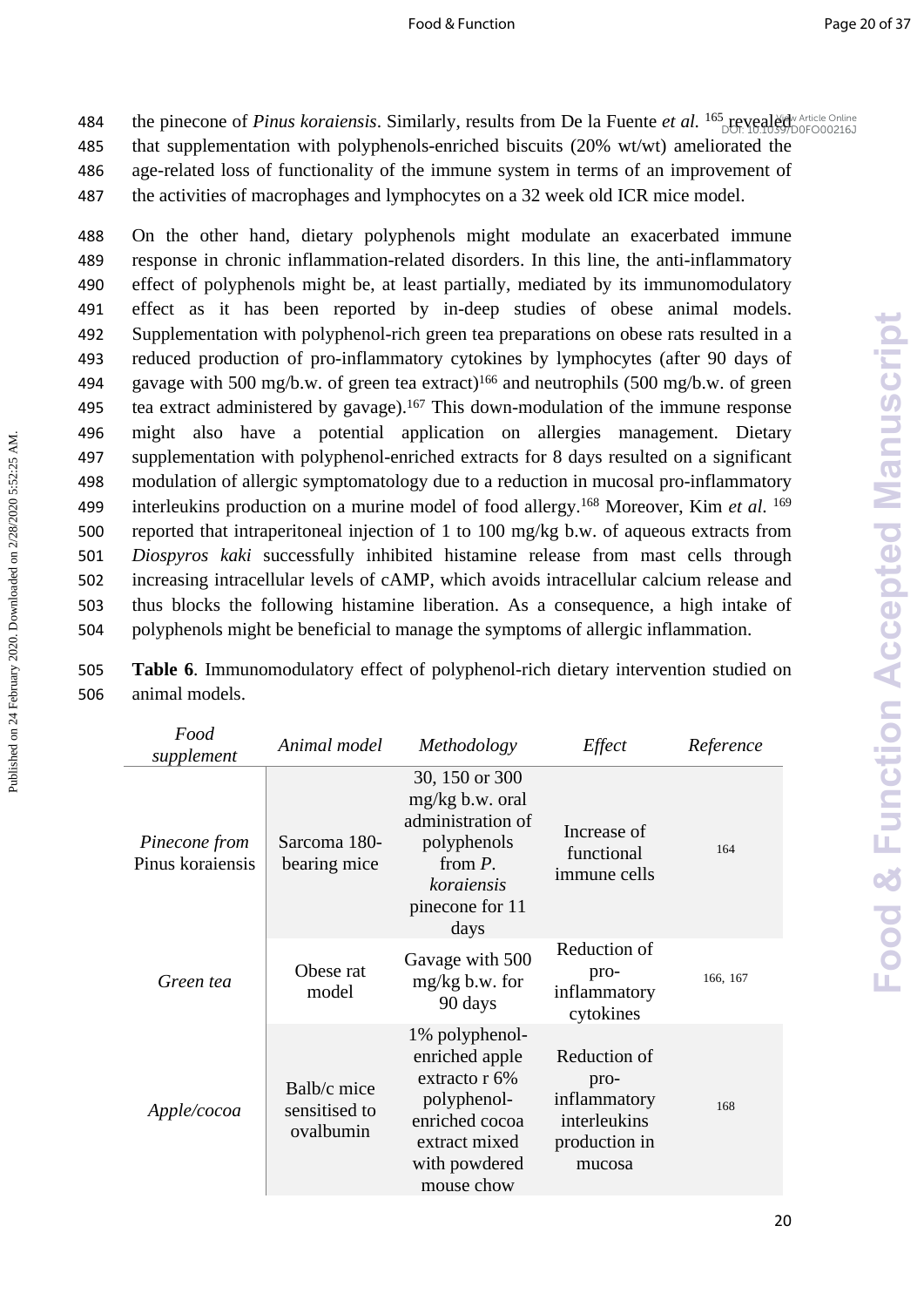the pinecone of *Pinus koraiensis*. Similarly, results from De la Fuente *et al.* [165] revealed that supplementation with polyphenols-enriched biscuits (20% wt/wt) ameliorated the age-related loss of functionality of the immune system in terms of an improvement of the activities of macrophages and lymphocytes on a 32 week old ICR mice model.

On the other hand, dietary polyphenols might modulate an exacerbated immune response in chronic inflammation-related disorders. In this line, the anti-inflammatory effect of polyphenols might be, at least partially, mediated by its immunomodulatory effect as it has been reported by in-deep studies of obese animal models. Supplementation with polyphenol-rich green tea preparations on obese rats resulted in a reduced production of pro-inflammatory cytokines by lymphocytes (after 90 days of gavage with 500 mg/b.w. of green tea extract)[166] and neutrophils (500 mg/b.w. of green tea extract administered by gavage).[167] This down-modulation of the immune response might also have a potential application on allergies management. Dietary supplementation with polyphenol-enriched extracts for 8 days resulted on a significant modulation of allergic symptomatology due to a reduction in mucosal pro-inflammatory interleukins production on a murine model of food allergy.[168] Moreover, Kim *et al.* [169] reported that intraperitoneal injection of 1 to 100 mg/kg b.w. of aqueous extracts from *Diospyros kaki* successfully inhibited histamine release from mast cells through increasing intracellular levels of cAMP, which avoids intracellular calcium release and thus blocks the following histamine liberation. As a consequence, a high intake of polyphenols might be beneficial to manage the symptoms of allergic inflammation.

**Table 6**. Immunomodulatory effect of polyphenol-rich dietary intervention studied on animal models.

| *Food supplement* | *Animal model* | *Methodology* | *Effect* | *Reference* |
|---|---|---|---|---|
| *Pinecone from* Pinus koraiensis | Sarcoma 180-bearing mice | 30, 150 or 300 mg/kg b.w. oral administration of polyphenols from *P. koraiensis* pinecone for 11 days | Increase of functional immune cells | 164 |
| *Green tea* | Obese rat model | Gavage with 500 mg/kg b.w. for 90 days | Reduction of pro-inflammatory cytokines | 166, 167 |
| *Apple/cocoa* | Balb/c mice sensitised to ovalbumin | 1% polyphenol-enriched apple extracto r 6% polyphenol-enriched cocoa extract mixed with powdered mouse chow | Reduction of pro-inflammatory interleukins production in mucosa | 168 |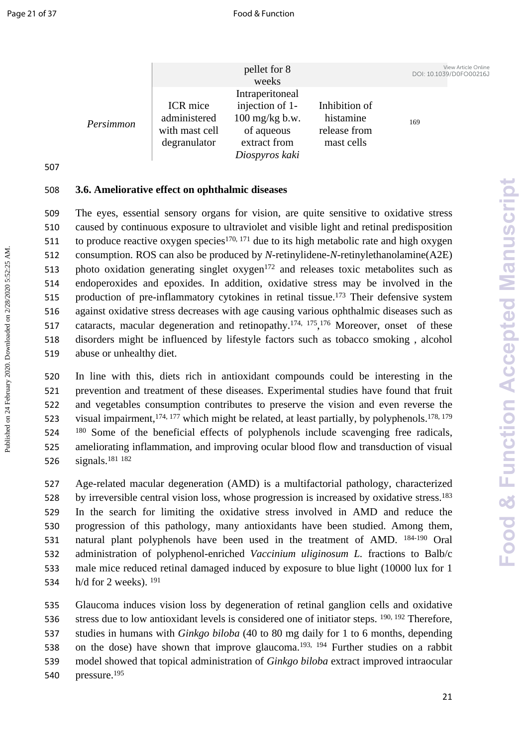| | | pellet for 8 weeks | | |
|---|---|---|---|---|
| *Persimmon* | ICR mice administered with mast cell degranulator | Intraperitoneal injection of 1-100 mg/kg b.w. of aqueous extract from *Diospyros kaki* | Inhibition of histamine release from mast cells | 169 |

### 3.6. Ameliorative effect on ophthalmic diseases

The eyes, essential sensory organs for vision, are quite sensitive to oxidative stress caused by continuous exposure to ultraviolet and visible light and retinal predisposition to produce reactive oxygen species[170, 171] due to its high metabolic rate and high oxygen consumption. ROS can also be produced by *N*-retinylidene-*N*-retinylethanolamine(A2E) photo oxidation generating singlet oxygen[172] and releases toxic metabolites such as endoperoxides and epoxides. In addition, oxidative stress may be involved in the production of pre-inflammatory cytokines in retinal tissue.[173] Their defensive system against oxidative stress decreases with age causing various ophthalmic diseases such as cataracts, macular degeneration and retinopathy.[174, 175, 176] Moreover, onset of these disorders might be influenced by lifestyle factors such as tobacco smoking , alcohol abuse or unhealthy diet.

In line with this, diets rich in antioxidant compounds could be interesting in the prevention and treatment of these diseases. Experimental studies have found that fruit and vegetables consumption contributes to preserve the vision and even reverse the visual impairment,[174, 177] which might be related, at least partially, by polyphenols.[178, 179, 180] Some of the beneficial effects of polyphenols include scavenging free radicals, ameliorating inflammation, and improving ocular blood flow and transduction of visual signals.[181, 182]

Age-related macular degeneration (AMD) is a multifactorial pathology, characterized by irreversible central vision loss, whose progression is increased by oxidative stress.[183] In the search for limiting the oxidative stress involved in AMD and reduce the progression of this pathology, many antioxidants have been studied. Among them, natural plant polyphenols have been used in the treatment of AMD. [184-190] Oral administration of polyphenol-enriched *Vaccinium uliginosum L.* fractions to Balb/c male mice reduced retinal damaged induced by exposure to blue light (10000 lux for 1 h/d for 2 weeks). [191]

Glaucoma induces vision loss by degeneration of retinal ganglion cells and oxidative stress due to low antioxidant levels is considered one of initiator steps. [190, 192] Therefore, studies in humans with *Ginkgo biloba* (40 to 80 mg daily for 1 to 6 months, depending on the dose) have shown that improve glaucoma.[193, 194] Further studies on a rabbit model showed that topical administration of *Ginkgo biloba* extract improved intraocular pressure.[195]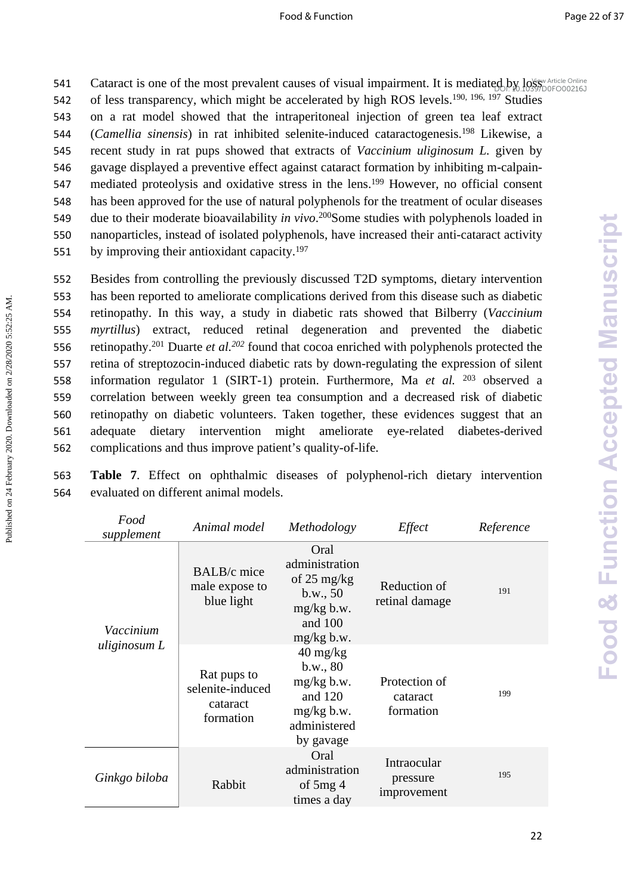Cataract is one of the most prevalent causes of visual impairment. It is mediated by loss of less transparency, which might be accelerated by high ROS levels.[190, 196, 197] Studies on a rat model showed that the intraperitoneal injection of green tea leaf extract (*Camellia sinensis*) in rat inhibited selenite-induced cataractogenesis.[198] Likewise, a recent study in rat pups showed that extracts of *Vaccinium uliginosum L.* given by gavage displayed a preventive effect against cataract formation by inhibiting m-calpain-mediated proteolysis and oxidative stress in the lens.[199] However, no official consent has been approved for the use of natural polyphenols for the treatment of ocular diseases due to their moderate bioavailability *in vivo*.[200]Some studies with polyphenols loaded in nanoparticles, instead of isolated polyphenols, have increased their anti-cataract activity by improving their antioxidant capacity.[197]

Besides from controlling the previously discussed T2D symptoms, dietary intervention has been reported to ameliorate complications derived from this disease such as diabetic retinopathy. In this way, a study in diabetic rats showed that Bilberry (*Vaccinium myrtillus*) extract, reduced retinal degeneration and prevented the diabetic retinopathy.[201] Duarte *et al.*[202] found that cocoa enriched with polyphenols protected the retina of streptozocin-induced diabetic rats by down-regulating the expression of silent information regulator 1 (SIRT-1) protein. Furthermore, Ma *et al.* [203] observed a correlation between weekly green tea consumption and a decreased risk of diabetic retinopathy on diabetic volunteers. Taken together, these evidences suggest that an adequate dietary intervention might ameliorate eye-related diabetes-derived complications and thus improve patient's quality-of-life.

**Table 7**. Effect on ophthalmic diseases of polyphenol-rich dietary intervention evaluated on different animal models.

| *Food supplement* | *Animal model* | *Methodology* | *Effect* | *Reference* |
|---|---|---|---|---|
| *Vaccinium uliginosum L* | BALB/c mice male expose to blue light | Oral administration of 25 mg/kg b.w., 50 mg/kg b.w. and 100 mg/kg b.w. | Reduction of retinal damage | 191 |
| | Rat pups to selenite-induced cataract formation | 40 mg/kg b.w., 80 mg/kg b.w. and 120 mg/kg b.w. administered by gavage | Protection of cataract formation | 199 |
| *Ginkgo biloba* | Rabbit | Oral administration of 5mg 4 times a day | Intraocular pressure improvement | 195 |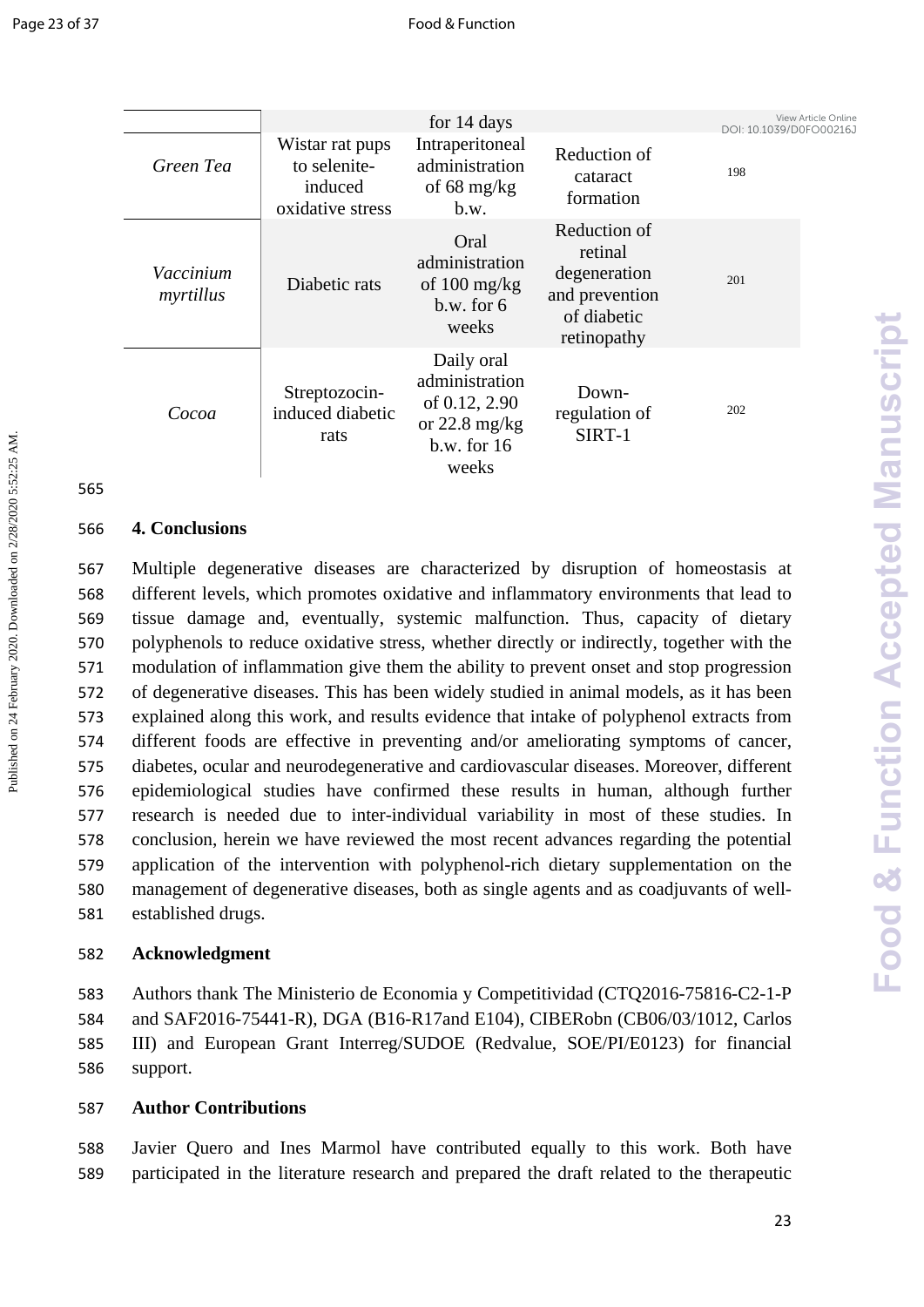| | | for 14 days | | |
|---|---|---|---|---|
| *Green Tea* | Wistar rat pups to selenite-induced oxidative stress | Intraperitoneal administration of 68 mg/kg b.w. | Reduction of cataract formation | 198 |
| *Vaccinium myrtillus* | Diabetic rats | Oral administration of 100 mg/kg b.w. for 6 weeks | Reduction of retinal degeneration and prevention of diabetic retinopathy | 201 |
| *Cocoa* | Streptozocin-induced diabetic rats | Daily oral administration of 0.12, 2.90 or 22.8 mg/kg b.w. for 16 weeks | Down-regulation of SIRT-1 | 202 |

## 4. Conclusions

Multiple degenerative diseases are characterized by disruption of homeostasis at different levels, which promotes oxidative and inflammatory environments that lead to tissue damage and, eventually, systemic malfunction. Thus, capacity of dietary polyphenols to reduce oxidative stress, whether directly or indirectly, together with the modulation of inflammation give them the ability to prevent onset and stop progression of degenerative diseases. This has been widely studied in animal models, as it has been explained along this work, and results evidence that intake of polyphenol extracts from different foods are effective in preventing and/or ameliorating symptoms of cancer, diabetes, ocular and neurodegenerative and cardiovascular diseases. Moreover, different epidemiological studies have confirmed these results in human, although further research is needed due to inter-individual variability in most of these studies. In conclusion, herein we have reviewed the most recent advances regarding the potential application of the intervention with polyphenol-rich dietary supplementation on the management of degenerative diseases, both as single agents and as coadjuvants of well-established drugs.

## Acknowledgment

Authors thank The Ministerio de Economia y Competitividad (CTQ2016-75816-C2-1-P and SAF2016-75441-R), DGA (B16-R17and E104), CIBERobn (CB06/03/1012, Carlos III) and European Grant Interreg/SUDOE (Redvalue, SOE/PI/E0123) for financial support.

## Author Contributions

Javier Quero and Ines Marmol have contributed equally to this work. Both have participated in the literature research and prepared the draft related to the therapeutic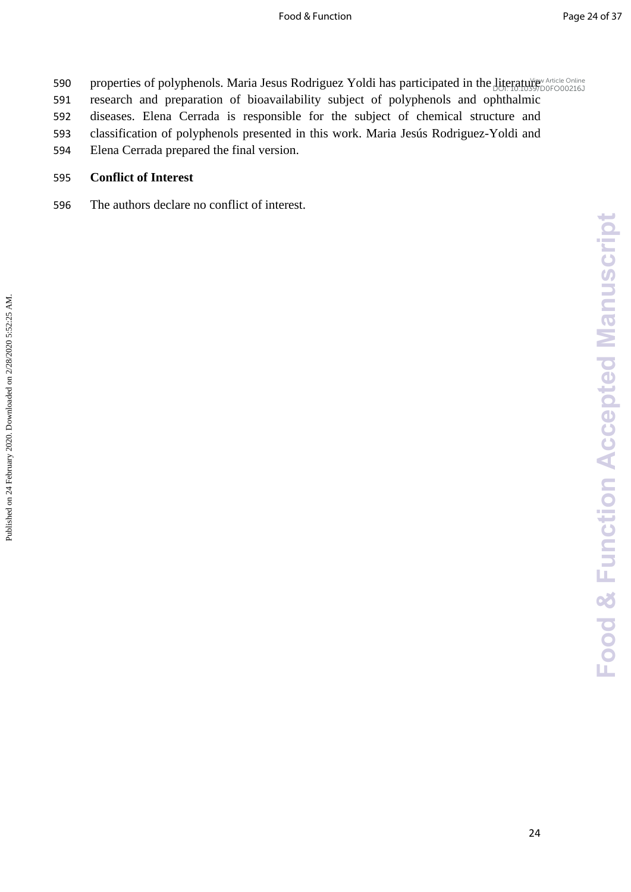properties of polyphenols. Maria Jesus Rodriguez Yoldi has participated in the literature research and preparation of bioavailability subject of polyphenols and ophthalmic diseases. Elena Cerrada is responsible for the subject of chemical structure and classification of polyphenols presented in this work. Maria Jesús Rodriguez-Yoldi and Elena Cerrada prepared the final version.

**Conflict of Interest**

The authors declare no conflict of interest.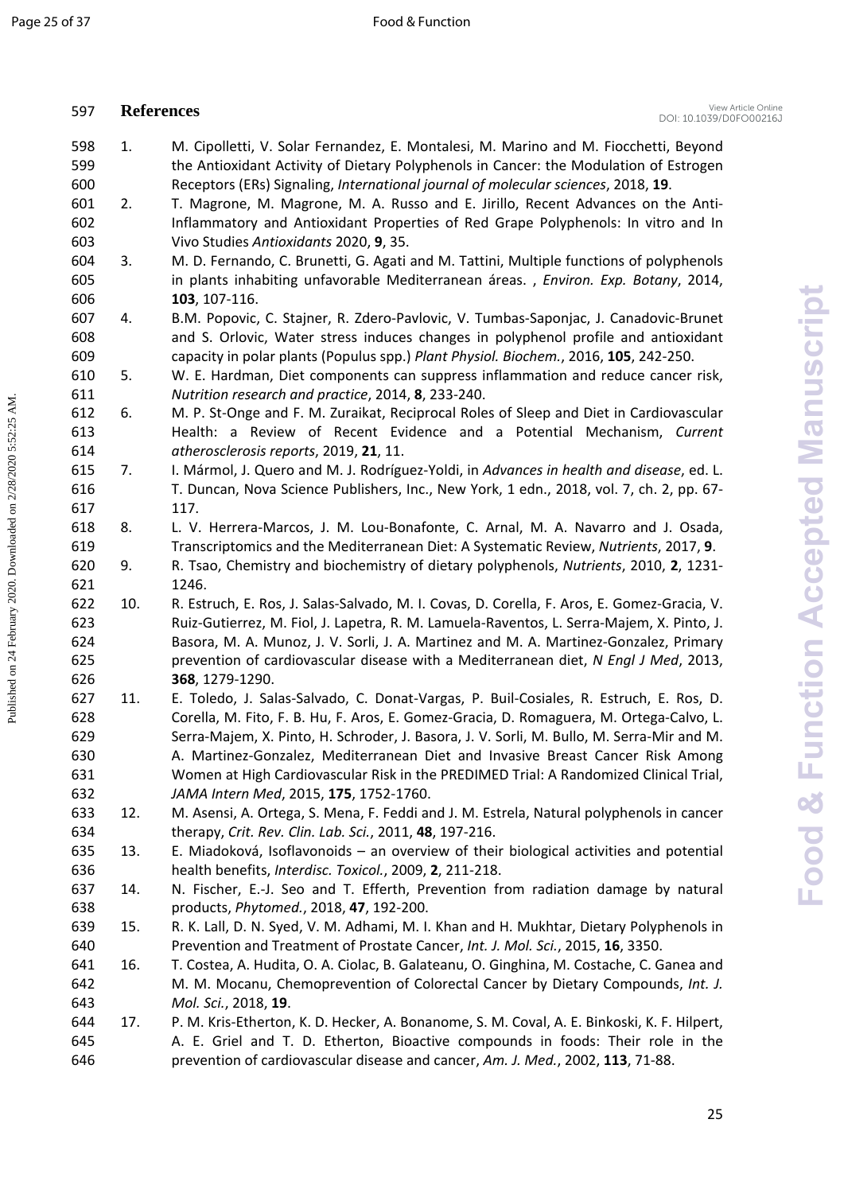## References

1. M. Cipolletti, V. Solar Fernandez, E. Montalesi, M. Marino and M. Fiocchetti, Beyond the Antioxidant Activity of Dietary Polyphenols in Cancer: the Modulation of Estrogen Receptors (ERs) Signaling, *International journal of molecular sciences*, 2018, **19**.
2. T. Magrone, M. Magrone, M. A. Russo and E. Jirillo, Recent Advances on the Anti-Inflammatory and Antioxidant Properties of Red Grape Polyphenols: In vitro and In Vivo Studies *Antioxidants* 2020, **9**, 35.
3. M. D. Fernando, C. Brunetti, G. Agati and M. Tattini, Multiple functions of polyphenols in plants inhabiting unfavorable Mediterranean áreas. , *Environ. Exp. Botany*, 2014, **103**, 107-116.
4. B.M. Popovic, C. Stajner, R. Zdero-Pavlovic, V. Tumbas-Saponjac, J. Canadovic-Brunet and S. Orlovic, Water stress induces changes in polyphenol profile and antioxidant capacity in polar plants (Populus spp.) *Plant Physiol. Biochem.*, 2016, **105**, 242-250.
5. W. E. Hardman, Diet components can suppress inflammation and reduce cancer risk, *Nutrition research and practice*, 2014, **8**, 233-240.
6. M. P. St-Onge and F. M. Zuraikat, Reciprocal Roles of Sleep and Diet in Cardiovascular Health: a Review of Recent Evidence and a Potential Mechanism, *Current atherosclerosis reports*, 2019, **21**, 11.
7. I. Mármol, J. Quero and M. J. Rodríguez-Yoldi, in *Advances in health and disease*, ed. L. T. Duncan, Nova Science Publishers, Inc., New York, 1 edn., 2018, vol. 7, ch. 2, pp. 67-117.
8. L. V. Herrera-Marcos, J. M. Lou-Bonafonte, C. Arnal, M. A. Navarro and J. Osada, Transcriptomics and the Mediterranean Diet: A Systematic Review, *Nutrients*, 2017, **9**.
9. R. Tsao, Chemistry and biochemistry of dietary polyphenols, *Nutrients*, 2010, **2**, 1231-1246.
10. R. Estruch, E. Ros, J. Salas-Salvado, M. I. Covas, D. Corella, F. Aros, E. Gomez-Gracia, V. Ruiz-Gutierrez, M. Fiol, J. Lapetra, R. M. Lamuela-Raventos, L. Serra-Majem, X. Pinto, J. Basora, M. A. Munoz, J. V. Sorli, J. A. Martinez and M. A. Martinez-Gonzalez, Primary prevention of cardiovascular disease with a Mediterranean diet, *N Engl J Med*, 2013, **368**, 1279-1290.
11. E. Toledo, J. Salas-Salvado, C. Donat-Vargas, P. Buil-Cosiales, R. Estruch, E. Ros, D. Corella, M. Fito, F. B. Hu, F. Aros, E. Gomez-Gracia, D. Romaguera, M. Ortega-Calvo, L. Serra-Majem, X. Pinto, H. Schroder, J. Basora, J. V. Sorli, M. Bullo, M. Serra-Mir and M. A. Martinez-Gonzalez, Mediterranean Diet and Invasive Breast Cancer Risk Among Women at High Cardiovascular Risk in the PREDIMED Trial: A Randomized Clinical Trial, *JAMA Intern Med*, 2015, **175**, 1752-1760.
12. M. Asensi, A. Ortega, S. Mena, F. Feddi and J. M. Estrela, Natural polyphenols in cancer therapy, *Crit. Rev. Clin. Lab. Sci.*, 2011, **48**, 197-216.
13. E. Miadoková, Isoflavonoids – an overview of their biological activities and potential health benefits, *Interdisc. Toxicol.*, 2009, **2**, 211-218.
14. N. Fischer, E.-J. Seo and T. Efferth, Prevention from radiation damage by natural products, *Phytomed.*, 2018, **47**, 192-200.
15. R. K. Lall, D. N. Syed, V. M. Adhami, M. I. Khan and H. Mukhtar, Dietary Polyphenols in Prevention and Treatment of Prostate Cancer, *Int. J. Mol. Sci.*, 2015, **16**, 3350.
16. T. Costea, A. Hudita, O. A. Ciolac, B. Galateanu, O. Ginghina, M. Costache, C. Ganea and M. M. Mocanu, Chemoprevention of Colorectal Cancer by Dietary Compounds, *Int. J. Mol. Sci.*, 2018, **19**.
17. P. M. Kris-Etherton, K. D. Hecker, A. Bonanome, S. M. Coval, A. E. Binkoski, K. F. Hilpert, A. E. Griel and T. D. Etherton, Bioactive compounds in foods: Their role in the prevention of cardiovascular disease and cancer, *Am. J. Med.*, 2002, **113**, 71-88.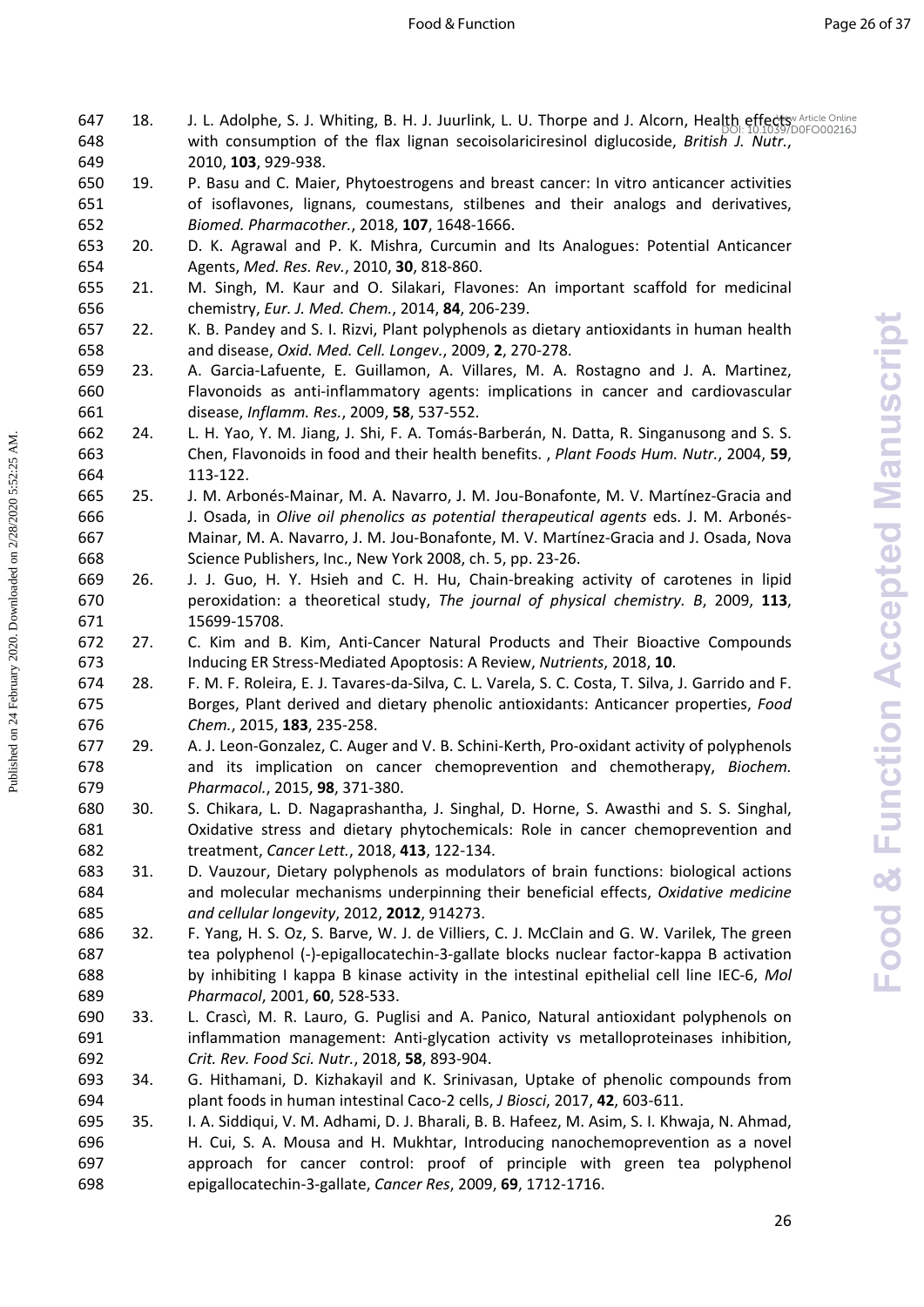18. J. L. Adolphe, S. J. Whiting, B. H. J. Juurlink, L. U. Thorpe and J. Alcorn, Health effects with consumption of the flax lignan secoisolariciresinol diglucoside, *British J. Nutr.*, 2010, **103**, 929-938.
19. P. Basu and C. Maier, Phytoestrogens and breast cancer: In vitro anticancer activities of isoflavones, lignans, coumestans, stilbenes and their analogs and derivatives, *Biomed. Pharmacother.*, 2018, **107**, 1648-1666.
20. D. K. Agrawal and P. K. Mishra, Curcumin and Its Analogues: Potential Anticancer Agents, *Med. Res. Rev.*, 2010, **30**, 818-860.
21. M. Singh, M. Kaur and O. Silakari, Flavones: An important scaffold for medicinal chemistry, *Eur. J. Med. Chem.*, 2014, **84**, 206-239.
22. K. B. Pandey and S. I. Rizvi, Plant polyphenols as dietary antioxidants in human health and disease, *Oxid. Med. Cell. Longev.*, 2009, **2**, 270-278.
23. A. Garcia-Lafuente, E. Guillamon, A. Villares, M. A. Rostagno and J. A. Martinez, Flavonoids as anti-inflammatory agents: implications in cancer and cardiovascular disease, *Inflamm. Res.*, 2009, **58**, 537-552.
24. L. H. Yao, Y. M. Jiang, J. Shi, F. A. Tomás-Barberán, N. Datta, R. Singanusong and S. S. Chen, Flavonoids in food and their health benefits. , *Plant Foods Hum. Nutr.*, 2004, **59**, 113-122.
25. J. M. Arbonés-Mainar, M. A. Navarro, J. M. Jou-Bonafonte, M. V. Martínez-Gracia and J. Osada, in *Olive oil phenolics as potential therapeutical agents* eds. J. M. Arbonés-Mainar, M. A. Navarro, J. M. Jou-Bonafonte, M. V. Martínez-Gracia and J. Osada, Nova Science Publishers, Inc., New York 2008, ch. 5, pp. 23-26.
26. J. J. Guo, H. Y. Hsieh and C. H. Hu, Chain-breaking activity of carotenes in lipid peroxidation: a theoretical study, *The journal of physical chemistry. B*, 2009, **113**, 15699-15708.
27. C. Kim and B. Kim, Anti-Cancer Natural Products and Their Bioactive Compounds Inducing ER Stress-Mediated Apoptosis: A Review, *Nutrients*, 2018, **10**.
28. F. M. F. Roleira, E. J. Tavares-da-Silva, C. L. Varela, S. C. Costa, T. Silva, J. Garrido and F. Borges, Plant derived and dietary phenolic antioxidants: Anticancer properties, *Food Chem.*, 2015, **183**, 235-258.
29. A. J. Leon-Gonzalez, C. Auger and V. B. Schini-Kerth, Pro-oxidant activity of polyphenols and its implication on cancer chemoprevention and chemotherapy, *Biochem. Pharmacol.*, 2015, **98**, 371-380.
30. S. Chikara, L. D. Nagaprashantha, J. Singhal, D. Horne, S. Awasthi and S. S. Singhal, Oxidative stress and dietary phytochemicals: Role in cancer chemoprevention and treatment, *Cancer Lett.*, 2018, **413**, 122-134.
31. D. Vauzour, Dietary polyphenols as modulators of brain functions: biological actions and molecular mechanisms underpinning their beneficial effects, *Oxidative medicine and cellular longevity*, 2012, **2012**, 914273.
32. F. Yang, H. S. Oz, S. Barve, W. J. de Villiers, C. J. McClain and G. W. Varilek, The green tea polyphenol (-)-epigallocatechin-3-gallate blocks nuclear factor-kappa B activation by inhibiting I kappa B kinase activity in the intestinal epithelial cell line IEC-6, *Mol Pharmacol*, 2001, **60**, 528-533.
33. L. Crascì, M. R. Lauro, G. Puglisi and A. Panico, Natural antioxidant polyphenols on inflammation management: Anti-glycation activity vs metalloproteinases inhibition, *Crit. Rev. Food Sci. Nutr.*, 2018, **58**, 893-904.
34. G. Hithamani, D. Kizhakayil and K. Srinivasan, Uptake of phenolic compounds from plant foods in human intestinal Caco-2 cells, *J Biosci*, 2017, **42**, 603-611.
35. I. A. Siddiqui, V. M. Adhami, D. J. Bharali, B. B. Hafeez, M. Asim, S. I. Khwaja, N. Ahmad, H. Cui, S. A. Mousa and H. Mukhtar, Introducing nanochemoprevention as a novel approach for cancer control: proof of principle with green tea polyphenol epigallocatechin-3-gallate, *Cancer Res*, 2009, **69**, 1712-1716.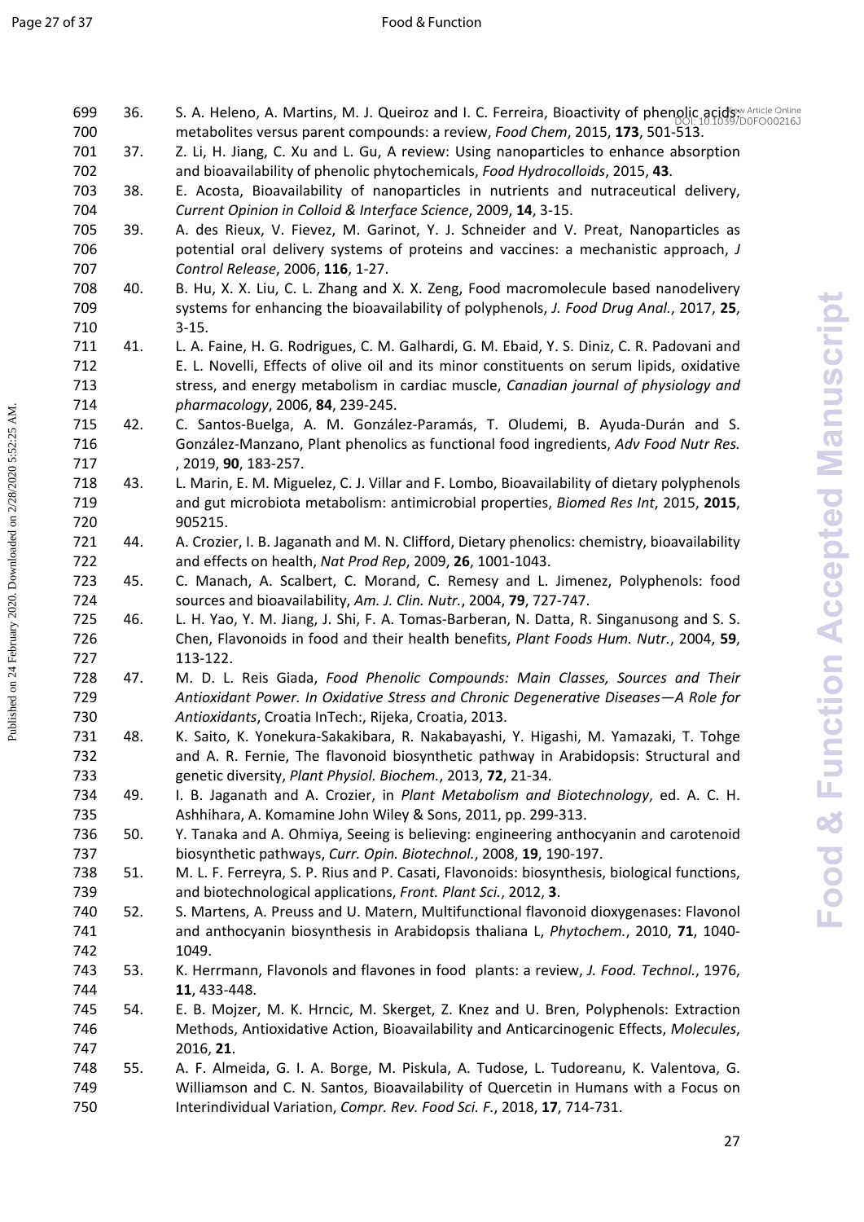36. S. A. Heleno, A. Martins, M. J. Queiroz and I. C. Ferreira, Bioactivity of phenolic acids: metabolites versus parent compounds: a review, *Food Chem*, 2015, **173**, 501-513.
37. Z. Li, H. Jiang, C. Xu and L. Gu, A review: Using nanoparticles to enhance absorption and bioavailability of phenolic phytochemicals, *Food Hydrocolloids*, 2015, **43**.
38. E. Acosta, Bioavailability of nanoparticles in nutrients and nutraceutical delivery, *Current Opinion in Colloid & Interface Science*, 2009, **14**, 3-15.
39. A. des Rieux, V. Fievez, M. Garinot, Y. J. Schneider and V. Preat, Nanoparticles as potential oral delivery systems of proteins and vaccines: a mechanistic approach, *J Control Release*, 2006, **116**, 1-27.
40. B. Hu, X. X. Liu, C. L. Zhang and X. X. Zeng, Food macromolecule based nanodelivery systems for enhancing the bioavailability of polyphenols, *J. Food Drug Anal.*, 2017, **25**, 3-15.
41. L. A. Faine, H. G. Rodrigues, C. M. Galhardi, G. M. Ebaid, Y. S. Diniz, C. R. Padovani and E. L. Novelli, Effects of olive oil and its minor constituents on serum lipids, oxidative stress, and energy metabolism in cardiac muscle, *Canadian journal of physiology and pharmacology*, 2006, **84**, 239-245.
42. C. Santos-Buelga, A. M. González-Paramás, T. Oludemi, B. Ayuda-Durán and S. González-Manzano, Plant phenolics as functional food ingredients, *Adv Food Nutr Res.*, 2019, **90**, 183-257.
43. L. Marin, E. M. Miguelez, C. J. Villar and F. Lombo, Bioavailability of dietary polyphenols and gut microbiota metabolism: antimicrobial properties, *Biomed Res Int*, 2015, **2015**, 905215.
44. A. Crozier, I. B. Jaganath and M. N. Clifford, Dietary phenolics: chemistry, bioavailability and effects on health, *Nat Prod Rep*, 2009, **26**, 1001-1043.
45. C. Manach, A. Scalbert, C. Morand, C. Remesy and L. Jimenez, Polyphenols: food sources and bioavailability, *Am. J. Clin. Nutr.*, 2004, **79**, 727-747.
46. L. H. Yao, Y. M. Jiang, J. Shi, F. A. Tomas-Barberan, N. Datta, R. Singanusong and S. S. Chen, Flavonoids in food and their health benefits, *Plant Foods Hum. Nutr.*, 2004, **59**, 113-122.
47. M. D. L. Reis Giada, *Food Phenolic Compounds: Main Classes, Sources and Their Antioxidant Power. In Oxidative Stress and Chronic Degenerative Diseases—A Role for Antioxidants*, Croatia InTech:, Rijeka, Croatia, 2013.
48. K. Saito, K. Yonekura-Sakakibara, R. Nakabayashi, Y. Higashi, M. Yamazaki, T. Tohge and A. R. Fernie, The flavonoid biosynthetic pathway in Arabidopsis: Structural and genetic diversity, *Plant Physiol. Biochem.*, 2013, **72**, 21-34.
49. I. B. Jaganath and A. Crozier, in *Plant Metabolism and Biotechnology*, ed. A. C. H. Ashhihara, A. Komamine John Wiley & Sons, 2011, pp. 299-313.
50. Y. Tanaka and A. Ohmiya, Seeing is believing: engineering anthocyanin and carotenoid biosynthetic pathways, *Curr. Opin. Biotechnol.*, 2008, **19**, 190-197.
51. M. L. F. Ferreyra, S. P. Rius and P. Casati, Flavonoids: biosynthesis, biological functions, and biotechnological applications, *Front. Plant Sci.*, 2012, **3**.
52. S. Martens, A. Preuss and U. Matern, Multifunctional flavonoid dioxygenases: Flavonol and anthocyanin biosynthesis in Arabidopsis thaliana L, *Phytochem.*, 2010, **71**, 1040-1049.
53. K. Herrmann, Flavonols and flavones in food plants: a review, *J. Food. Technol.*, 1976, **11**, 433-448.
54. E. B. Mojzer, M. K. Hrncic, M. Skerget, Z. Knez and U. Bren, Polyphenols: Extraction Methods, Antioxidative Action, Bioavailability and Anticarcinogenic Effects, *Molecules*, 2016, **21**.
55. A. F. Almeida, G. I. A. Borge, M. Piskula, A. Tudose, L. Tudoreanu, K. Valentova, G. Williamson and C. N. Santos, Bioavailability of Quercetin in Humans with a Focus on Interindividual Variation, *Compr. Rev. Food Sci. F.*, 2018, **17**, 714-731.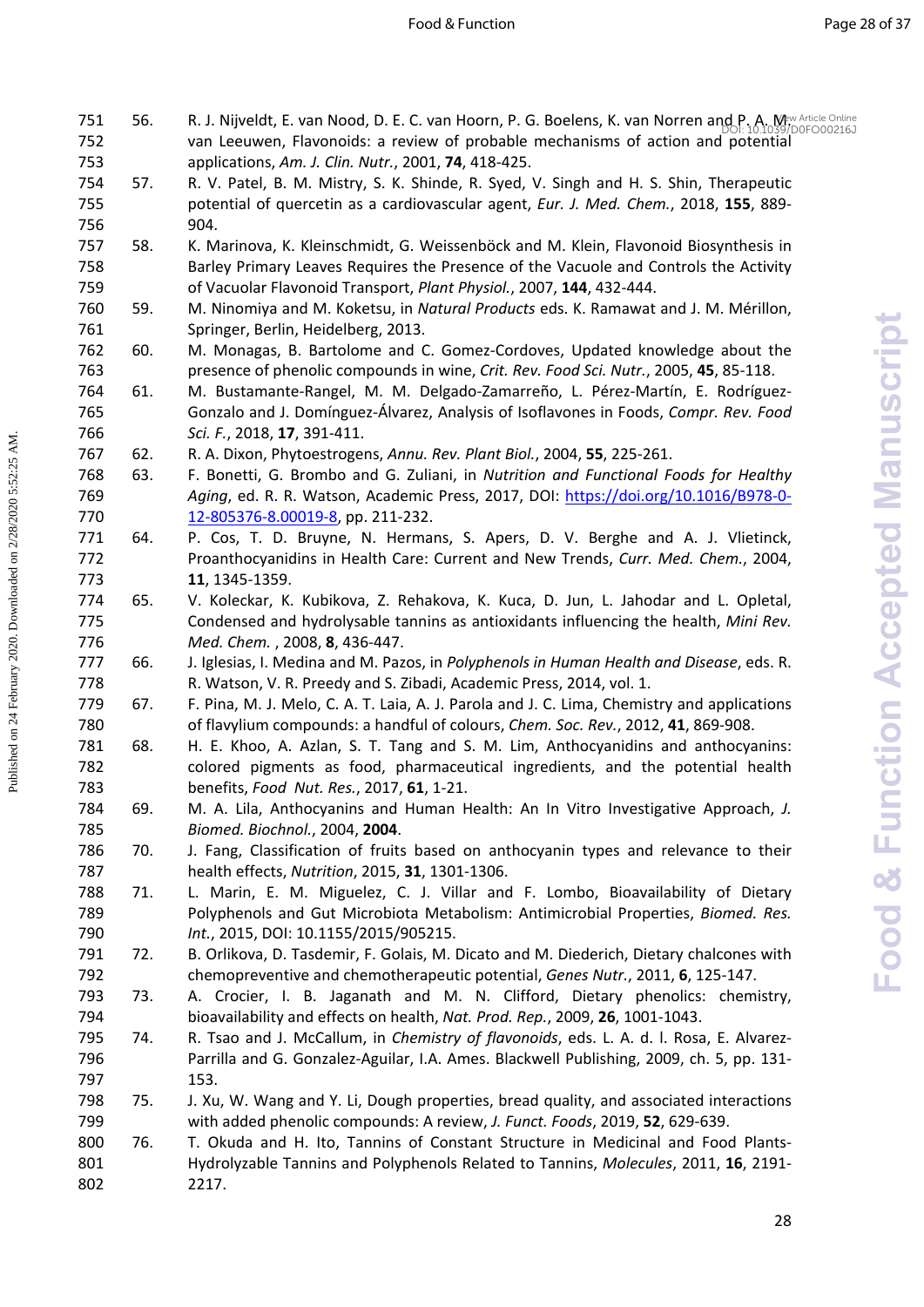56. R. J. Nijveldt, E. van Nood, D. E. C. van Hoorn, P. G. Boelens, K. van Norren and P. A. M. van Leeuwen, Flavonoids: a review of probable mechanisms of action and potential applications, *Am. J. Clin. Nutr.*, 2001, **74**, 418-425.
57. R. V. Patel, B. M. Mistry, S. K. Shinde, R. Syed, V. Singh and H. S. Shin, Therapeutic potential of quercetin as a cardiovascular agent, *Eur. J. Med. Chem.*, 2018, **155**, 889-904.
58. K. Marinova, K. Kleinschmidt, G. Weissenböck and M. Klein, Flavonoid Biosynthesis in Barley Primary Leaves Requires the Presence of the Vacuole and Controls the Activity of Vacuolar Flavonoid Transport, *Plant Physiol.*, 2007, **144**, 432-444.
59. M. Ninomiya and M. Koketsu, in *Natural Products* eds. K. Ramawat and J. M. Mérillon, Springer, Berlin, Heidelberg, 2013.
60. M. Monagas, B. Bartolome and C. Gomez-Cordoves, Updated knowledge about the presence of phenolic compounds in wine, *Crit. Rev. Food Sci. Nutr.*, 2005, **45**, 85-118.
61. M. Bustamante-Rangel, M. M. Delgado-Zamarreño, L. Pérez-Martín, E. Rodríguez-Gonzalo and J. Domínguez-Álvarez, Analysis of Isoflavones in Foods, *Compr. Rev. Food Sci. F.*, 2018, **17**, 391-411.
62. R. A. Dixon, Phytoestrogens, *Annu. Rev. Plant Biol.*, 2004, **55**, 225-261.
63. F. Bonetti, G. Brombo and G. Zuliani, in *Nutrition and Functional Foods for Healthy Aging*, ed. R. R. Watson, Academic Press, 2017, DOI: https://doi.org/10.1016/B978-0-12-805376-8.00019-8, pp. 211-232.
64. P. Cos, T. D. Bruyne, N. Hermans, S. Apers, D. V. Berghe and A. J. Vlietinck, Proanthocyanidins in Health Care: Current and New Trends, *Curr. Med. Chem.*, 2004, **11**, 1345-1359.
65. V. Koleckar, K. Kubikova, Z. Rehakova, K. Kuca, D. Jun, L. Jahodar and L. Opletal, Condensed and hydrolysable tannins as antioxidants influencing the health, *Mini Rev. Med. Chem.* , 2008, **8**, 436-447.
66. J. Iglesias, I. Medina and M. Pazos, in *Polyphenols in Human Health and Disease*, eds. R. R. Watson, V. R. Preedy and S. Zibadi, Academic Press, 2014, vol. 1.
67. F. Pina, M. J. Melo, C. A. T. Laia, A. J. Parola and J. C. Lima, Chemistry and applications of flavylium compounds: a handful of colours, *Chem. Soc. Rev.*, 2012, **41**, 869-908.
68. H. E. Khoo, A. Azlan, S. T. Tang and S. M. Lim, Anthocyanidins and anthocyanins: colored pigments as food, pharmaceutical ingredients, and the potential health benefits, *Food Nut. Res.*, 2017, **61**, 1-21.
69. M. A. Lila, Anthocyanins and Human Health: An In Vitro Investigative Approach, *J. Biomed. Biochnol.*, 2004, **2004**.
70. J. Fang, Classification of fruits based on anthocyanin types and relevance to their health effects, *Nutrition*, 2015, **31**, 1301-1306.
71. L. Marin, E. M. Miguelez, C. J. Villar and F. Lombo, Bioavailability of Dietary Polyphenols and Gut Microbiota Metabolism: Antimicrobial Properties, *Biomed. Res. Int.*, 2015, DOI: 10.1155/2015/905215.
72. B. Orlikova, D. Tasdemir, F. Golais, M. Dicato and M. Diederich, Dietary chalcones with chemopreventive and chemotherapeutic potential, *Genes Nutr.*, 2011, **6**, 125-147.
73. A. Crocier, I. B. Jaganath and M. N. Clifford, Dietary phenolics: chemistry, bioavailability and effects on health, *Nat. Prod. Rep.*, 2009, **26**, 1001-1043.
74. R. Tsao and J. McCallum, in *Chemistry of flavonoids*, eds. L. A. d. l. Rosa, E. Alvarez-Parrilla and G. Gonzalez-Aguilar, I.A. Ames. Blackwell Publishing, 2009, ch. 5, pp. 131-153.
75. J. Xu, W. Wang and Y. Li, Dough properties, bread quality, and associated interactions with added phenolic compounds: A review, *J. Funct. Foods*, 2019, **52**, 629-639.
76. T. Okuda and H. Ito, Tannins of Constant Structure in Medicinal and Food Plants-Hydrolyzable Tannins and Polyphenols Related to Tannins, *Molecules*, 2011, **16**, 2191-2217.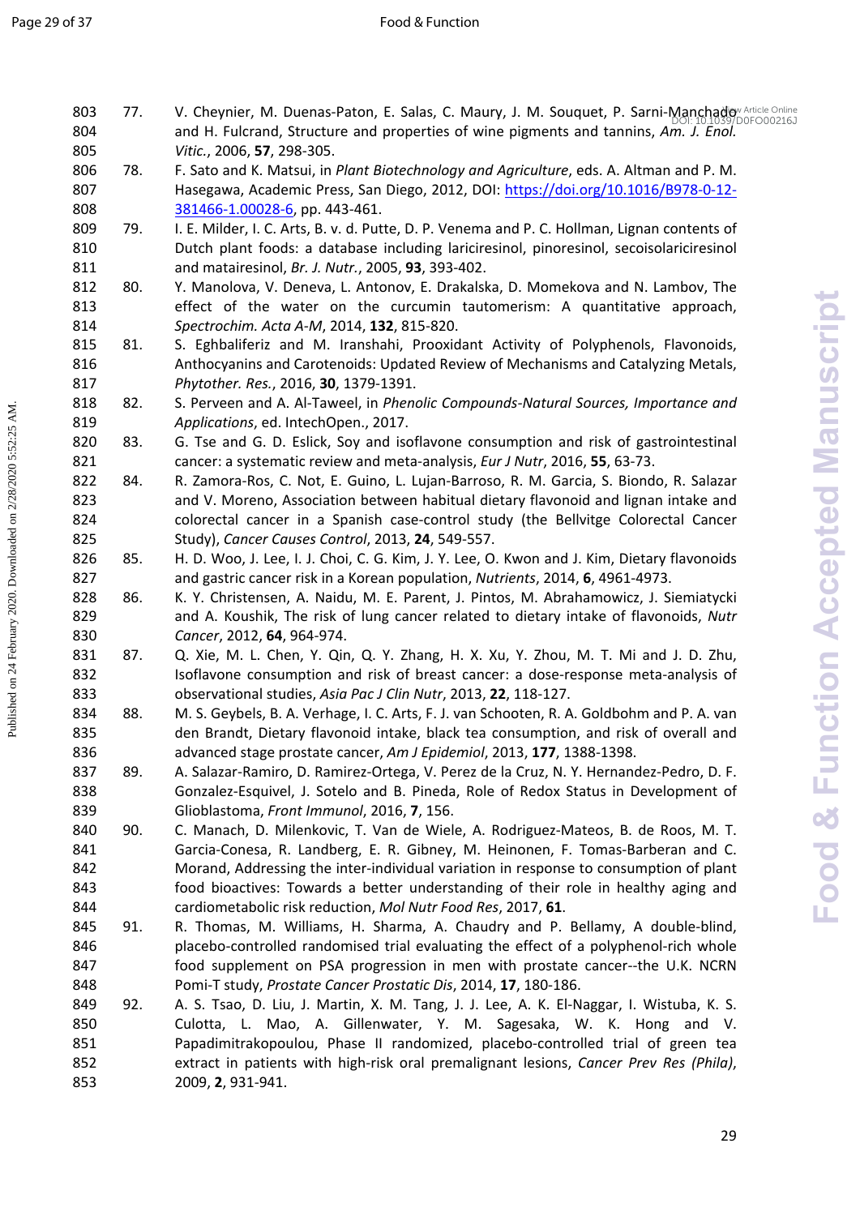77. V. Cheynier, M. Duenas-Paton, E. Salas, C. Maury, J. M. Souquet, P. Sarni-Manchado and H. Fulcrand, Structure and properties of wine pigments and tannins, *Am. J. Enol. Vitic.*, 2006, **57**, 298-305.
78. F. Sato and K. Matsui, in *Plant Biotechnology and Agriculture*, eds. A. Altman and P. M. Hasegawa, Academic Press, San Diego, 2012, DOI: https://doi.org/10.1016/B978-0-12-381466-1.00028-6, pp. 443-461.
79. I. E. Milder, I. C. Arts, B. v. d. Putte, D. P. Venema and P. C. Hollman, Lignan contents of Dutch plant foods: a database including lariciresinol, pinoresinol, secoisolariciresinol and matairesinol, *Br. J. Nutr.*, 2005, **93**, 393-402.
80. Y. Manolova, V. Deneva, L. Antonov, E. Drakalska, D. Momekova and N. Lambov, The effect of the water on the curcumin tautomerism: A quantitative approach, *Spectrochim. Acta A-M*, 2014, **132**, 815-820.
81. S. Eghbaliferiz and M. Iranshahi, Prooxidant Activity of Polyphenols, Flavonoids, Anthocyanins and Carotenoids: Updated Review of Mechanisms and Catalyzing Metals, *Phytother. Res.*, 2016, **30**, 1379-1391.
82. S. Perveen and A. Al-Taweel, in *Phenolic Compounds-Natural Sources, Importance and Applications*, ed. IntechOpen., 2017.
83. G. Tse and G. D. Eslick, Soy and isoflavone consumption and risk of gastrointestinal cancer: a systematic review and meta-analysis, *Eur J Nutr*, 2016, **55**, 63-73.
84. R. Zamora-Ros, C. Not, E. Guino, L. Lujan-Barroso, R. M. Garcia, S. Biondo, R. Salazar and V. Moreno, Association between habitual dietary flavonoid and lignan intake and colorectal cancer in a Spanish case-control study (the Bellvitge Colorectal Cancer Study), *Cancer Causes Control*, 2013, **24**, 549-557.
85. H. D. Woo, J. Lee, I. J. Choi, C. G. Kim, J. Y. Lee, O. Kwon and J. Kim, Dietary flavonoids and gastric cancer risk in a Korean population, *Nutrients*, 2014, **6**, 4961-4973.
86. K. Y. Christensen, A. Naidu, M. E. Parent, J. Pintos, M. Abrahamowicz, J. Siemiatycki and A. Koushik, The risk of lung cancer related to dietary intake of flavonoids, *Nutr Cancer*, 2012, **64**, 964-974.
87. Q. Xie, M. L. Chen, Y. Qin, Q. Y. Zhang, H. X. Xu, Y. Zhou, M. T. Mi and J. D. Zhu, Isoflavone consumption and risk of breast cancer: a dose-response meta-analysis of observational studies, *Asia Pac J Clin Nutr*, 2013, **22**, 118-127.
88. M. S. Geybels, B. A. Verhage, I. C. Arts, F. J. van Schooten, R. A. Goldbohm and P. A. van den Brandt, Dietary flavonoid intake, black tea consumption, and risk of overall and advanced stage prostate cancer, *Am J Epidemiol*, 2013, **177**, 1388-1398.
89. A. Salazar-Ramiro, D. Ramirez-Ortega, V. Perez de la Cruz, N. Y. Hernandez-Pedro, D. F. Gonzalez-Esquivel, J. Sotelo and B. Pineda, Role of Redox Status in Development of Glioblastoma, *Front Immunol*, 2016, **7**, 156.
90. C. Manach, D. Milenkovic, T. Van de Wiele, A. Rodriguez-Mateos, B. de Roos, M. T. Garcia-Conesa, R. Landberg, E. R. Gibney, M. Heinonen, F. Tomas-Barberan and C. Morand, Addressing the inter-individual variation in response to consumption of plant food bioactives: Towards a better understanding of their role in healthy aging and cardiometabolic risk reduction, *Mol Nutr Food Res*, 2017, **61**.
91. R. Thomas, M. Williams, H. Sharma, A. Chaudry and P. Bellamy, A double-blind, placebo-controlled randomised trial evaluating the effect of a polyphenol-rich whole food supplement on PSA progression in men with prostate cancer--the U.K. NCRN Pomi-T study, *Prostate Cancer Prostatic Dis*, 2014, **17**, 180-186.
92. A. S. Tsao, D. Liu, J. Martin, X. M. Tang, J. J. Lee, A. K. El-Naggar, I. Wistuba, K. S. Culotta, L. Mao, A. Gillenwater, Y. M. Sagesaka, W. K. Hong and V. Papadimitrakopoulou, Phase II randomized, placebo-controlled trial of green tea extract in patients with high-risk oral premalignant lesions, *Cancer Prev Res (Phila)*, 2009, **2**, 931-941.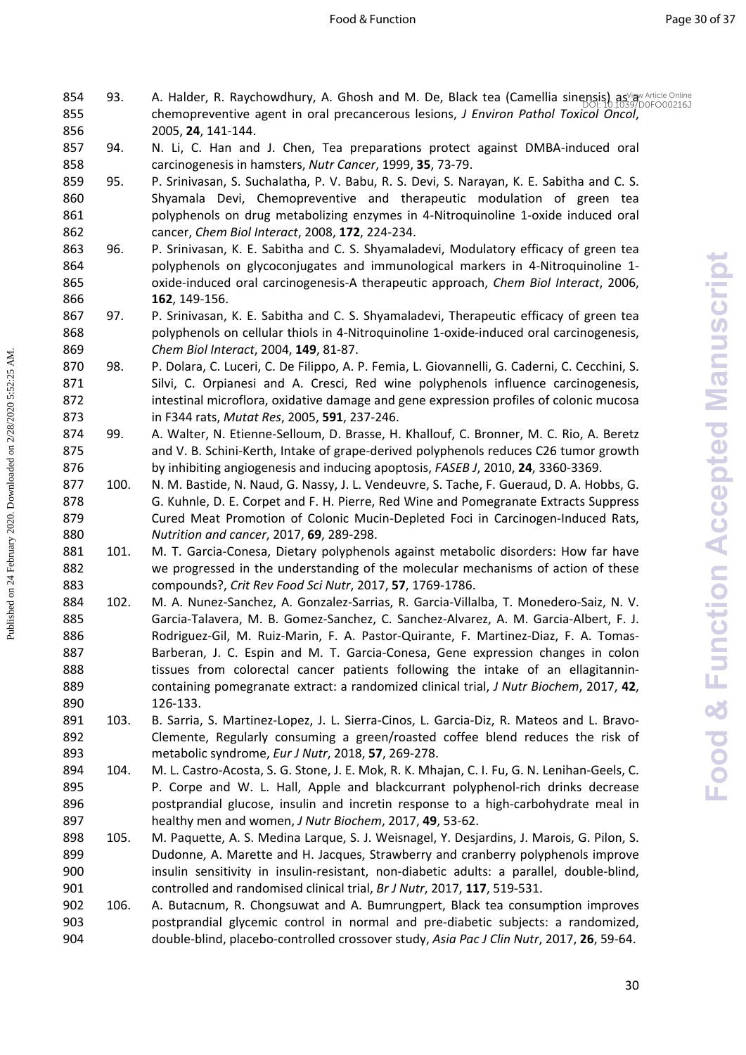93. A. Halder, R. Raychowdhury, A. Ghosh and M. De, Black tea (Camellia sinensis) as a chemopreventive agent in oral precancerous lesions, *J Environ Pathol Toxicol Oncol*, 2005, **24**, 141-144.

94. N. Li, C. Han and J. Chen, Tea preparations protect against DMBA-induced oral carcinogenesis in hamsters, *Nutr Cancer*, 1999, **35**, 73-79.

95. P. Srinivasan, S. Suchalatha, P. V. Babu, R. S. Devi, S. Narayan, K. E. Sabitha and C. S. Shyamala Devi, Chemopreventive and therapeutic modulation of green tea polyphenols on drug metabolizing enzymes in 4-Nitroquinoline 1-oxide induced oral cancer, *Chem Biol Interact*, 2008, **172**, 224-234.

96. P. Srinivasan, K. E. Sabitha and C. S. Shyamaladevi, Modulatory efficacy of green tea polyphenols on glycoconjugates and immunological markers in 4-Nitroquinoline 1-oxide-induced oral carcinogenesis-A therapeutic approach, *Chem Biol Interact*, 2006, **162**, 149-156.

97. P. Srinivasan, K. E. Sabitha and C. S. Shyamaladevi, Therapeutic efficacy of green tea polyphenols on cellular thiols in 4-Nitroquinoline 1-oxide-induced oral carcinogenesis, *Chem Biol Interact*, 2004, **149**, 81-87.

98. P. Dolara, C. Luceri, C. De Filippo, A. P. Femia, L. Giovannelli, G. Caderni, C. Cecchini, S. Silvi, C. Orpianesi and A. Cresci, Red wine polyphenols influence carcinogenesis, intestinal microflora, oxidative damage and gene expression profiles of colonic mucosa in F344 rats, *Mutat Res*, 2005, **591**, 237-246.

99. A. Walter, N. Etienne-Selloum, D. Brasse, H. Khallouf, C. Bronner, M. C. Rio, A. Beretz and V. B. Schini-Kerth, Intake of grape-derived polyphenols reduces C26 tumor growth by inhibiting angiogenesis and inducing apoptosis, *FASEB J*, 2010, **24**, 3360-3369.

100. N. M. Bastide, N. Naud, G. Nassy, J. L. Vendeuvre, S. Tache, F. Gueraud, D. A. Hobbs, G. G. Kuhnle, D. E. Corpet and F. H. Pierre, Red Wine and Pomegranate Extracts Suppress Cured Meat Promotion of Colonic Mucin-Depleted Foci in Carcinogen-Induced Rats, *Nutrition and cancer*, 2017, **69**, 289-298.

101. M. T. Garcia-Conesa, Dietary polyphenols against metabolic disorders: How far have we progressed in the understanding of the molecular mechanisms of action of these compounds?, *Crit Rev Food Sci Nutr*, 2017, **57**, 1769-1786.

102. M. A. Nunez-Sanchez, A. Gonzalez-Sarrias, R. Garcia-Villalba, T. Monedero-Saiz, N. V. Garcia-Talavera, M. B. Gomez-Sanchez, C. Sanchez-Alvarez, A. M. Garcia-Albert, F. J. Rodriguez-Gil, M. Ruiz-Marin, F. A. Pastor-Quirante, F. Martinez-Diaz, F. A. Tomas-Barberan, J. C. Espin and M. T. Garcia-Conesa, Gene expression changes in colon tissues from colorectal cancer patients following the intake of an ellagitannin-containing pomegranate extract: a randomized clinical trial, *J Nutr Biochem*, 2017, **42**, 126-133.

103. B. Sarria, S. Martinez-Lopez, J. L. Sierra-Cinos, L. Garcia-Diz, R. Mateos and L. Bravo-Clemente, Regularly consuming a green/roasted coffee blend reduces the risk of metabolic syndrome, *Eur J Nutr*, 2018, **57**, 269-278.

104. M. L. Castro-Acosta, S. G. Stone, J. E. Mok, R. K. Mhajan, C. I. Fu, G. N. Lenihan-Geels, C. P. Corpe and W. L. Hall, Apple and blackcurrant polyphenol-rich drinks decrease postprandial glucose, insulin and incretin response to a high-carbohydrate meal in healthy men and women, *J Nutr Biochem*, 2017, **49**, 53-62.

105. M. Paquette, A. S. Medina Larque, S. J. Weisnagel, Y. Desjardins, J. Marois, G. Pilon, S. Dudonne, A. Marette and H. Jacques, Strawberry and cranberry polyphenols improve insulin sensitivity in insulin-resistant, non-diabetic adults: a parallel, double-blind, controlled and randomised clinical trial, *Br J Nutr*, 2017, **117**, 519-531.

106. A. Butacnum, R. Chongsuwat and A. Bumrungpert, Black tea consumption improves postprandial glycemic control in normal and pre-diabetic subjects: a randomized, double-blind, placebo-controlled crossover study, *Asia Pac J Clin Nutr*, 2017, **26**, 59-64.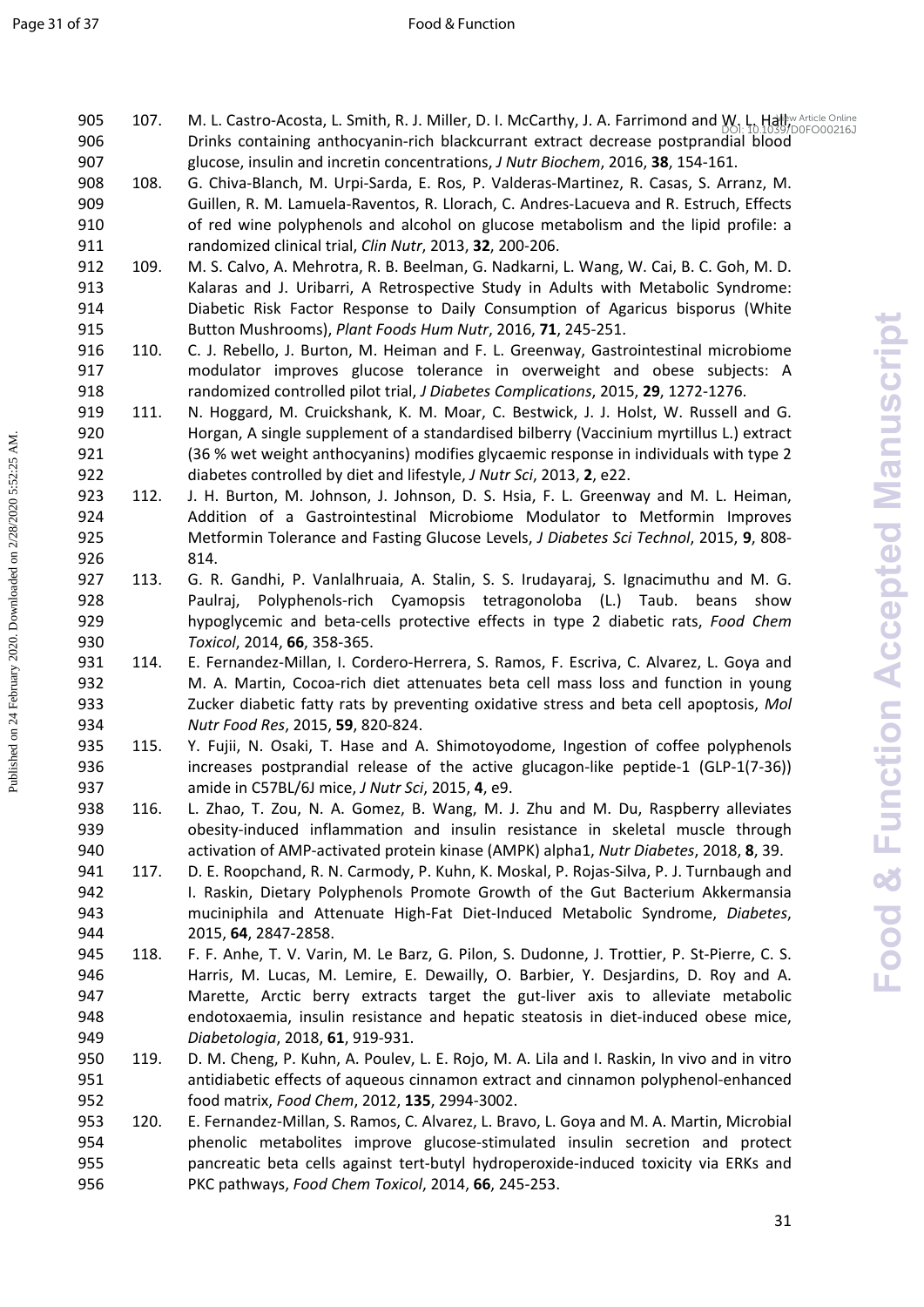107. M. L. Castro-Acosta, L. Smith, R. J. Miller, D. I. McCarthy, J. A. Farrimond and W. L. Hall, Drinks containing anthocyanin-rich blackcurrant extract decrease postprandial blood glucose, insulin and incretin concentrations, *J Nutr Biochem*, 2016, **38**, 154-161.
108. G. Chiva-Blanch, M. Urpi-Sarda, E. Ros, P. Valderas-Martinez, R. Casas, S. Arranz, M. Guillen, R. M. Lamuela-Raventos, R. Llorach, C. Andres-Lacueva and R. Estruch, Effects of red wine polyphenols and alcohol on glucose metabolism and the lipid profile: a randomized clinical trial, *Clin Nutr*, 2013, **32**, 200-206.
109. M. S. Calvo, A. Mehrotra, R. B. Beelman, G. Nadkarni, L. Wang, W. Cai, B. C. Goh, M. D. Kalaras and J. Uribarri, A Retrospective Study in Adults with Metabolic Syndrome: Diabetic Risk Factor Response to Daily Consumption of Agaricus bisporus (White Button Mushrooms), *Plant Foods Hum Nutr*, 2016, **71**, 245-251.
110. C. J. Rebello, J. Burton, M. Heiman and F. L. Greenway, Gastrointestinal microbiome modulator improves glucose tolerance in overweight and obese subjects: A randomized controlled pilot trial, *J Diabetes Complications*, 2015, **29**, 1272-1276.
111. N. Hoggard, M. Cruickshank, K. M. Moar, C. Bestwick, J. J. Holst, W. Russell and G. Horgan, A single supplement of a standardised bilberry (Vaccinium myrtillus L.) extract (36 % wet weight anthocyanins) modifies glycaemic response in individuals with type 2 diabetes controlled by diet and lifestyle, *J Nutr Sci*, 2013, **2**, e22.
112. J. H. Burton, M. Johnson, J. Johnson, D. S. Hsia, F. L. Greenway and M. L. Heiman, Addition of a Gastrointestinal Microbiome Modulator to Metformin Improves Metformin Tolerance and Fasting Glucose Levels, *J Diabetes Sci Technol*, 2015, **9**, 808-814.
113. G. R. Gandhi, P. Vanlalhruaia, A. Stalin, S. S. Irudayaraj, S. Ignacimuthu and M. G. Paulraj, Polyphenols-rich Cyamopsis tetragonoloba (L.) Taub. beans show hypoglycemic and beta-cells protective effects in type 2 diabetic rats, *Food Chem Toxicol*, 2014, **66**, 358-365.
114. E. Fernandez-Millan, I. Cordero-Herrera, S. Ramos, F. Escriva, C. Alvarez, L. Goya and M. A. Martin, Cocoa-rich diet attenuates beta cell mass loss and function in young Zucker diabetic fatty rats by preventing oxidative stress and beta cell apoptosis, *Mol Nutr Food Res*, 2015, **59**, 820-824.
115. Y. Fujii, N. Osaki, T. Hase and A. Shimotoyodome, Ingestion of coffee polyphenols increases postprandial release of the active glucagon-like peptide-1 (GLP-1(7-36)) amide in C57BL/6J mice, *J Nutr Sci*, 2015, **4**, e9.
116. L. Zhao, T. Zou, N. A. Gomez, B. Wang, M. J. Zhu and M. Du, Raspberry alleviates obesity-induced inflammation and insulin resistance in skeletal muscle through activation of AMP-activated protein kinase (AMPK) alpha1, *Nutr Diabetes*, 2018, **8**, 39.
117. D. E. Roopchand, R. N. Carmody, P. Kuhn, K. Moskal, P. Rojas-Silva, P. J. Turnbaugh and I. Raskin, Dietary Polyphenols Promote Growth of the Gut Bacterium Akkermansia muciniphila and Attenuate High-Fat Diet-Induced Metabolic Syndrome, *Diabetes*, 2015, **64**, 2847-2858.
118. F. F. Anhe, T. V. Varin, M. Le Barz, G. Pilon, S. Dudonne, J. Trottier, P. St-Pierre, C. S. Harris, M. Lucas, M. Lemire, E. Dewailly, O. Barbier, Y. Desjardins, D. Roy and A. Marette, Arctic berry extracts target the gut-liver axis to alleviate metabolic endotoxaemia, insulin resistance and hepatic steatosis in diet-induced obese mice, *Diabetologia*, 2018, **61**, 919-931.
119. D. M. Cheng, P. Kuhn, A. Poulev, L. E. Rojo, M. A. Lila and I. Raskin, In vivo and in vitro antidiabetic effects of aqueous cinnamon extract and cinnamon polyphenol-enhanced food matrix, *Food Chem*, 2012, **135**, 2994-3002.
120. E. Fernandez-Millan, S. Ramos, C. Alvarez, L. Bravo, L. Goya and M. A. Martin, Microbial phenolic metabolites improve glucose-stimulated insulin secretion and protect pancreatic beta cells against tert-butyl hydroperoxide-induced toxicity via ERKs and PKC pathways, *Food Chem Toxicol*, 2014, **66**, 245-253.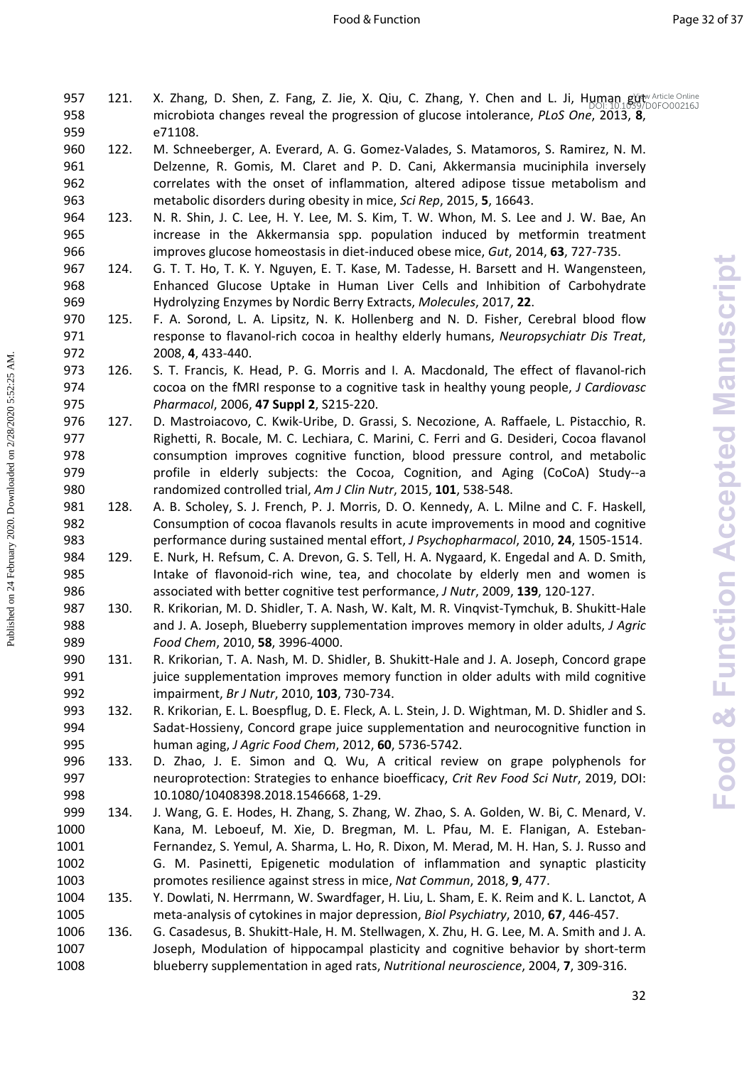121. X. Zhang, D. Shen, Z. Fang, Z. Jie, X. Qiu, C. Zhang, Y. Chen and L. Ji, Human gut microbiota changes reveal the progression of glucose intolerance, *PLoS One*, 2013, **8**, e71108.

122. M. Schneeberger, A. Everard, A. G. Gomez-Valades, S. Matamoros, S. Ramirez, N. M. Delzenne, R. Gomis, M. Claret and P. D. Cani, Akkermansia muciniphila inversely correlates with the onset of inflammation, altered adipose tissue metabolism and metabolic disorders during obesity in mice, *Sci Rep*, 2015, **5**, 16643.

123. N. R. Shin, J. C. Lee, H. Y. Lee, M. S. Kim, T. W. Whon, M. S. Lee and J. W. Bae, An increase in the Akkermansia spp. population induced by metformin treatment improves glucose homeostasis in diet-induced obese mice, *Gut*, 2014, **63**, 727-735.

124. G. T. T. Ho, T. K. Y. Nguyen, E. T. Kase, M. Tadesse, H. Barsett and H. Wangensteen, Enhanced Glucose Uptake in Human Liver Cells and Inhibition of Carbohydrate Hydrolyzing Enzymes by Nordic Berry Extracts, *Molecules*, 2017, **22**.

125. F. A. Sorond, L. A. Lipsitz, N. K. Hollenberg and N. D. Fisher, Cerebral blood flow response to flavanol-rich cocoa in healthy elderly humans, *Neuropsychiatr Dis Treat*, 2008, **4**, 433-440.

126. S. T. Francis, K. Head, P. G. Morris and I. A. Macdonald, The effect of flavanol-rich cocoa on the fMRI response to a cognitive task in healthy young people, *J Cardiovasc Pharmacol*, 2006, **47 Suppl 2**, S215-220.

127. D. Mastroiacovo, C. Kwik-Uribe, D. Grassi, S. Necozione, A. Raffaele, L. Pistacchio, R. Righetti, R. Bocale, M. C. Lechiara, C. Marini, C. Ferri and G. Desideri, Cocoa flavanol consumption improves cognitive function, blood pressure control, and metabolic profile in elderly subjects: the Cocoa, Cognition, and Aging (CoCoA) Study--a randomized controlled trial, *Am J Clin Nutr*, 2015, **101**, 538-548.

128. A. B. Scholey, S. J. French, P. J. Morris, D. O. Kennedy, A. L. Milne and C. F. Haskell, Consumption of cocoa flavanols results in acute improvements in mood and cognitive performance during sustained mental effort, *J Psychopharmacol*, 2010, **24**, 1505-1514.

129. E. Nurk, H. Refsum, C. A. Drevon, G. S. Tell, H. A. Nygaard, K. Engedal and A. D. Smith, Intake of flavonoid-rich wine, tea, and chocolate by elderly men and women is associated with better cognitive test performance, *J Nutr*, 2009, **139**, 120-127.

130. R. Krikorian, M. D. Shidler, T. A. Nash, W. Kalt, M. R. Vinqvist-Tymchuk, B. Shukitt-Hale and J. A. Joseph, Blueberry supplementation improves memory in older adults, *J Agric Food Chem*, 2010, **58**, 3996-4000.

131. R. Krikorian, T. A. Nash, M. D. Shidler, B. Shukitt-Hale and J. A. Joseph, Concord grape juice supplementation improves memory function in older adults with mild cognitive impairment, *Br J Nutr*, 2010, **103**, 730-734.

132. R. Krikorian, E. L. Boespflug, D. E. Fleck, A. L. Stein, J. D. Wightman, M. D. Shidler and S. Sadat-Hossieny, Concord grape juice supplementation and neurocognitive function in human aging, *J Agric Food Chem*, 2012, **60**, 5736-5742.

133. D. Zhao, J. E. Simon and Q. Wu, A critical review on grape polyphenols for neuroprotection: Strategies to enhance bioefficacy, *Crit Rev Food Sci Nutr*, 2019, DOI: 10.1080/10408398.2018.1546668, 1-29.

134. J. Wang, G. E. Hodes, H. Zhang, S. Zhang, W. Zhao, S. A. Golden, W. Bi, C. Menard, V. Kana, M. Leboeuf, M. Xie, D. Bregman, M. L. Pfau, M. E. Flanigan, A. Esteban-Fernandez, S. Yemul, A. Sharma, L. Ho, R. Dixon, M. Merad, M. H. Han, S. J. Russo and G. M. Pasinetti, Epigenetic modulation of inflammation and synaptic plasticity promotes resilience against stress in mice, *Nat Commun*, 2018, **9**, 477.

135. Y. Dowlati, N. Herrmann, W. Swardfager, H. Liu, L. Sham, E. K. Reim and K. L. Lanctot, A meta-analysis of cytokines in major depression, *Biol Psychiatry*, 2010, **67**, 446-457.

136. G. Casadesus, B. Shukitt-Hale, H. M. Stellwagen, X. Zhu, H. G. Lee, M. A. Smith and J. A. Joseph, Modulation of hippocampal plasticity and cognitive behavior by short-term blueberry supplementation in aged rats, *Nutritional neuroscience*, 2004, **7**, 309-316.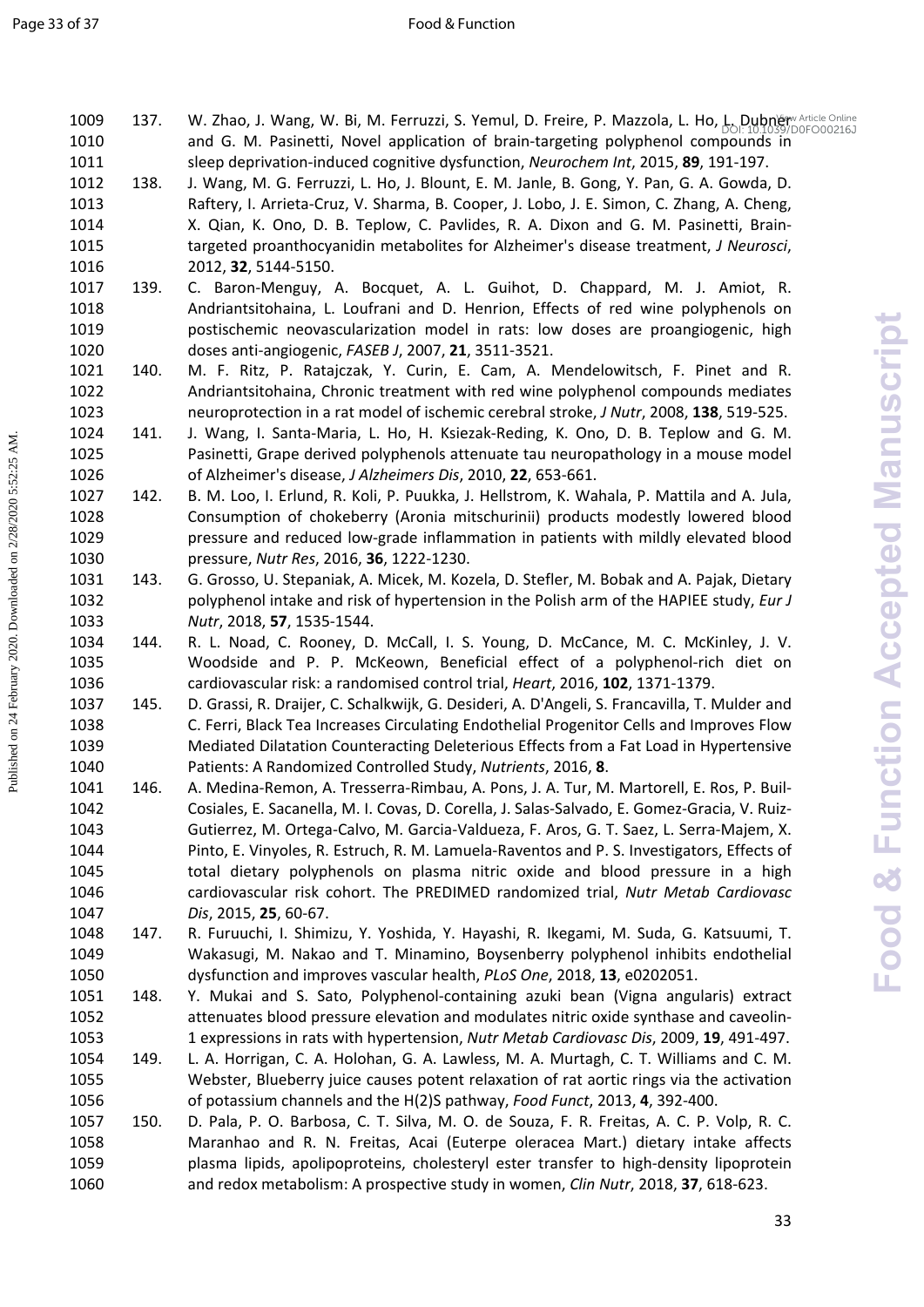137. W. Zhao, J. Wang, W. Bi, M. Ferruzzi, S. Yemul, D. Freire, P. Mazzola, L. Ho, L. Dubner and G. M. Pasinetti, Novel application of brain-targeting polyphenol compounds in sleep deprivation-induced cognitive dysfunction, *Neurochem Int*, 2015, **89**, 191-197.

138. J. Wang, M. G. Ferruzzi, L. Ho, J. Blount, E. M. Janle, B. Gong, Y. Pan, G. A. Gowda, D. Raftery, I. Arrieta-Cruz, V. Sharma, B. Cooper, J. Lobo, J. E. Simon, C. Zhang, A. Cheng, X. Qian, K. Ono, D. B. Teplow, C. Pavlides, R. A. Dixon and G. M. Pasinetti, Brain-targeted proanthocyanidin metabolites for Alzheimer's disease treatment, *J Neurosci*, 2012, **32**, 5144-5150.

139. C. Baron-Menguy, A. Bocquet, A. L. Guihot, D. Chappard, M. J. Amiot, R. Andriantsitohaina, L. Loufrani and D. Henrion, Effects of red wine polyphenols on postischemic neovascularization model in rats: low doses are proangiogenic, high doses anti-angiogenic, *FASEB J*, 2007, **21**, 3511-3521.

140. M. F. Ritz, P. Ratajczak, Y. Curin, E. Cam, A. Mendelowitsch, F. Pinet and R. Andriantsitohaina, Chronic treatment with red wine polyphenol compounds mediates neuroprotection in a rat model of ischemic cerebral stroke, *J Nutr*, 2008, **138**, 519-525.

141. J. Wang, I. Santa-Maria, L. Ho, H. Ksiezak-Reding, K. Ono, D. B. Teplow and G. M. Pasinetti, Grape derived polyphenols attenuate tau neuropathology in a mouse model of Alzheimer's disease, *J Alzheimers Dis*, 2010, **22**, 653-661.

142. B. M. Loo, I. Erlund, R. Koli, P. Puukka, J. Hellstrom, K. Wahala, P. Mattila and A. Jula, Consumption of chokeberry (Aronia mitschurinii) products modestly lowered blood pressure and reduced low-grade inflammation in patients with mildly elevated blood pressure, *Nutr Res*, 2016, **36**, 1222-1230.

143. G. Grosso, U. Stepaniak, A. Micek, M. Kozela, D. Stefler, M. Bobak and A. Pajak, Dietary polyphenol intake and risk of hypertension in the Polish arm of the HAPIEE study, *Eur J Nutr*, 2018, **57**, 1535-1544.

144. R. L. Noad, C. Rooney, D. McCall, I. S. Young, D. McCance, M. C. McKinley, J. V. Woodside and P. P. McKeown, Beneficial effect of a polyphenol-rich diet on cardiovascular risk: a randomised control trial, *Heart*, 2016, **102**, 1371-1379.

145. D. Grassi, R. Draijer, C. Schalkwijk, G. Desideri, A. D'Angeli, S. Francavilla, T. Mulder and C. Ferri, Black Tea Increases Circulating Endothelial Progenitor Cells and Improves Flow Mediated Dilatation Counteracting Deleterious Effects from a Fat Load in Hypertensive Patients: A Randomized Controlled Study, *Nutrients*, 2016, **8**.

146. A. Medina-Remon, A. Tresserra-Rimbau, A. Pons, J. A. Tur, M. Martorell, E. Ros, P. Buil-Cosiales, E. Sacanella, M. I. Covas, D. Corella, J. Salas-Salvado, E. Gomez-Gracia, V. Ruiz-Gutierrez, M. Ortega-Calvo, M. Garcia-Valdueza, F. Aros, G. T. Saez, L. Serra-Majem, X. Pinto, E. Vinyoles, R. Estruch, R. M. Lamuela-Raventos and P. S. Investigators, Effects of total dietary polyphenols on plasma nitric oxide and blood pressure in a high cardiovascular risk cohort. The PREDIMED randomized trial, *Nutr Metab Cardiovasc Dis*, 2015, **25**, 60-67.

147. R. Furuuchi, I. Shimizu, Y. Yoshida, Y. Hayashi, R. Ikegami, M. Suda, G. Katsuumi, T. Wakasugi, M. Nakao and T. Minamino, Boysenberry polyphenol inhibits endothelial dysfunction and improves vascular health, *PLoS One*, 2018, **13**, e0202051.

148. Y. Mukai and S. Sato, Polyphenol-containing azuki bean (Vigna angularis) extract attenuates blood pressure elevation and modulates nitric oxide synthase and caveolin-1 expressions in rats with hypertension, *Nutr Metab Cardiovasc Dis*, 2009, **19**, 491-497.

149. L. A. Horrigan, C. A. Holohan, G. A. Lawless, M. A. Murtagh, C. T. Williams and C. M. Webster, Blueberry juice causes potent relaxation of rat aortic rings via the activation of potassium channels and the H(2)S pathway, *Food Funct*, 2013, **4**, 392-400.

150. D. Pala, P. O. Barbosa, C. T. Silva, M. O. de Souza, F. R. Freitas, A. C. P. Volp, R. C. Maranhao and R. N. Freitas, Acai (Euterpe oleracea Mart.) dietary intake affects plasma lipids, apolipoproteins, cholesteryl ester transfer to high-density lipoprotein and redox metabolism: A prospective study in women, *Clin Nutr*, 2018, **37**, 618-623.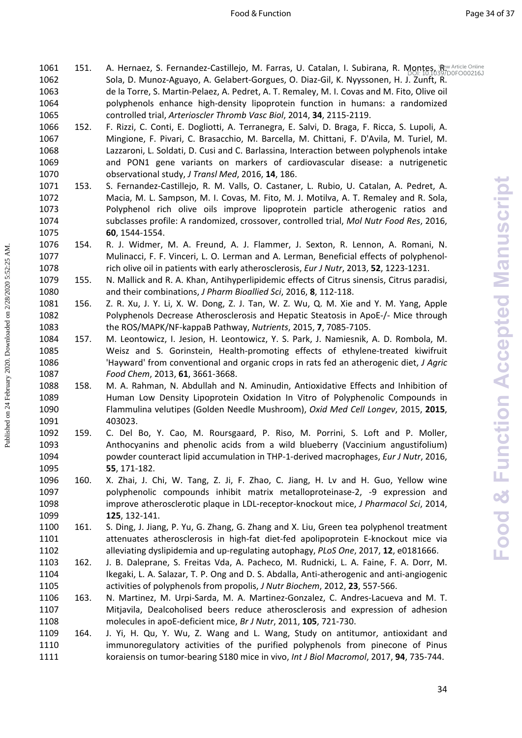151. A. Hernaez, S. Fernandez-Castillejo, M. Farras, U. Catalan, I. Subirana, R. Montes, R. Sola, D. Munoz-Aguayo, A. Gelabert-Gorgues, O. Diaz-Gil, K. Nyyssonen, H. J. Zunft, R. de la Torre, S. Martin-Pelaez, A. Pedret, A. T. Remaley, M. I. Covas and M. Fito, Olive oil polyphenols enhance high-density lipoprotein function in humans: a randomized controlled trial, *Arterioscler Thromb Vasc Biol*, 2014, **34**, 2115-2119.

152. F. Rizzi, C. Conti, E. Dogliotti, A. Terranegra, E. Salvi, D. Braga, F. Ricca, S. Lupoli, A. Mingione, F. Pivari, C. Brasacchio, M. Barcella, M. Chittani, F. D'Avila, M. Turiel, M. Lazzaroni, L. Soldati, D. Cusi and C. Barlassina, Interaction between polyphenols intake and PON1 gene variants on markers of cardiovascular disease: a nutrigenetic observational study, *J Transl Med*, 2016, **14**, 186.

153. S. Fernandez-Castillejo, R. M. Valls, O. Castaner, L. Rubio, U. Catalan, A. Pedret, A. Macia, M. L. Sampson, M. I. Covas, M. Fito, M. J. Motilva, A. T. Remaley and R. Sola, Polyphenol rich olive oils improve lipoprotein particle atherogenic ratios and subclasses profile: A randomized, crossover, controlled trial, *Mol Nutr Food Res*, 2016, **60**, 1544-1554.

154. R. J. Widmer, M. A. Freund, A. J. Flammer, J. Sexton, R. Lennon, A. Romani, N. Mulinacci, F. F. Vinceri, L. O. Lerman and A. Lerman, Beneficial effects of polyphenol-rich olive oil in patients with early atherosclerosis, *Eur J Nutr*, 2013, **52**, 1223-1231.

155. N. Mallick and R. A. Khan, Antihyperlipidemic effects of Citrus sinensis, Citrus paradisi, and their combinations, *J Pharm Bioallied Sci*, 2016, **8**, 112-118.

156. Z. R. Xu, J. Y. Li, X. W. Dong, Z. J. Tan, W. Z. Wu, Q. M. Xie and Y. M. Yang, Apple Polyphenols Decrease Atherosclerosis and Hepatic Steatosis in ApoE-/- Mice through the ROS/MAPK/NF-kappaB Pathway, *Nutrients*, 2015, **7**, 7085-7105.

157. M. Leontowicz, I. Jesion, H. Leontowicz, Y. S. Park, J. Namiesnik, A. D. Rombola, M. Weisz and S. Gorinstein, Health-promoting effects of ethylene-treated kiwifruit 'Hayward' from conventional and organic crops in rats fed an atherogenic diet, *J Agric Food Chem*, 2013, **61**, 3661-3668.

158. M. A. Rahman, N. Abdullah and N. Aminudin, Antioxidative Effects and Inhibition of Human Low Density Lipoprotein Oxidation In Vitro of Polyphenolic Compounds in Flammulina velutipes (Golden Needle Mushroom), *Oxid Med Cell Longev*, 2015, **2015**, 403023.

159. C. Del Bo, Y. Cao, M. Roursgaard, P. Riso, M. Porrini, S. Loft and P. Moller, Anthocyanins and phenolic acids from a wild blueberry (Vaccinium angustifolium) powder counteract lipid accumulation in THP-1-derived macrophages, *Eur J Nutr*, 2016, **55**, 171-182.

160. X. Zhai, J. Chi, W. Tang, Z. Ji, F. Zhao, C. Jiang, H. Lv and H. Guo, Yellow wine polyphenolic compounds inhibit matrix metalloproteinase-2, -9 expression and improve atherosclerotic plaque in LDL-receptor-knockout mice, *J Pharmacol Sci*, 2014, **125**, 132-141.

161. S. Ding, J. Jiang, P. Yu, G. Zhang, G. Zhang and X. Liu, Green tea polyphenol treatment attenuates atherosclerosis in high-fat diet-fed apolipoprotein E-knockout mice via alleviating dyslipidemia and up-regulating autophagy, *PLoS One*, 2017, **12**, e0181666.

162. J. B. Daleprane, S. Freitas Vda, A. Pacheco, M. Rudnicki, L. A. Faine, F. A. Dorr, M. Ikegaki, L. A. Salazar, T. P. Ong and D. S. Abdalla, Anti-atherogenic and anti-angiogenic activities of polyphenols from propolis, *J Nutr Biochem*, 2012, **23**, 557-566.

163. N. Martinez, M. Urpi-Sarda, M. A. Martinez-Gonzalez, C. Andres-Lacueva and M. T. Mitjavila, Dealcoholised beers reduce atherosclerosis and expression of adhesion molecules in apoE-deficient mice, *Br J Nutr*, 2011, **105**, 721-730.

164. J. Yi, H. Qu, Y. Wu, Z. Wang and L. Wang, Study on antitumor, antioxidant and immunoregulatory activities of the purified polyphenols from pinecone of Pinus koraiensis on tumor-bearing S180 mice in vivo, *Int J Biol Macromol*, 2017, **94**, 735-744.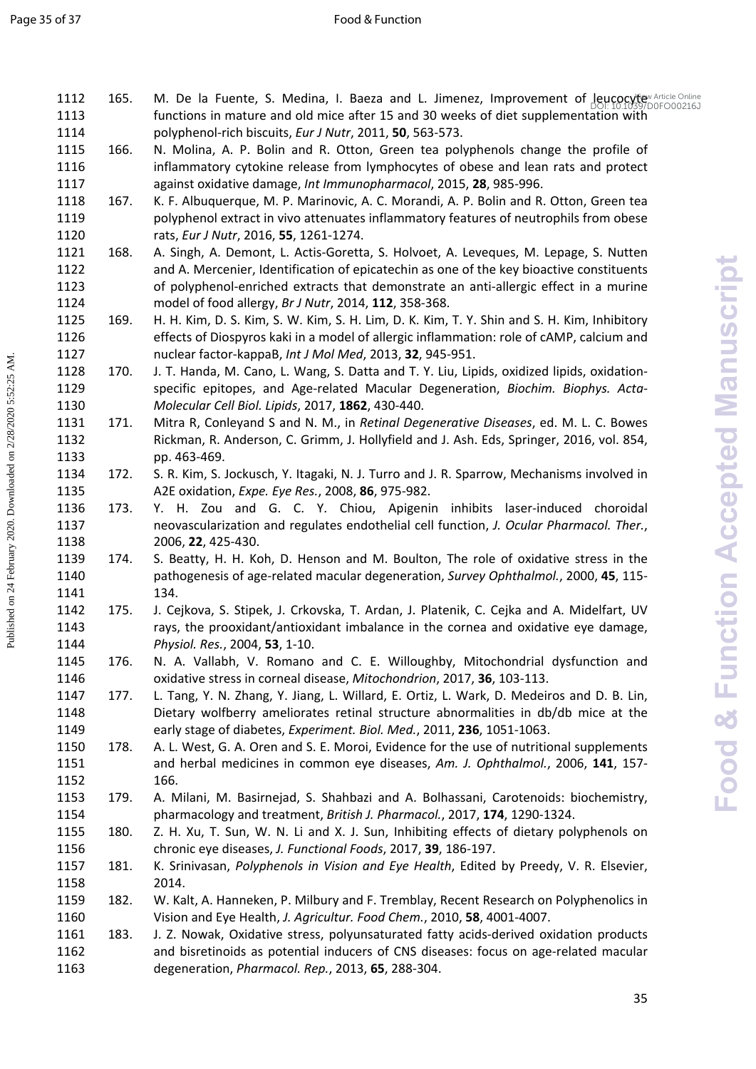165. M. De la Fuente, S. Medina, I. Baeza and L. Jimenez, Improvement of leucocyte functions in mature and old mice after 15 and 30 weeks of diet supplementation with polyphenol-rich biscuits, *Eur J Nutr*, 2011, **50**, 563-573.

166. N. Molina, A. P. Bolin and R. Otton, Green tea polyphenols change the profile of inflammatory cytokine release from lymphocytes of obese and lean rats and protect against oxidative damage, *Int Immunopharmacol*, 2015, **28**, 985-996.

167. K. F. Albuquerque, M. P. Marinovic, A. C. Morandi, A. P. Bolin and R. Otton, Green tea polyphenol extract in vivo attenuates inflammatory features of neutrophils from obese rats, *Eur J Nutr*, 2016, **55**, 1261-1274.

168. A. Singh, A. Demont, L. Actis-Goretta, S. Holvoet, A. Leveques, M. Lepage, S. Nutten and A. Mercenier, Identification of epicatechin as one of the key bioactive constituents of polyphenol-enriched extracts that demonstrate an anti-allergic effect in a murine model of food allergy, *Br J Nutr*, 2014, **112**, 358-368.

169. H. H. Kim, D. S. Kim, S. W. Kim, S. H. Lim, D. K. Kim, T. Y. Shin and S. H. Kim, Inhibitory effects of Diospyros kaki in a model of allergic inflammation: role of cAMP, calcium and nuclear factor-kappaB, *Int J Mol Med*, 2013, **32**, 945-951.

170. J. T. Handa, M. Cano, L. Wang, S. Datta and T. Y. Liu, Lipids, oxidized lipids, oxidation-specific epitopes, and Age-related Macular Degeneration, *Biochim. Biophys. Acta-Molecular Cell Biol. Lipids*, 2017, **1862**, 430-440.

171. Mitra R, Conleyand S and N. M., in *Retinal Degenerative Diseases*, ed. M. L. C. Bowes Rickman, R. Anderson, C. Grimm, J. Hollyfield and J. Ash. Eds, Springer, 2016, vol. 854, pp. 463-469.

172. S. R. Kim, S. Jockusch, Y. Itagaki, N. J. Turro and J. R. Sparrow, Mechanisms involved in A2E oxidation, *Expe. Eye Res.*, 2008, **86**, 975-982.

173. Y. H. Zou and G. C. Y. Chiou, Apigenin inhibits laser-induced choroidal neovascularization and regulates endothelial cell function, *J. Ocular Pharmacol. Ther.*, 2006, **22**, 425-430.

174. S. Beatty, H. H. Koh, D. Henson and M. Boulton, The role of oxidative stress in the pathogenesis of age-related macular degeneration, *Survey Ophthalmol.*, 2000, **45**, 115-134.

175. J. Cejkova, S. Stipek, J. Crkovska, T. Ardan, J. Platenik, C. Cejka and A. Midelfart, UV rays, the prooxidant/antioxidant imbalance in the cornea and oxidative eye damage, *Physiol. Res.*, 2004, **53**, 1-10.

176. N. A. Vallabh, V. Romano and C. E. Willoughby, Mitochondrial dysfunction and oxidative stress in corneal disease, *Mitochondrion*, 2017, **36**, 103-113.

177. L. Tang, Y. N. Zhang, Y. Jiang, L. Willard, E. Ortiz, L. Wark, D. Medeiros and D. B. Lin, Dietary wolfberry ameliorates retinal structure abnormalities in db/db mice at the early stage of diabetes, *Experiment. Biol. Med.*, 2011, **236**, 1051-1063.

178. A. L. West, G. A. Oren and S. E. Moroi, Evidence for the use of nutritional supplements and herbal medicines in common eye diseases, *Am. J. Ophthalmol.*, 2006, **141**, 157-166.

179. A. Milani, M. Basirnejad, S. Shahbazi and A. Bolhassani, Carotenoids: biochemistry, pharmacology and treatment, *British J. Pharmacol.*, 2017, **174**, 1290-1324.

180. Z. H. Xu, T. Sun, W. N. Li and X. J. Sun, Inhibiting effects of dietary polyphenols on chronic eye diseases, *J. Functional Foods*, 2017, **39**, 186-197.

181. K. Srinivasan, *Polyphenols in Vision and Eye Health*, Edited by Preedy, V. R. Elsevier, 2014.

182. W. Kalt, A. Hanneken, P. Milbury and F. Tremblay, Recent Research on Polyphenolics in Vision and Eye Health, *J. Agricultur. Food Chem.*, 2010, **58**, 4001-4007.

183. J. Z. Nowak, Oxidative stress, polyunsaturated fatty acids-derived oxidation products and bisretinoids as potential inducers of CNS diseases: focus on age-related macular degeneration, *Pharmacol. Rep.*, 2013, **65**, 288-304.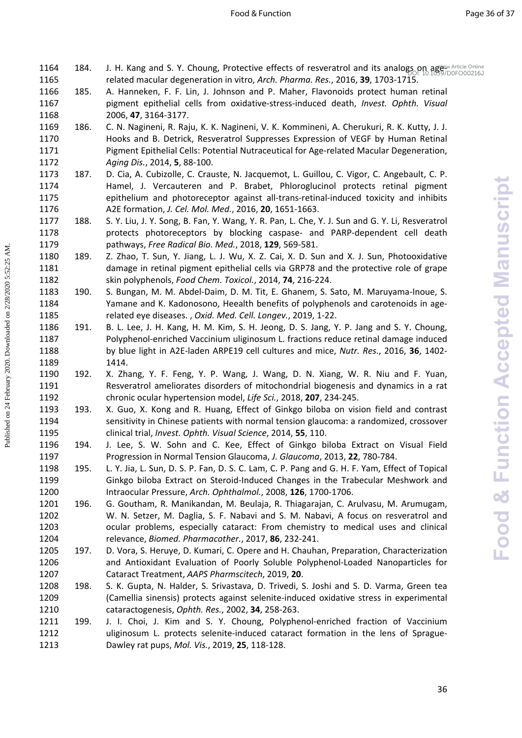184. J. H. Kang and S. Y. Choung, Protective effects of resveratrol and its analogs on age-related macular degeneration in vitro, *Arch. Pharma. Res.*, 2016, **39**, 1703-1715.

185. A. Hanneken, F. F. Lin, J. Johnson and P. Maher, Flavonoids protect human retinal pigment epithelial cells from oxidative-stress-induced death, *Invest. Ophth. Visual* 2006, **47**, 3164-3177.

186. C. N. Nagineni, R. Raju, K. K. Nagineni, V. K. Kommineni, A. Cherukuri, R. K. Kutty, J. J. Hooks and B. Detrick, Resveratrol Suppresses Expression of VEGF by Human Retinal Pigment Epithelial Cells: Potential Nutraceutical for Age-related Macular Degeneration, *Aging Dis.*, 2014, **5**, 88-100.

187. D. Cia, A. Cubizolle, C. Crauste, N. Jacquemot, L. Guillou, C. Vigor, C. Angebault, C. P. Hamel, J. Vercauteren and P. Brabet, Phloroglucinol protects retinal pigment epithelium and photoreceptor against all-trans-retinal-induced toxicity and inhibits A2E formation, *J. Cel. Mol. Med.*, 2016, **20**, 1651-1663.

188. S. Y. Liu, J. Y. Song, B. Fan, Y. Wang, Y. R. Pan, L. Che, Y. J. Sun and G. Y. Li, Resveratrol protects photoreceptors by blocking caspase- and PARP-dependent cell death pathways, *Free Radical Bio. Med.*, 2018, **129**, 569-581.

189. Z. Zhao, T. Sun, Y. Jiang, L. J. Wu, X. Z. Cai, X. D. Sun and X. J. Sun, Photooxidative damage in retinal pigment epithelial cells via GRP78 and the protective role of grape skin polyphenols, *Food Chem. Toxicol.*, 2014, **74**, 216-224.

190. S. Bungan, M. M. Abdel-Daim, D. M. Tit, E. Ghanem, S. Sato, M. Maruyama-Inoue, S. Yamane and K. Kadonosono, Heealth benefits of polyphenols and carotenoids in age-related eye diseases. , *Oxid. Med. Cell. Longev.*, 2019, 1-22.

191. B. L. Lee, J. H. Kang, H. M. Kim, S. H. Jeong, D. S. Jang, Y. P. Jang and S. Y. Choung, Polyphenol-enriched Vaccinium uliginosum L. fractions reduce retinal damage induced by blue light in A2E-laden ARPE19 cell cultures and mice, *Nutr. Res.*, 2016, **36**, 1402-1414.

192. X. Zhang, Y. F. Feng, Y. P. Wang, J. Wang, D. N. Xiang, W. R. Niu and F. Yuan, Resveratrol ameliorates disorders of mitochondrial biogenesis and dynamics in a rat chronic ocular hypertension model, *Life Sci.*, 2018, **207**, 234-245.

193. X. Guo, X. Kong and R. Huang, Effect of Ginkgo biloba on vision field and contrast sensitivity in Chinese patients with normal tension glaucoma: a randomized, crossover clinical trial, *Invest. Ophth. Visual Science*, 2014, **55**, 110.

194. J. Lee, S. W. Sohn and C. Kee, Effect of Ginkgo biloba Extract on Visual Field Progression in Normal Tension Glaucoma, *J. Glaucoma*, 2013, **22**, 780-784.

195. L. Y. Jia, L. Sun, D. S. P. Fan, D. S. C. Lam, C. P. Pang and G. H. F. Yam, Effect of Topical Ginkgo biloba Extract on Steroid-Induced Changes in the Trabecular Meshwork and Intraocular Pressure, *Arch. Ophthalmol.*, 2008, **126**, 1700-1706.

196. G. Goutham, R. Manikandan, M. Beulaja, R. Thiagarajan, C. Arulvasu, M. Arumugam, W. N. Setzer, M. Daglia, S. F. Nabavi and S. M. Nabavi, A focus on resveratrol and ocular problems, especially cataract: From chemistry to medical uses and clinical relevance, *Biomed. Pharmacother.*, 2017, **86**, 232-241.

197. D. Vora, S. Heruye, D. Kumari, C. Opere and H. Chauhan, Preparation, Characterization and Antioxidant Evaluation of Poorly Soluble Polyphenol-Loaded Nanoparticles for Cataract Treatment, *AAPS Pharmscitech*, 2019, **20**.

198. S. K. Gupta, N. Halder, S. Srivastava, D. Trivedi, S. Joshi and S. D. Varma, Green tea (Camellia sinensis) protects against selenite-induced oxidative stress in experimental cataractogenesis, *Ophth. Res.*, 2002, **34**, 258-263.

199. J. I. Choi, J. Kim and S. Y. Choung, Polyphenol-enriched fraction of Vaccinium uliginosum L. protects selenite-induced cataract formation in the lens of Sprague-Dawley rat pups, *Mol. Vis.*, 2019, **25**, 118-128.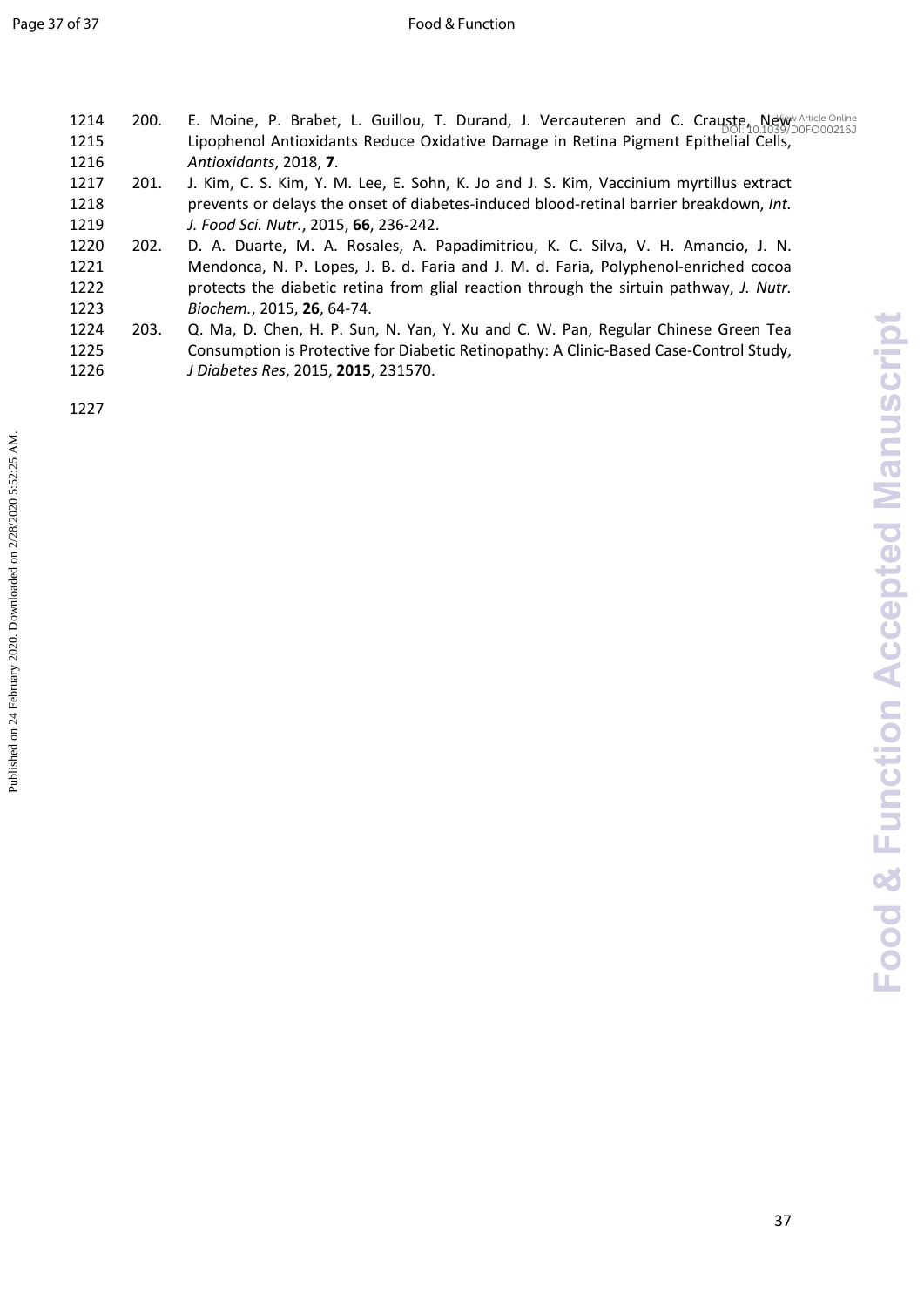200. E. Moine, P. Brabet, L. Guillou, T. Durand, J. Vercauteren and C. Crauste, New Lipophenol Antioxidants Reduce Oxidative Damage in Retina Pigment Epithelial Cells, *Antioxidants*, 2018, **7**.
201. J. Kim, C. S. Kim, Y. M. Lee, E. Sohn, K. Jo and J. S. Kim, Vaccinium myrtillus extract prevents or delays the onset of diabetes-induced blood-retinal barrier breakdown, *Int. J. Food Sci. Nutr.*, 2015, **66**, 236-242.
202. D. A. Duarte, M. A. Rosales, A. Papadimitriou, K. C. Silva, V. H. Amancio, J. N. Mendonca, N. P. Lopes, J. B. d. Faria and J. M. d. Faria, Polyphenol-enriched cocoa protects the diabetic retina from glial reaction through the sirtuin pathway, *J. Nutr. Biochem.*, 2015, **26**, 64-74.
203. Q. Ma, D. Chen, H. P. Sun, N. Yan, Y. Xu and C. W. Pan, Regular Chinese Green Tea Consumption is Protective for Diabetic Retinopathy: A Clinic-Based Case-Control Study, *J Diabetes Res*, 2015, **2015**, 231570.